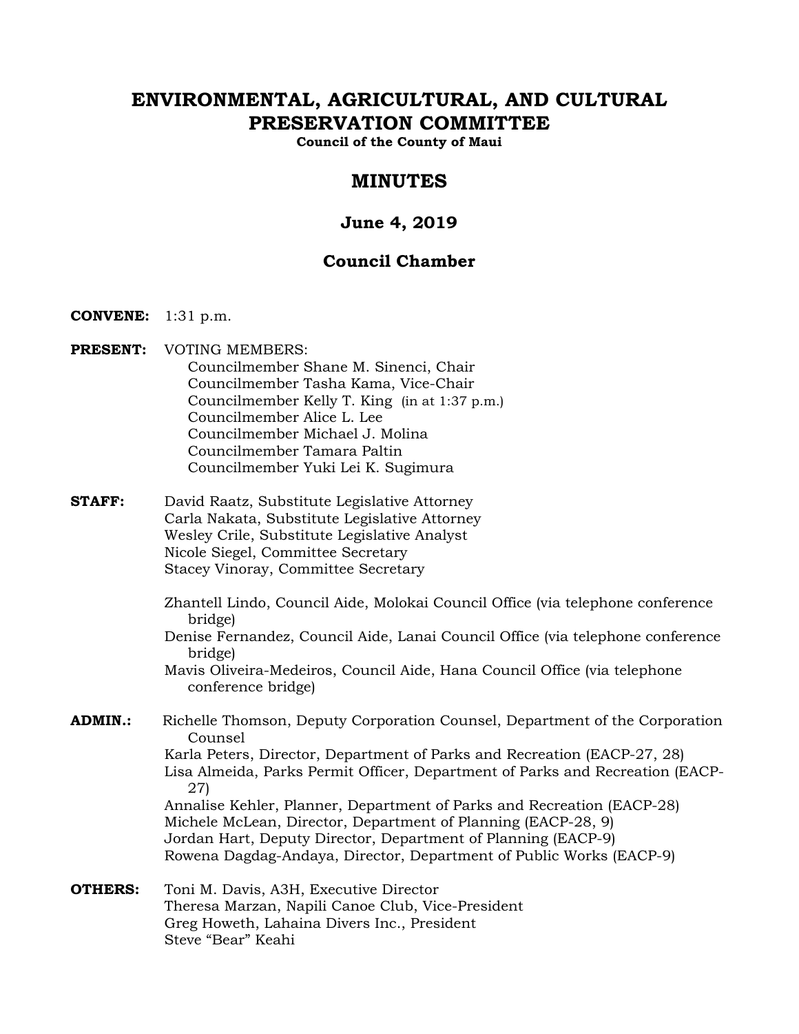# ENVIRONMENTAL, AGRICULTURAL, AND CULTURAL PRESERVATION COMMITTEE

**Council of the County of Maui**

## MINUTES

### June 4, 2019

### Council Chamber

**CONVENE:** 1:31 p.m.

**PRESENT:** VOTING MEMBERS:
Councilmember Shane M. Sinenci, Chair
Councilmember Tasha Kama, Vice-Chair
Councilmember Kelly T. King (in at 1:37 p.m.)
Councilmember Alice L. Lee
Councilmember Michael J. Molina
Councilmember Tamara Paltin
Councilmember Yuki Lei K. Sugimura

**STAFF:** David Raatz, Substitute Legislative Attorney
Carla Nakata, Substitute Legislative Attorney
Wesley Crile, Substitute Legislative Analyst
Nicole Siegel, Committee Secretary
Stacey Vinoray, Committee Secretary

Zhantell Lindo, Council Aide, Molokai Council Office (via telephone conference bridge)
Denise Fernandez, Council Aide, Lanai Council Office (via telephone conference bridge)
Mavis Oliveira-Medeiros, Council Aide, Hana Council Office (via telephone conference bridge)

**ADMIN.:** Richelle Thomson, Deputy Corporation Counsel, Department of the Corporation Counsel
Karla Peters, Director, Department of Parks and Recreation (EACP-27, 28)
Lisa Almeida, Parks Permit Officer, Department of Parks and Recreation (EACP-27)
Annalise Kehler, Planner, Department of Parks and Recreation (EACP-28)
Michele McLean, Director, Department of Planning (EACP-28, 9)
Jordan Hart, Deputy Director, Department of Planning (EACP-9)
Rowena Dagdag-Andaya, Director, Department of Public Works (EACP-9)

**OTHERS:** Toni M. Davis, A3H, Executive Director
Theresa Marzan, Napili Canoe Club, Vice-President
Greg Howeth, Lahaina Divers Inc., President
Steve "Bear" Keahi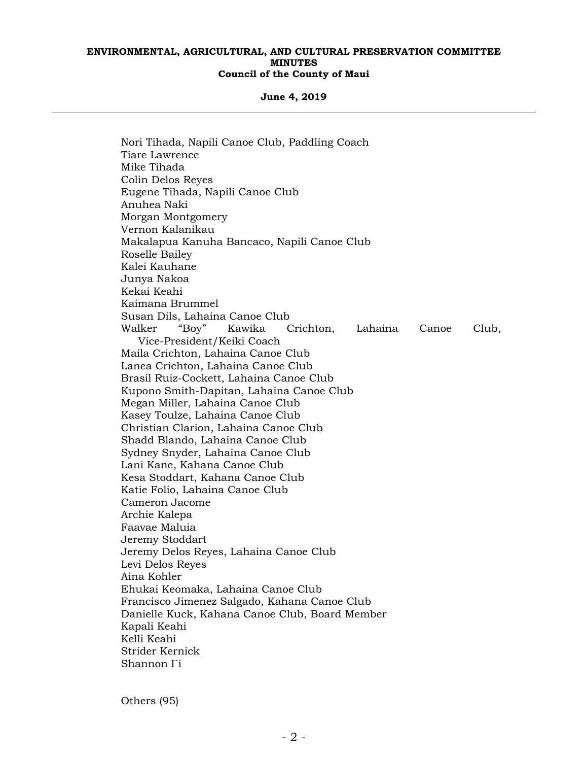Nori Tihada, Napili Canoe Club, Paddling Coach
Tiare Lawrence
Mike Tihada
Colin Delos Reyes
Eugene Tihada, Napili Canoe Club
Anuhea Naki
Morgan Montgomery
Vernon Kalanikau
Makalapua Kanuha Bancaco, Napili Canoe Club
Roselle Bailey
Kalei Kauhane
Junya Nakoa
Kekai Keahi
Kaimana Brummel
Susan Dils, Lahaina Canoe Club
Walker "Boy" Kawika Crichton, Lahaina Canoe Club, Vice-President/Keiki Coach
Maila Crichton, Lahaina Canoe Club
Lanea Crichton, Lahaina Canoe Club
Brasil Ruiz-Cockett, Lahaina Canoe Club
Kupono Smith-Dapitan, Lahaina Canoe Club
Megan Miller, Lahaina Canoe Club
Kasey Toulze, Lahaina Canoe Club
Christian Clarion, Lahaina Canoe Club
Shadd Blando, Lahaina Canoe Club
Sydney Snyder, Lahaina Canoe Club
Lani Kane, Kahana Canoe Club
Kesa Stoddart, Kahana Canoe Club
Katie Folio, Lahaina Canoe Club
Cameron Jacome
Archie Kalepa
Faavae Maluia
Jeremy Stoddart
Jeremy Delos Reyes, Lahaina Canoe Club
Levi Delos Reyes
Aina Kohler
Ehukai Keomaka, Lahaina Canoe Club
Francisco Jimenez Salgado, Kahana Canoe Club
Danielle Kuck, Kahana Canoe Club, Board Member
Kapali Keahi
Kelli Keahi
Strider Kernick
Shannon I`i

Others (95)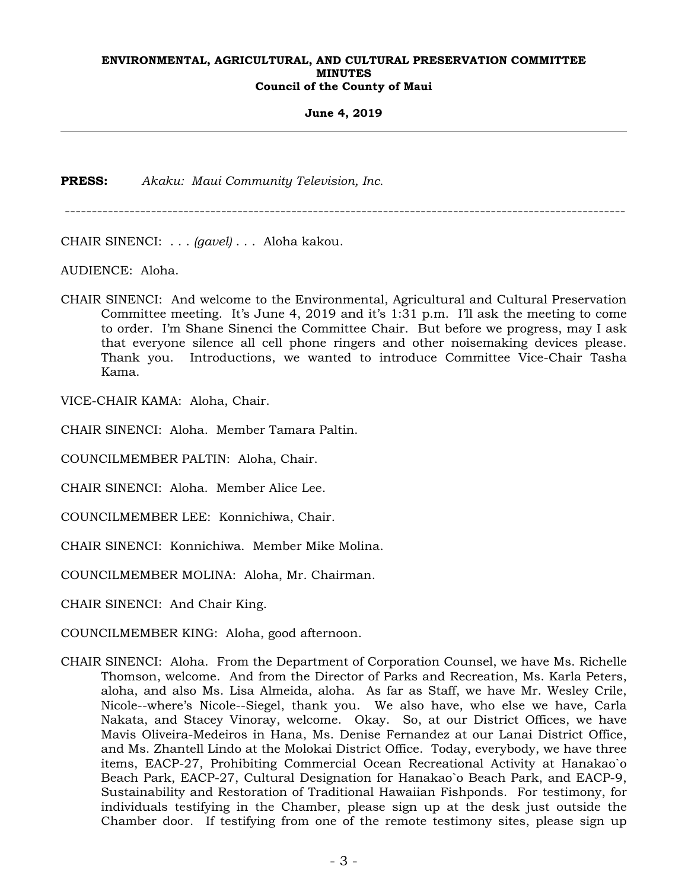**PRESS:** *Akaku: Maui Community Television, Inc.*

---

CHAIR SINENCI: . . . *(gavel)* . . . Aloha kakou.

AUDIENCE: Aloha.

CHAIR SINENCI: And welcome to the Environmental, Agricultural and Cultural Preservation Committee meeting. It's June 4, 2019 and it's 1:31 p.m. I'll ask the meeting to come to order. I'm Shane Sinenci the Committee Chair. But before we progress, may I ask that everyone silence all cell phone ringers and other noisemaking devices please. Thank you. Introductions, we wanted to introduce Committee Vice-Chair Tasha Kama.

VICE-CHAIR KAMA: Aloha, Chair.

CHAIR SINENCI: Aloha. Member Tamara Paltin.

COUNCILMEMBER PALTIN: Aloha, Chair.

CHAIR SINENCI: Aloha. Member Alice Lee.

COUNCILMEMBER LEE: Konnichiwa, Chair.

CHAIR SINENCI: Konnichiwa. Member Mike Molina.

COUNCILMEMBER MOLINA: Aloha, Mr. Chairman.

CHAIR SINENCI: And Chair King.

COUNCILMEMBER KING: Aloha, good afternoon.

CHAIR SINENCI: Aloha. From the Department of Corporation Counsel, we have Ms. Richelle Thomson, welcome. And from the Director of Parks and Recreation, Ms. Karla Peters, aloha, and also Ms. Lisa Almeida, aloha. As far as Staff, we have Mr. Wesley Crile, Nicole--where's Nicole--Siegel, thank you. We also have, who else we have, Carla Nakata, and Stacey Vinoray, welcome. Okay. So, at our District Offices, we have Mavis Oliveira-Medeiros in Hana, Ms. Denise Fernandez at our Lanai District Office, and Ms. Zhantell Lindo at the Molokai District Office. Today, everybody, we have three items, EACP-27, Prohibiting Commercial Ocean Recreational Activity at Hanakao`o Beach Park, EACP-27, Cultural Designation for Hanakao`o Beach Park, and EACP-9, Sustainability and Restoration of Traditional Hawaiian Fishponds. For testimony, for individuals testifying in the Chamber, please sign up at the desk just outside the Chamber door. If testifying from one of the remote testimony sites, please sign up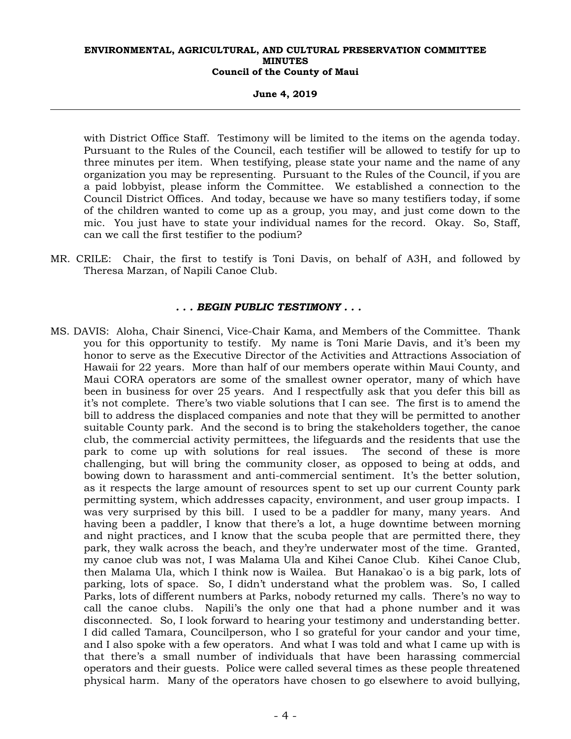with District Office Staff. Testimony will be limited to the items on the agenda today. Pursuant to the Rules of the Council, each testifier will be allowed to testify for up to three minutes per item. When testifying, please state your name and the name of any organization you may be representing. Pursuant to the Rules of the Council, if you are a paid lobbyist, please inform the Committee. We established a connection to the Council District Offices. And today, because we have so many testifiers today, if some of the children wanted to come up as a group, you may, and just come down to the mic. You just have to state your individual names for the record. Okay. So, Staff, can we call the first testifier to the podium?

MR. CRILE: Chair, the first to testify is Toni Davis, on behalf of A3H, and followed by Theresa Marzan, of Napili Canoe Club.

***. . . BEGIN PUBLIC TESTIMONY . . .***

MS. DAVIS: Aloha, Chair Sinenci, Vice-Chair Kama, and Members of the Committee. Thank you for this opportunity to testify. My name is Toni Marie Davis, and it's been my honor to serve as the Executive Director of the Activities and Attractions Association of Hawaii for 22 years. More than half of our members operate within Maui County, and Maui CORA operators are some of the smallest owner operator, many of which have been in business for over 25 years. And I respectfully ask that you defer this bill as it's not complete. There's two viable solutions that I can see. The first is to amend the bill to address the displaced companies and note that they will be permitted to another suitable County park. And the second is to bring the stakeholders together, the canoe club, the commercial activity permittees, the lifeguards and the residents that use the park to come up with solutions for real issues. The second of these is more challenging, but will bring the community closer, as opposed to being at odds, and bowing down to harassment and anti-commercial sentiment. It's the better solution, as it respects the large amount of resources spent to set up our current County park permitting system, which addresses capacity, environment, and user group impacts. I was very surprised by this bill. I used to be a paddler for many, many years. And having been a paddler, I know that there's a lot, a huge downtime between morning and night practices, and I know that the scuba people that are permitted there, they park, they walk across the beach, and they're underwater most of the time. Granted, my canoe club was not, I was Malama Ula and Kihei Canoe Club. Kihei Canoe Club, then Malama Ula, which I think now is Wailea. But Hanakao`o is a big park, lots of parking, lots of space. So, I didn't understand what the problem was. So, I called Parks, lots of different numbers at Parks, nobody returned my calls. There's no way to call the canoe clubs. Napili's the only one that had a phone number and it was disconnected. So, I look forward to hearing your testimony and understanding better. I did called Tamara, Councilperson, who I so grateful for your candor and your time, and I also spoke with a few operators. And what I was told and what I came up with is that there's a small number of individuals that have been harassing commercial operators and their guests. Police were called several times as these people threatened physical harm. Many of the operators have chosen to go elsewhere to avoid bullying,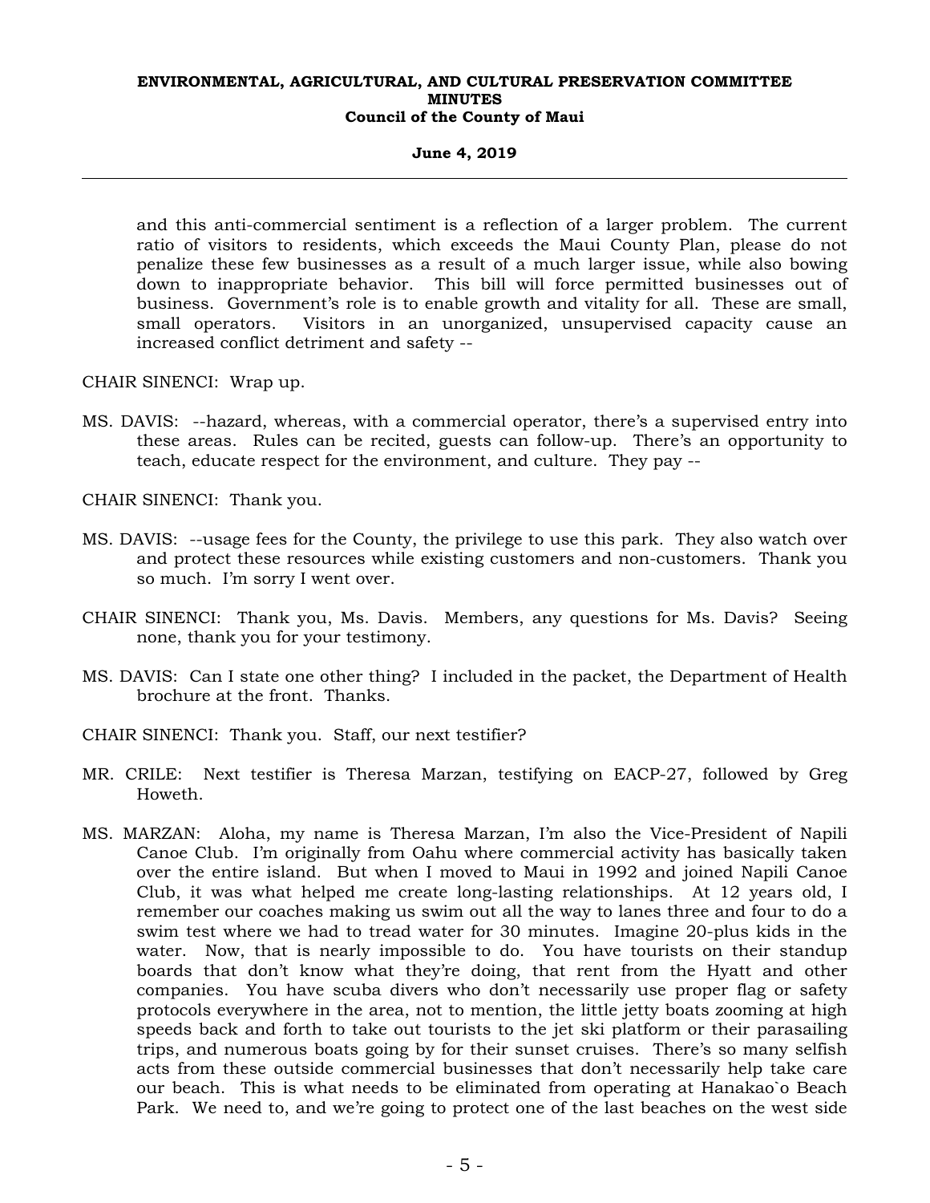and this anti-commercial sentiment is a reflection of a larger problem. The current ratio of visitors to residents, which exceeds the Maui County Plan, please do not penalize these few businesses as a result of a much larger issue, while also bowing down to inappropriate behavior. This bill will force permitted businesses out of business. Government's role is to enable growth and vitality for all. These are small, small operators. Visitors in an unorganized, unsupervised capacity cause an increased conflict detriment and safety --

CHAIR SINENCI: Wrap up.

MS. DAVIS: --hazard, whereas, with a commercial operator, there's a supervised entry into these areas. Rules can be recited, guests can follow-up. There's an opportunity to teach, educate respect for the environment, and culture. They pay --

CHAIR SINENCI: Thank you.

MS. DAVIS: --usage fees for the County, the privilege to use this park. They also watch over and protect these resources while existing customers and non-customers. Thank you so much. I'm sorry I went over.

CHAIR SINENCI: Thank you, Ms. Davis. Members, any questions for Ms. Davis? Seeing none, thank you for your testimony.

MS. DAVIS: Can I state one other thing? I included in the packet, the Department of Health brochure at the front. Thanks.

CHAIR SINENCI: Thank you. Staff, our next testifier?

MR. CRILE: Next testifier is Theresa Marzan, testifying on EACP-27, followed by Greg Howeth.

MS. MARZAN: Aloha, my name is Theresa Marzan, I'm also the Vice-President of Napili Canoe Club. I'm originally from Oahu where commercial activity has basically taken over the entire island. But when I moved to Maui in 1992 and joined Napili Canoe Club, it was what helped me create long-lasting relationships. At 12 years old, I remember our coaches making us swim out all the way to lanes three and four to do a swim test where we had to tread water for 30 minutes. Imagine 20-plus kids in the water. Now, that is nearly impossible to do. You have tourists on their standup boards that don't know what they're doing, that rent from the Hyatt and other companies. You have scuba divers who don't necessarily use proper flag or safety protocols everywhere in the area, not to mention, the little jetty boats zooming at high speeds back and forth to take out tourists to the jet ski platform or their parasailing trips, and numerous boats going by for their sunset cruises. There's so many selfish acts from these outside commercial businesses that don't necessarily help take care our beach. This is what needs to be eliminated from operating at Hanakao`o Beach Park. We need to, and we're going to protect one of the last beaches on the west side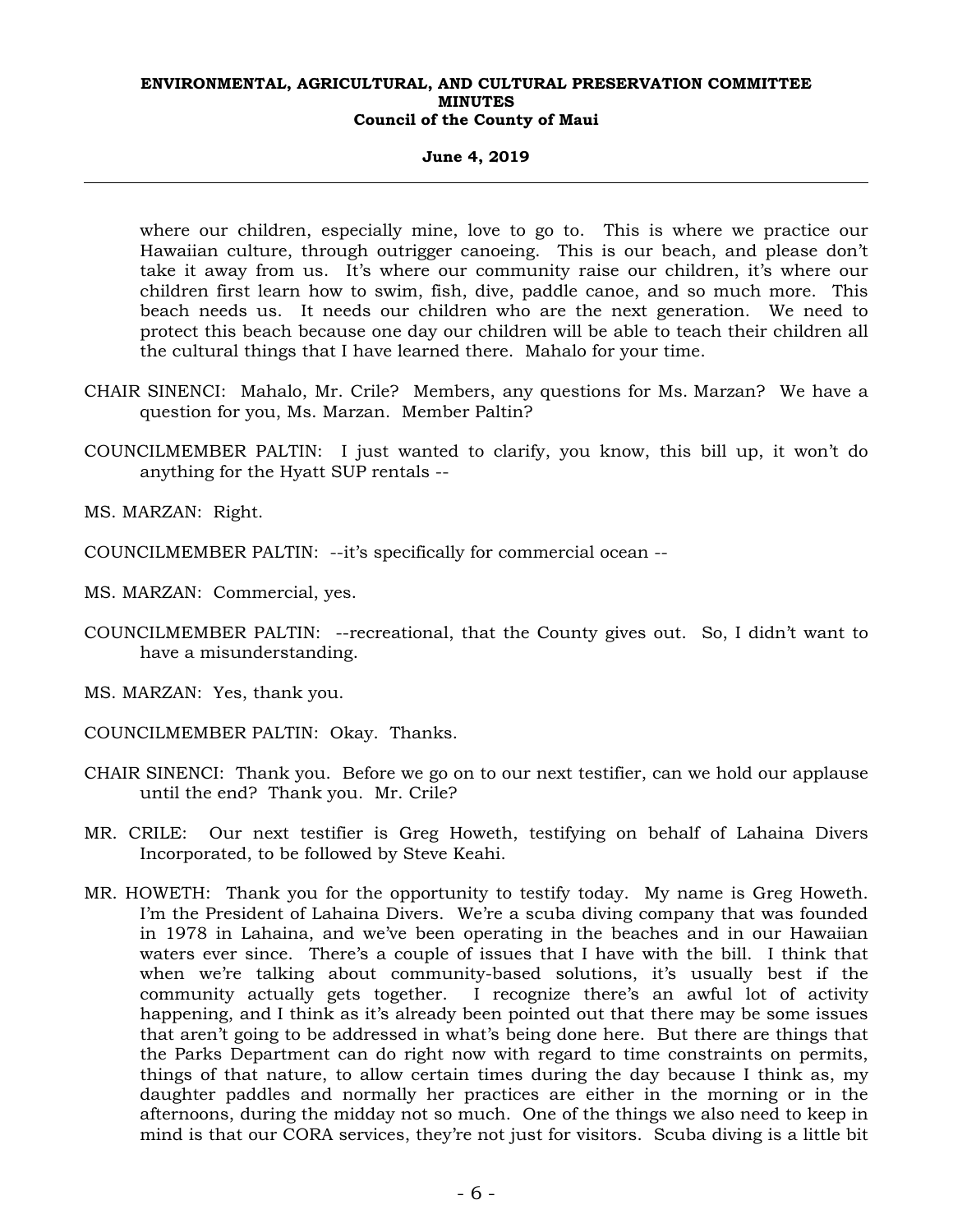where our children, especially mine, love to go to. This is where we practice our Hawaiian culture, through outrigger canoeing. This is our beach, and please don't take it away from us. It's where our community raise our children, it's where our children first learn how to swim, fish, dive, paddle canoe, and so much more. This beach needs us. It needs our children who are the next generation. We need to protect this beach because one day our children will be able to teach their children all the cultural things that I have learned there. Mahalo for your time.

CHAIR SINENCI: Mahalo, Mr. Crile? Members, any questions for Ms. Marzan? We have a question for you, Ms. Marzan. Member Paltin?

COUNCILMEMBER PALTIN: I just wanted to clarify, you know, this bill up, it won't do anything for the Hyatt SUP rentals --

MS. MARZAN: Right.

COUNCILMEMBER PALTIN: --it's specifically for commercial ocean --

MS. MARZAN: Commercial, yes.

COUNCILMEMBER PALTIN: --recreational, that the County gives out. So, I didn't want to have a misunderstanding.

MS. MARZAN: Yes, thank you.

COUNCILMEMBER PALTIN: Okay. Thanks.

CHAIR SINENCI: Thank you. Before we go on to our next testifier, can we hold our applause until the end? Thank you. Mr. Crile?

MR. CRILE: Our next testifier is Greg Howeth, testifying on behalf of Lahaina Divers Incorporated, to be followed by Steve Keahi.

MR. HOWETH: Thank you for the opportunity to testify today. My name is Greg Howeth. I'm the President of Lahaina Divers. We're a scuba diving company that was founded in 1978 in Lahaina, and we've been operating in the beaches and in our Hawaiian waters ever since. There's a couple of issues that I have with the bill. I think that when we're talking about community-based solutions, it's usually best if the community actually gets together. I recognize there's an awful lot of activity happening, and I think as it's already been pointed out that there may be some issues that aren't going to be addressed in what's being done here. But there are things that the Parks Department can do right now with regard to time constraints on permits, things of that nature, to allow certain times during the day because I think as, my daughter paddles and normally her practices are either in the morning or in the afternoons, during the midday not so much. One of the things we also need to keep in mind is that our CORA services, they're not just for visitors. Scuba diving is a little bit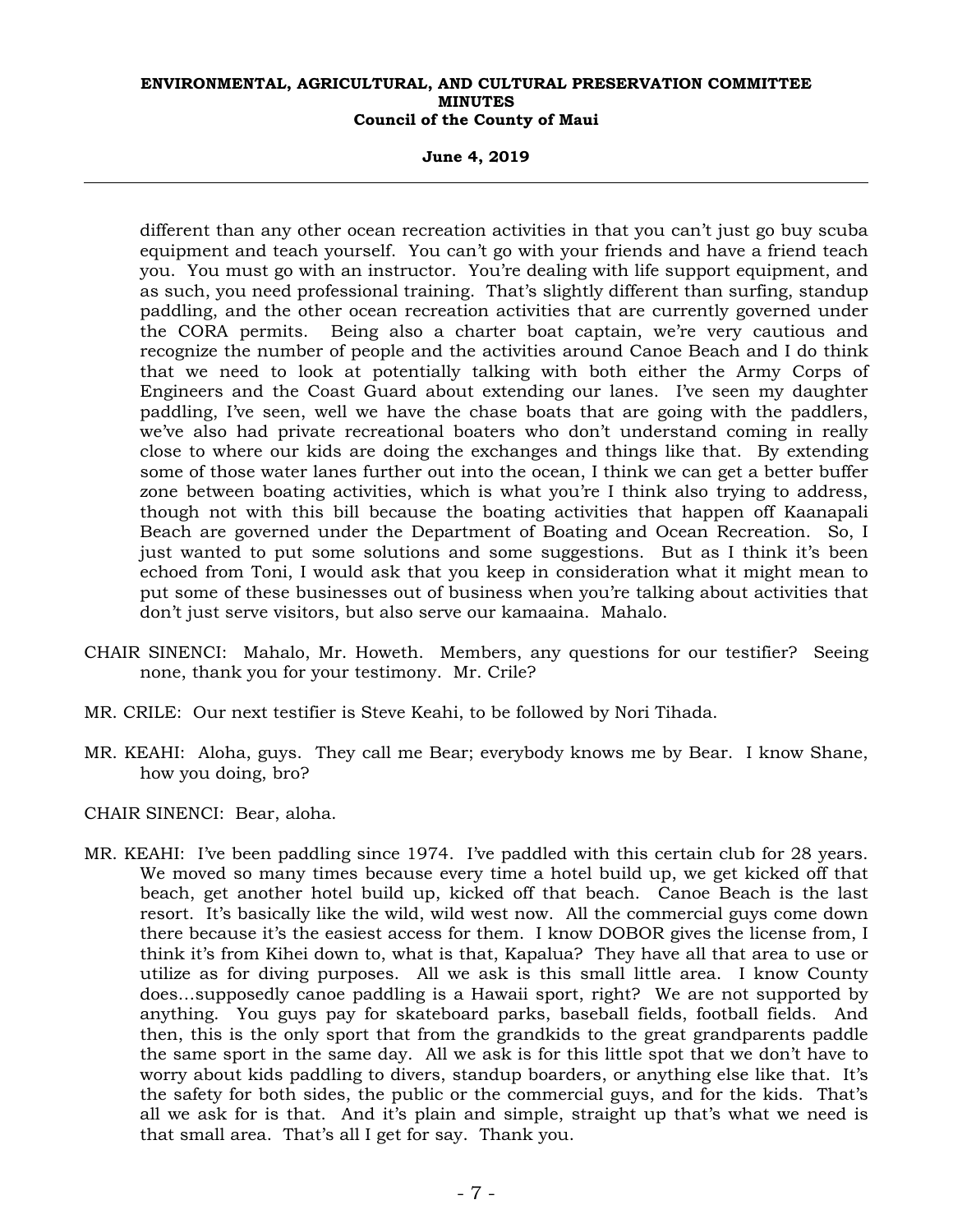different than any other ocean recreation activities in that you can't just go buy scuba equipment and teach yourself. You can't go with your friends and have a friend teach you. You must go with an instructor. You're dealing with life support equipment, and as such, you need professional training. That's slightly different than surfing, standup paddling, and the other ocean recreation activities that are currently governed under the CORA permits. Being also a charter boat captain, we're very cautious and recognize the number of people and the activities around Canoe Beach and I do think that we need to look at potentially talking with both either the Army Corps of Engineers and the Coast Guard about extending our lanes. I've seen my daughter paddling, I've seen, well we have the chase boats that are going with the paddlers, we've also had private recreational boaters who don't understand coming in really close to where our kids are doing the exchanges and things like that. By extending some of those water lanes further out into the ocean, I think we can get a better buffer zone between boating activities, which is what you're I think also trying to address, though not with this bill because the boating activities that happen off Kaanapali Beach are governed under the Department of Boating and Ocean Recreation. So, I just wanted to put some solutions and some suggestions. But as I think it's been echoed from Toni, I would ask that you keep in consideration what it might mean to put some of these businesses out of business when you're talking about activities that don't just serve visitors, but also serve our kamaaina. Mahalo.

CHAIR SINENCI: Mahalo, Mr. Howeth. Members, any questions for our testifier? Seeing none, thank you for your testimony. Mr. Crile?

MR. CRILE: Our next testifier is Steve Keahi, to be followed by Nori Tihada.

MR. KEAHI: Aloha, guys. They call me Bear; everybody knows me by Bear. I know Shane, how you doing, bro?

CHAIR SINENCI: Bear, aloha.

MR. KEAHI: I've been paddling since 1974. I've paddled with this certain club for 28 years. We moved so many times because every time a hotel build up, we get kicked off that beach, get another hotel build up, kicked off that beach. Canoe Beach is the last resort. It's basically like the wild, wild west now. All the commercial guys come down there because it's the easiest access for them. I know DOBOR gives the license from, I think it's from Kihei down to, what is that, Kapalua? They have all that area to use or utilize as for diving purposes. All we ask is this small little area. I know County does…supposedly canoe paddling is a Hawaii sport, right? We are not supported by anything. You guys pay for skateboard parks, baseball fields, football fields. And then, this is the only sport that from the grandkids to the great grandparents paddle the same sport in the same day. All we ask is for this little spot that we don't have to worry about kids paddling to divers, standup boarders, or anything else like that. It's the safety for both sides, the public or the commercial guys, and for the kids. That's all we ask for is that. And it's plain and simple, straight up that's what we need is that small area. That's all I get for say. Thank you.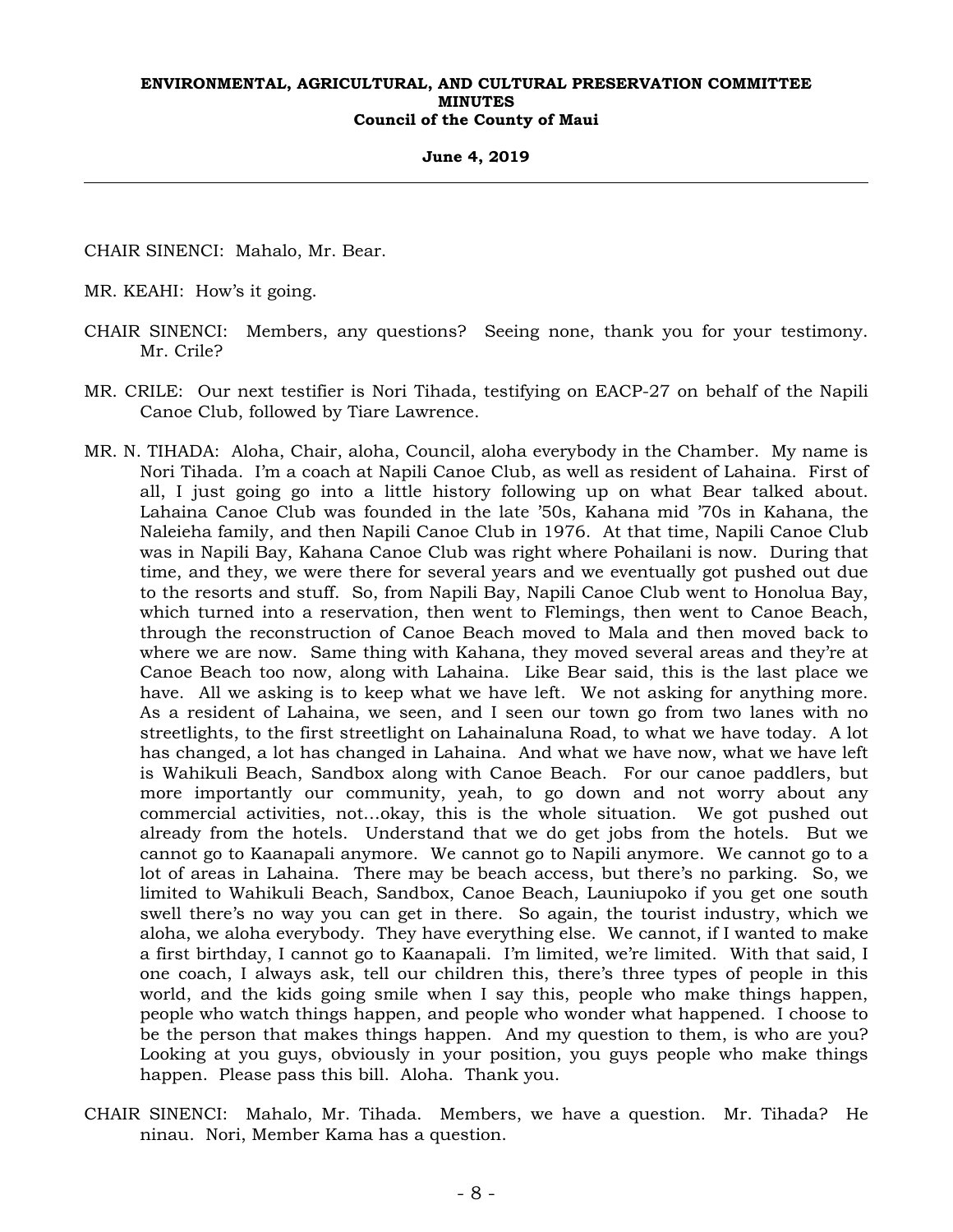CHAIR SINENCI: Mahalo, Mr. Bear.

MR. KEAHI: How's it going.

CHAIR SINENCI: Members, any questions? Seeing none, thank you for your testimony. Mr. Crile?

MR. CRILE: Our next testifier is Nori Tihada, testifying on EACP-27 on behalf of the Napili Canoe Club, followed by Tiare Lawrence.

MR. N. TIHADA: Aloha, Chair, aloha, Council, aloha everybody in the Chamber. My name is Nori Tihada. I'm a coach at Napili Canoe Club, as well as resident of Lahaina. First of all, I just going go into a little history following up on what Bear talked about. Lahaina Canoe Club was founded in the late '50s, Kahana mid '70s in Kahana, the Naleieha family, and then Napili Canoe Club in 1976. At that time, Napili Canoe Club was in Napili Bay, Kahana Canoe Club was right where Pohailani is now. During that time, and they, we were there for several years and we eventually got pushed out due to the resorts and stuff. So, from Napili Bay, Napili Canoe Club went to Honolua Bay, which turned into a reservation, then went to Flemings, then went to Canoe Beach, through the reconstruction of Canoe Beach moved to Mala and then moved back to where we are now. Same thing with Kahana, they moved several areas and they're at Canoe Beach too now, along with Lahaina. Like Bear said, this is the last place we have. All we asking is to keep what we have left. We not asking for anything more. As a resident of Lahaina, we seen, and I seen our town go from two lanes with no streetlights, to the first streetlight on Lahainaluna Road, to what we have today. A lot has changed, a lot has changed in Lahaina. And what we have now, what we have left is Wahikuli Beach, Sandbox along with Canoe Beach. For our canoe paddlers, but more importantly our community, yeah, to go down and not worry about any commercial activities, not...okay, this is the whole situation. We got pushed out already from the hotels. Understand that we do get jobs from the hotels. But we cannot go to Kaanapali anymore. We cannot go to Napili anymore. We cannot go to a lot of areas in Lahaina. There may be beach access, but there's no parking. So, we limited to Wahikuli Beach, Sandbox, Canoe Beach, Launiupoko if you get one south swell there's no way you can get in there. So again, the tourist industry, which we aloha, we aloha everybody. They have everything else. We cannot, if I wanted to make a first birthday, I cannot go to Kaanapali. I'm limited, we're limited. With that said, I one coach, I always ask, tell our children this, there's three types of people in this world, and the kids going smile when I say this, people who make things happen, people who watch things happen, and people who wonder what happened. I choose to be the person that makes things happen. And my question to them, is who are you? Looking at you guys, obviously in your position, you guys people who make things happen. Please pass this bill. Aloha. Thank you.

CHAIR SINENCI: Mahalo, Mr. Tihada. Members, we have a question. Mr. Tihada? He ninau. Nori, Member Kama has a question.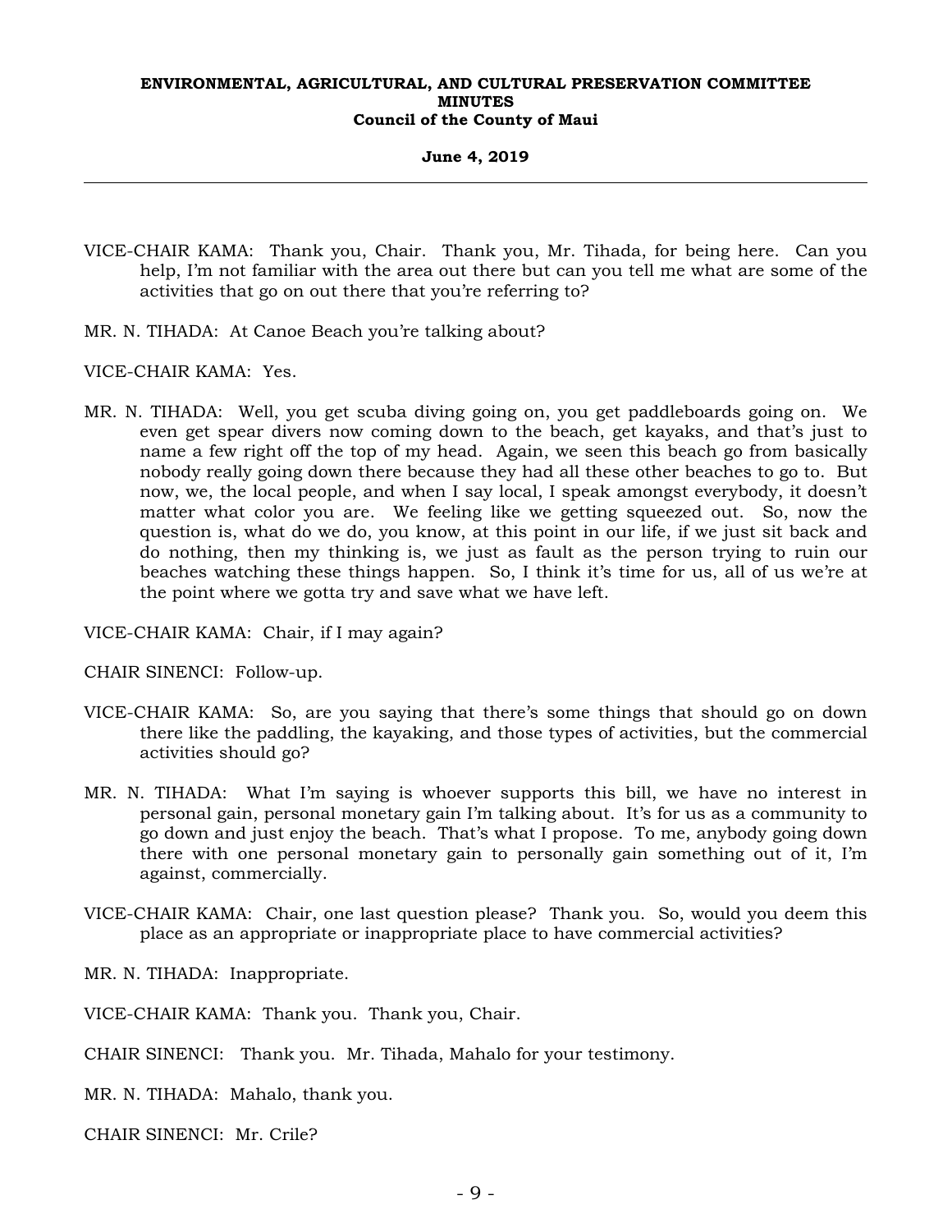VICE-CHAIR KAMA: Thank you, Chair. Thank you, Mr. Tihada, for being here. Can you help, I'm not familiar with the area out there but can you tell me what are some of the activities that go on out there that you're referring to?

MR. N. TIHADA: At Canoe Beach you're talking about?

VICE-CHAIR KAMA: Yes.

MR. N. TIHADA: Well, you get scuba diving going on, you get paddleboards going on. We even get spear divers now coming down to the beach, get kayaks, and that's just to name a few right off the top of my head. Again, we seen this beach go from basically nobody really going down there because they had all these other beaches to go to. But now, we, the local people, and when I say local, I speak amongst everybody, it doesn't matter what color you are. We feeling like we getting squeezed out. So, now the question is, what do we do, you know, at this point in our life, if we just sit back and do nothing, then my thinking is, we just as fault as the person trying to ruin our beaches watching these things happen. So, I think it's time for us, all of us we're at the point where we gotta try and save what we have left.

VICE-CHAIR KAMA: Chair, if I may again?

CHAIR SINENCI: Follow-up.

VICE-CHAIR KAMA: So, are you saying that there's some things that should go on down there like the paddling, the kayaking, and those types of activities, but the commercial activities should go?

MR. N. TIHADA: What I'm saying is whoever supports this bill, we have no interest in personal gain, personal monetary gain I'm talking about. It's for us as a community to go down and just enjoy the beach. That's what I propose. To me, anybody going down there with one personal monetary gain to personally gain something out of it, I'm against, commercially.

VICE-CHAIR KAMA: Chair, one last question please? Thank you. So, would you deem this place as an appropriate or inappropriate place to have commercial activities?

MR. N. TIHADA: Inappropriate.

VICE-CHAIR KAMA: Thank you. Thank you, Chair.

CHAIR SINENCI: Thank you. Mr. Tihada, Mahalo for your testimony.

MR. N. TIHADA: Mahalo, thank you.

CHAIR SINENCI: Mr. Crile?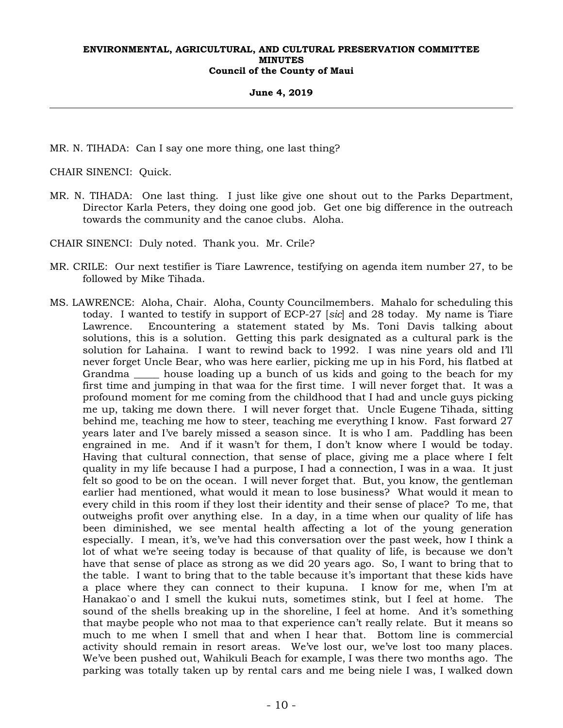MR. N. TIHADA: Can I say one more thing, one last thing?

CHAIR SINENCI: Quick.

MR. N. TIHADA: One last thing. I just like give one shout out to the Parks Department, Director Karla Peters, they doing one good job. Get one big difference in the outreach towards the community and the canoe clubs. Aloha.

CHAIR SINENCI: Duly noted. Thank you. Mr. Crile?

MR. CRILE: Our next testifier is Tiare Lawrence, testifying on agenda item number 27, to be followed by Mike Tihada.

MS. LAWRENCE: Aloha, Chair. Aloha, County Councilmembers. Mahalo for scheduling this today. I wanted to testify in support of ECP-27 [*sic*] and 28 today. My name is Tiare Lawrence. Encountering a statement stated by Ms. Toni Davis talking about solutions, this is a solution. Getting this park designated as a cultural park is the solution for Lahaina. I want to rewind back to 1992. I was nine years old and I'll never forget Uncle Bear, who was here earlier, picking me up in his Ford, his flatbed at Grandma _____ house loading up a bunch of us kids and going to the beach for my first time and jumping in that waa for the first time. I will never forget that. It was a profound moment for me coming from the childhood that I had and uncle guys picking me up, taking me down there. I will never forget that. Uncle Eugene Tihada, sitting behind me, teaching me how to steer, teaching me everything I know. Fast forward 27 years later and I've barely missed a season since. It is who I am. Paddling has been engrained in me. And if it wasn't for them, I don't know where I would be today. Having that cultural connection, that sense of place, giving me a place where I felt quality in my life because I had a purpose, I had a connection, I was in a waa. It just felt so good to be on the ocean. I will never forget that. But, you know, the gentleman earlier had mentioned, what would it mean to lose business? What would it mean to every child in this room if they lost their identity and their sense of place? To me, that outweighs profit over anything else. In a day, in a time when our quality of life has been diminished, we see mental health affecting a lot of the young generation especially. I mean, it's, we've had this conversation over the past week, how I think a lot of what we're seeing today is because of that quality of life, is because we don't have that sense of place as strong as we did 20 years ago. So, I want to bring that to the table. I want to bring that to the table because it's important that these kids have a place where they can connect to their kupuna. I know for me, when I'm at Hanakao`o and I smell the kukui nuts, sometimes stink, but I feel at home. The sound of the shells breaking up in the shoreline, I feel at home. And it's something that maybe people who not maa to that experience can't really relate. But it means so much to me when I smell that and when I hear that. Bottom line is commercial activity should remain in resort areas. We've lost our, we've lost too many places. We've been pushed out, Wahikuli Beach for example, I was there two months ago. The parking was totally taken up by rental cars and me being niele I was, I walked down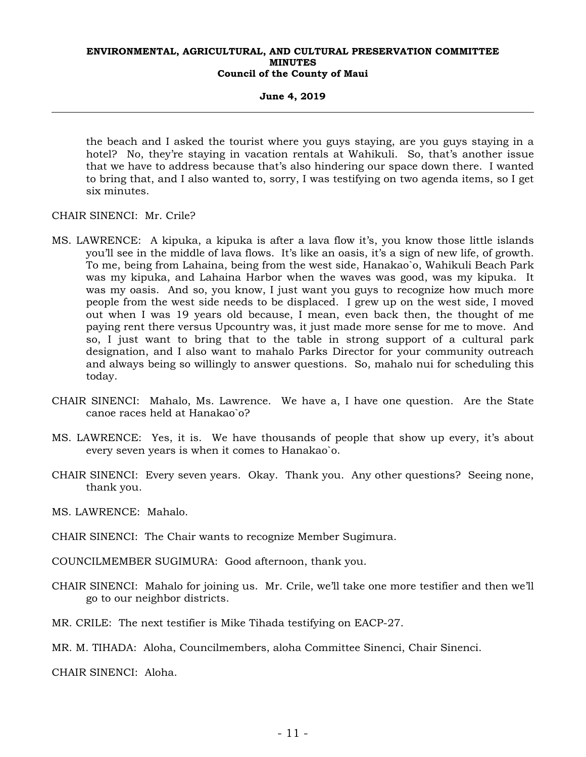the beach and I asked the tourist where you guys staying, are you guys staying in a hotel? No, they're staying in vacation rentals at Wahikuli. So, that's another issue that we have to address because that's also hindering our space down there. I wanted to bring that, and I also wanted to, sorry, I was testifying on two agenda items, so I get six minutes.

CHAIR SINENCI: Mr. Crile?

MS. LAWRENCE: A kipuka, a kipuka is after a lava flow it's, you know those little islands you'll see in the middle of lava flows. It's like an oasis, it's a sign of new life, of growth. To me, being from Lahaina, being from the west side, Hanakao`o, Wahikuli Beach Park was my kipuka, and Lahaina Harbor when the waves was good, was my kipuka. It was my oasis. And so, you know, I just want you guys to recognize how much more people from the west side needs to be displaced. I grew up on the west side, I moved out when I was 19 years old because, I mean, even back then, the thought of me paying rent there versus Upcountry was, it just made more sense for me to move. And so, I just want to bring that to the table in strong support of a cultural park designation, and I also want to mahalo Parks Director for your community outreach and always being so willingly to answer questions. So, mahalo nui for scheduling this today.

CHAIR SINENCI: Mahalo, Ms. Lawrence. We have a, I have one question. Are the State canoe races held at Hanakao`o?

MS. LAWRENCE: Yes, it is. We have thousands of people that show up every, it's about every seven years is when it comes to Hanakao`o.

CHAIR SINENCI: Every seven years. Okay. Thank you. Any other questions? Seeing none, thank you.

MS. LAWRENCE: Mahalo.

CHAIR SINENCI: The Chair wants to recognize Member Sugimura.

COUNCILMEMBER SUGIMURA: Good afternoon, thank you.

CHAIR SINENCI: Mahalo for joining us. Mr. Crile, we'll take one more testifier and then we'll go to our neighbor districts.

MR. CRILE: The next testifier is Mike Tihada testifying on EACP-27.

MR. M. TIHADA: Aloha, Councilmembers, aloha Committee Sinenci, Chair Sinenci.

CHAIR SINENCI: Aloha.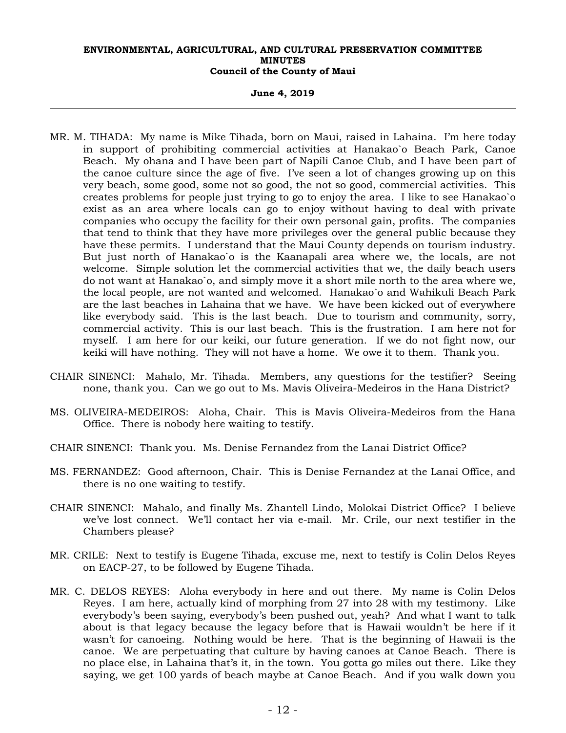MR. M. TIHADA: My name is Mike Tihada, born on Maui, raised in Lahaina. I'm here today in support of prohibiting commercial activities at Hanakao`o Beach Park, Canoe Beach. My ohana and I have been part of Napili Canoe Club, and I have been part of the canoe culture since the age of five. I've seen a lot of changes growing up on this very beach, some good, some not so good, the not so good, commercial activities. This creates problems for people just trying to go to enjoy the area. I like to see Hanakao`o exist as an area where locals can go to enjoy without having to deal with private companies who occupy the facility for their own personal gain, profits. The companies that tend to think that they have more privileges over the general public because they have these permits. I understand that the Maui County depends on tourism industry. But just north of Hanakao`o is the Kaanapali area where we, the locals, are not welcome. Simple solution let the commercial activities that we, the daily beach users do not want at Hanakao`o, and simply move it a short mile north to the area where we, the local people, are not wanted and welcomed. Hanakao`o and Wahikuli Beach Park are the last beaches in Lahaina that we have. We have been kicked out of everywhere like everybody said. This is the last beach. Due to tourism and community, sorry, commercial activity. This is our last beach. This is the frustration. I am here not for myself. I am here for our keiki, our future generation. If we do not fight now, our keiki will have nothing. They will not have a home. We owe it to them. Thank you.

CHAIR SINENCI: Mahalo, Mr. Tihada. Members, any questions for the testifier? Seeing none, thank you. Can we go out to Ms. Mavis Oliveira-Medeiros in the Hana District?

MS. OLIVEIRA-MEDEIROS: Aloha, Chair. This is Mavis Oliveira-Medeiros from the Hana Office. There is nobody here waiting to testify.

CHAIR SINENCI: Thank you. Ms. Denise Fernandez from the Lanai District Office?

MS. FERNANDEZ: Good afternoon, Chair. This is Denise Fernandez at the Lanai Office, and there is no one waiting to testify.

CHAIR SINENCI: Mahalo, and finally Ms. Zhantell Lindo, Molokai District Office? I believe we've lost connect. We'll contact her via e-mail. Mr. Crile, our next testifier in the Chambers please?

MR. CRILE: Next to testify is Eugene Tihada, excuse me, next to testify is Colin Delos Reyes on EACP-27, to be followed by Eugene Tihada.

MR. C. DELOS REYES: Aloha everybody in here and out there. My name is Colin Delos Reyes. I am here, actually kind of morphing from 27 into 28 with my testimony. Like everybody's been saying, everybody's been pushed out, yeah? And what I want to talk about is that legacy because the legacy before that is Hawaii wouldn't be here if it wasn't for canoeing. Nothing would be here. That is the beginning of Hawaii is the canoe. We are perpetuating that culture by having canoes at Canoe Beach. There is no place else, in Lahaina that's it, in the town. You gotta go miles out there. Like they saying, we get 100 yards of beach maybe at Canoe Beach. And if you walk down you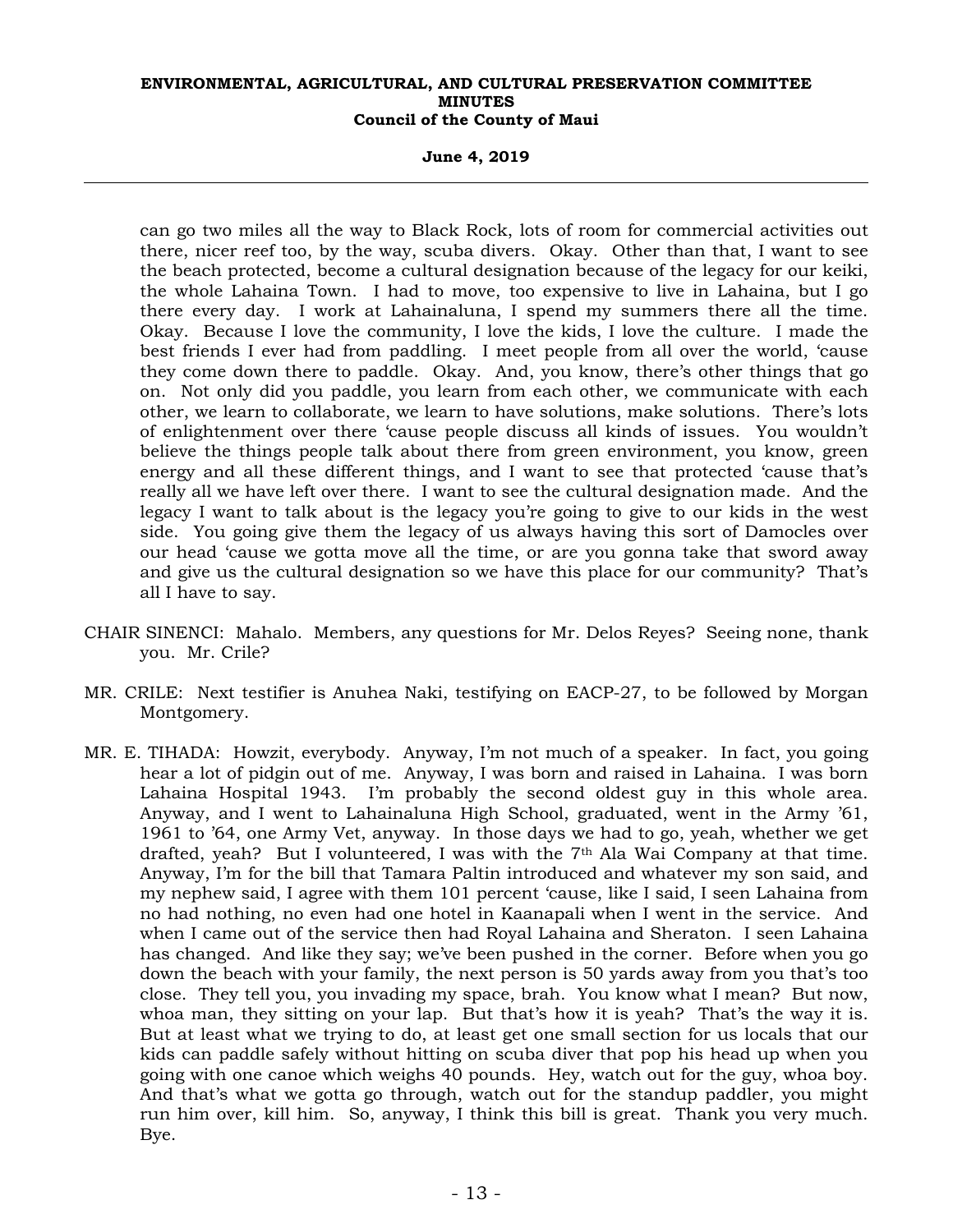can go two miles all the way to Black Rock, lots of room for commercial activities out there, nicer reef too, by the way, scuba divers. Okay. Other than that, I want to see the beach protected, become a cultural designation because of the legacy for our keiki, the whole Lahaina Town. I had to move, too expensive to live in Lahaina, but I go there every day. I work at Lahainaluna, I spend my summers there all the time. Okay. Because I love the community, I love the kids, I love the culture. I made the best friends I ever had from paddling. I meet people from all over the world, 'cause they come down there to paddle. Okay. And, you know, there's other things that go on. Not only did you paddle, you learn from each other, we communicate with each other, we learn to collaborate, we learn to have solutions, make solutions. There's lots of enlightenment over there 'cause people discuss all kinds of issues. You wouldn't believe the things people talk about there from green environment, you know, green energy and all these different things, and I want to see that protected 'cause that's really all we have left over there. I want to see the cultural designation made. And the legacy I want to talk about is the legacy you're going to give to our kids in the west side. You going give them the legacy of us always having this sort of Damocles over our head 'cause we gotta move all the time, or are you gonna take that sword away and give us the cultural designation so we have this place for our community? That's all I have to say.

CHAIR SINENCI: Mahalo. Members, any questions for Mr. Delos Reyes? Seeing none, thank you. Mr. Crile?

MR. CRILE: Next testifier is Anuhea Naki, testifying on EACP-27, to be followed by Morgan Montgomery.

MR. E. TIHADA: Howzit, everybody. Anyway, I'm not much of a speaker. In fact, you going hear a lot of pidgin out of me. Anyway, I was born and raised in Lahaina. I was born Lahaina Hospital 1943. I'm probably the second oldest guy in this whole area. Anyway, and I went to Lahainaluna High School, graduated, went in the Army '61, 1961 to '64, one Army Vet, anyway. In those days we had to go, yeah, whether we get drafted, yeah? But I volunteered, I was with the 7th Ala Wai Company at that time. Anyway, I'm for the bill that Tamara Paltin introduced and whatever my son said, and my nephew said, I agree with them 101 percent 'cause, like I said, I seen Lahaina from no had nothing, no even had one hotel in Kaanapali when I went in the service. And when I came out of the service then had Royal Lahaina and Sheraton. I seen Lahaina has changed. And like they say; we've been pushed in the corner. Before when you go down the beach with your family, the next person is 50 yards away from you that's too close. They tell you, you invading my space, brah. You know what I mean? But now, whoa man, they sitting on your lap. But that's how it is yeah? That's the way it is. But at least what we trying to do, at least get one small section for us locals that our kids can paddle safely without hitting on scuba diver that pop his head up when you going with one canoe which weighs 40 pounds. Hey, watch out for the guy, whoa boy. And that's what we gotta go through, watch out for the standup paddler, you might run him over, kill him. So, anyway, I think this bill is great. Thank you very much. Bye.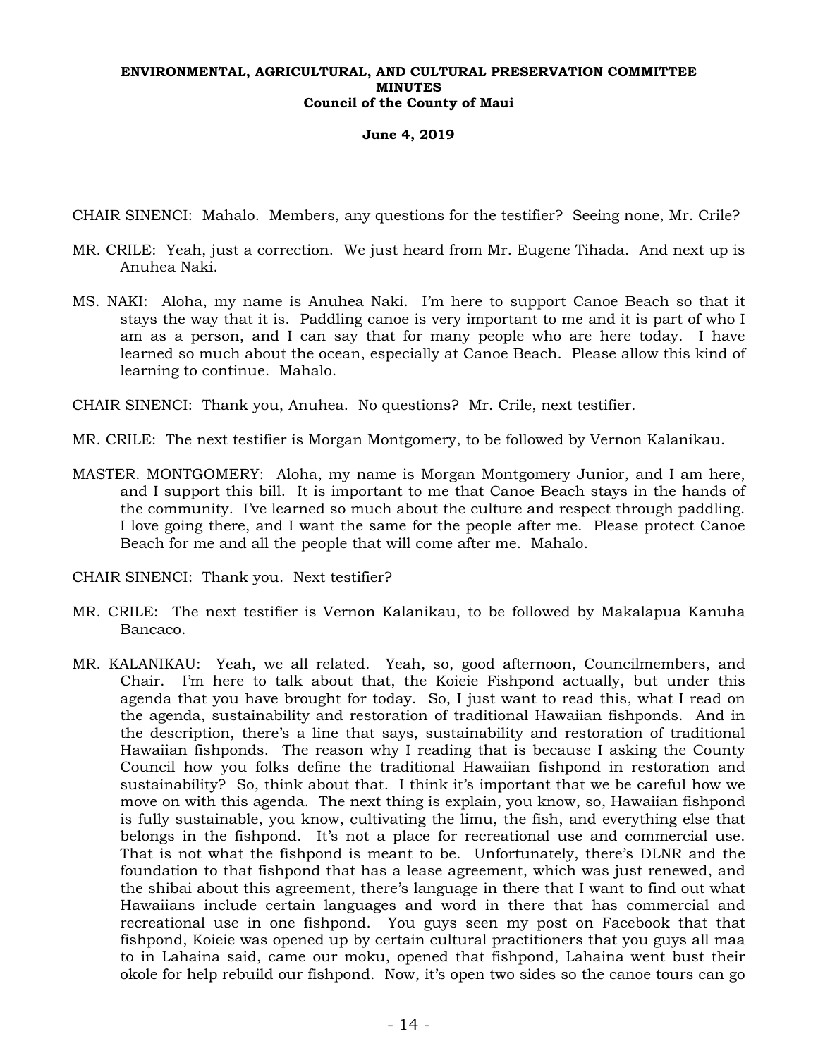CHAIR SINENCI: Mahalo. Members, any questions for the testifier? Seeing none, Mr. Crile?

MR. CRILE: Yeah, just a correction. We just heard from Mr. Eugene Tihada. And next up is Anuhea Naki.

MS. NAKI: Aloha, my name is Anuhea Naki. I'm here to support Canoe Beach so that it stays the way that it is. Paddling canoe is very important to me and it is part of who I am as a person, and I can say that for many people who are here today. I have learned so much about the ocean, especially at Canoe Beach. Please allow this kind of learning to continue. Mahalo.

CHAIR SINENCI: Thank you, Anuhea. No questions? Mr. Crile, next testifier.

MR. CRILE: The next testifier is Morgan Montgomery, to be followed by Vernon Kalanikau.

MASTER. MONTGOMERY: Aloha, my name is Morgan Montgomery Junior, and I am here, and I support this bill. It is important to me that Canoe Beach stays in the hands of the community. I've learned so much about the culture and respect through paddling. I love going there, and I want the same for the people after me. Please protect Canoe Beach for me and all the people that will come after me. Mahalo.

CHAIR SINENCI: Thank you. Next testifier?

MR. CRILE: The next testifier is Vernon Kalanikau, to be followed by Makalapua Kanuha Bancaco.

MR. KALANIKAU: Yeah, we all related. Yeah, so, good afternoon, Councilmembers, and Chair. I'm here to talk about that, the Koieie Fishpond actually, but under this agenda that you have brought for today. So, I just want to read this, what I read on the agenda, sustainability and restoration of traditional Hawaiian fishponds. And in the description, there's a line that says, sustainability and restoration of traditional Hawaiian fishponds. The reason why I reading that is because I asking the County Council how you folks define the traditional Hawaiian fishpond in restoration and sustainability? So, think about that. I think it's important that we be careful how we move on with this agenda. The next thing is explain, you know, so, Hawaiian fishpond is fully sustainable, you know, cultivating the limu, the fish, and everything else that belongs in the fishpond. It's not a place for recreational use and commercial use. That is not what the fishpond is meant to be. Unfortunately, there's DLNR and the foundation to that fishpond that has a lease agreement, which was just renewed, and the shibai about this agreement, there's language in there that I want to find out what Hawaiians include certain languages and word in there that has commercial and recreational use in one fishpond. You guys seen my post on Facebook that that fishpond, Koieie was opened up by certain cultural practitioners that you guys all maa to in Lahaina said, came our moku, opened that fishpond, Lahaina went bust their okole for help rebuild our fishpond. Now, it's open two sides so the canoe tours can go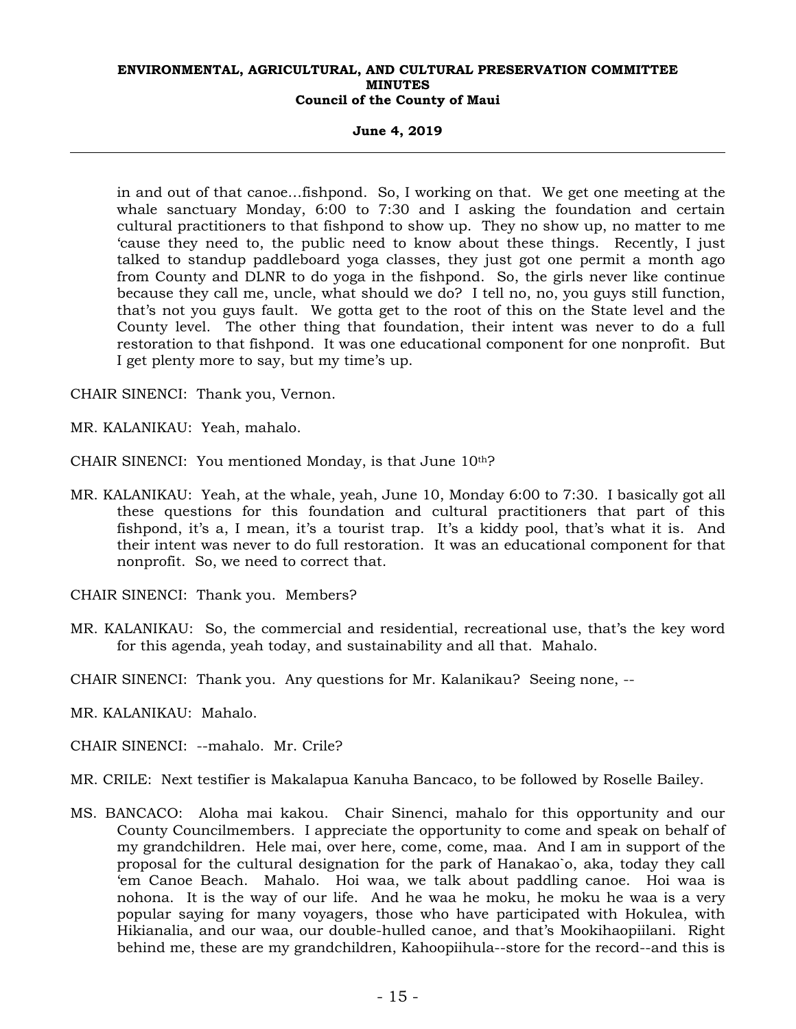in and out of that canoe…fishpond. So, I working on that. We get one meeting at the whale sanctuary Monday, 6:00 to 7:30 and I asking the foundation and certain cultural practitioners to that fishpond to show up. They no show up, no matter to me 'cause they need to, the public need to know about these things. Recently, I just talked to standup paddleboard yoga classes, they just got one permit a month ago from County and DLNR to do yoga in the fishpond. So, the girls never like continue because they call me, uncle, what should we do? I tell no, no, you guys still function, that's not you guys fault. We gotta get to the root of this on the State level and the County level. The other thing that foundation, their intent was never to do a full restoration to that fishpond. It was one educational component for one nonprofit. But I get plenty more to say, but my time's up.

CHAIR SINENCI: Thank you, Vernon.

MR. KALANIKAU: Yeah, mahalo.

CHAIR SINENCI: You mentioned Monday, is that June 10th?

MR. KALANIKAU: Yeah, at the whale, yeah, June 10, Monday 6:00 to 7:30. I basically got all these questions for this foundation and cultural practitioners that part of this fishpond, it's a, I mean, it's a tourist trap. It's a kiddy pool, that's what it is. And their intent was never to do full restoration. It was an educational component for that nonprofit. So, we need to correct that.

CHAIR SINENCI: Thank you. Members?

MR. KALANIKAU: So, the commercial and residential, recreational use, that's the key word for this agenda, yeah today, and sustainability and all that. Mahalo.

CHAIR SINENCI: Thank you. Any questions for Mr. Kalanikau? Seeing none, --

MR. KALANIKAU: Mahalo.

CHAIR SINENCI: --mahalo. Mr. Crile?

MR. CRILE: Next testifier is Makalapua Kanuha Bancaco, to be followed by Roselle Bailey.

MS. BANCACO: Aloha mai kakou. Chair Sinenci, mahalo for this opportunity and our County Councilmembers. I appreciate the opportunity to come and speak on behalf of my grandchildren. Hele mai, over here, come, come, maa. And I am in support of the proposal for the cultural designation for the park of Hanakao`o, aka, today they call 'em Canoe Beach. Mahalo. Hoi waa, we talk about paddling canoe. Hoi waa is nohona. It is the way of our life. And he waa he moku, he moku he waa is a very popular saying for many voyagers, those who have participated with Hokulea, with Hikianalia, and our waa, our double-hulled canoe, and that's Mookihaopiilani. Right behind me, these are my grandchildren, Kahoopiihula--store for the record--and this is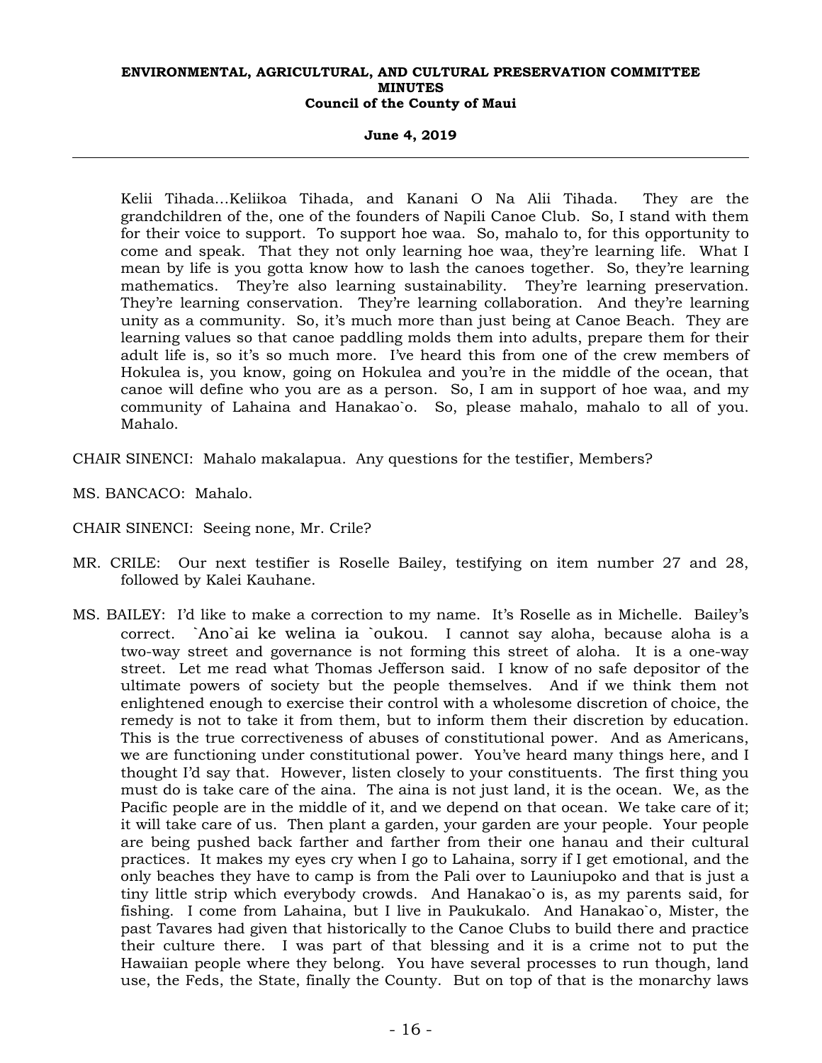Kelii Tihada…Keliikoa Tihada, and Kanani O Na Alii Tihada. They are the grandchildren of the, one of the founders of Napili Canoe Club. So, I stand with them for their voice to support. To support hoe waa. So, mahalo to, for this opportunity to come and speak. That they not only learning hoe waa, they're learning life. What I mean by life is you gotta know how to lash the canoes together. So, they're learning mathematics. They're also learning sustainability. They're learning preservation. They're learning conservation. They're learning collaboration. And they're learning unity as a community. So, it's much more than just being at Canoe Beach. They are learning values so that canoe paddling molds them into adults, prepare them for their adult life is, so it's so much more. I've heard this from one of the crew members of Hokulea is, you know, going on Hokulea and you're in the middle of the ocean, that canoe will define who you are as a person. So, I am in support of hoe waa, and my community of Lahaina and Hanakao`o. So, please mahalo, mahalo to all of you. Mahalo.

CHAIR SINENCI: Mahalo makalapua. Any questions for the testifier, Members?

MS. BANCACO: Mahalo.

CHAIR SINENCI: Seeing none, Mr. Crile?

MR. CRILE: Our next testifier is Roselle Bailey, testifying on item number 27 and 28, followed by Kalei Kauhane.

MS. BAILEY: I'd like to make a correction to my name. It's Roselle as in Michelle. Bailey's correct. `Ano`ai ke welina ia `oukou. I cannot say aloha, because aloha is a two-way street and governance is not forming this street of aloha. It is a one-way street. Let me read what Thomas Jefferson said. I know of no safe depositor of the ultimate powers of society but the people themselves. And if we think them not enlightened enough to exercise their control with a wholesome discretion of choice, the remedy is not to take it from them, but to inform them their discretion by education. This is the true correctiveness of abuses of constitutional power. And as Americans, we are functioning under constitutional power. You've heard many things here, and I thought I'd say that. However, listen closely to your constituents. The first thing you must do is take care of the aina. The aina is not just land, it is the ocean. We, as the Pacific people are in the middle of it, and we depend on that ocean. We take care of it; it will take care of us. Then plant a garden, your garden are your people. Your people are being pushed back farther and farther from their one hanau and their cultural practices. It makes my eyes cry when I go to Lahaina, sorry if I get emotional, and the only beaches they have to camp is from the Pali over to Launiupoko and that is just a tiny little strip which everybody crowds. And Hanakao`o is, as my parents said, for fishing. I come from Lahaina, but I live in Paukukalo. And Hanakao`o, Mister, the past Tavares had given that historically to the Canoe Clubs to build there and practice their culture there. I was part of that blessing and it is a crime not to put the Hawaiian people where they belong. You have several processes to run though, land use, the Feds, the State, finally the County. But on top of that is the monarchy laws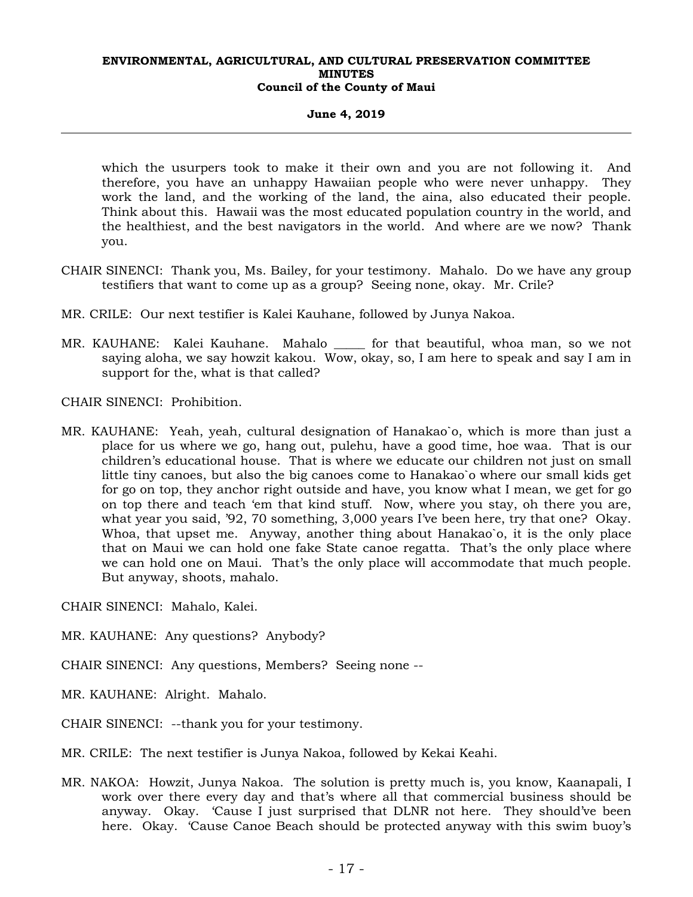which the usurpers took to make it their own and you are not following it. And therefore, you have an unhappy Hawaiian people who were never unhappy. They work the land, and the working of the land, the aina, also educated their people. Think about this. Hawaii was the most educated population country in the world, and the healthiest, and the best navigators in the world. And where are we now? Thank you.

CHAIR SINENCI: Thank you, Ms. Bailey, for your testimony. Mahalo. Do we have any group testifiers that want to come up as a group? Seeing none, okay. Mr. Crile?

MR. CRILE: Our next testifier is Kalei Kauhane, followed by Junya Nakoa.

MR. KAUHANE: Kalei Kauhane. Mahalo _____ for that beautiful, whoa man, so we not saying aloha, we say howzit kakou. Wow, okay, so, I am here to speak and say I am in support for the, what is that called?

CHAIR SINENCI: Prohibition.

MR. KAUHANE: Yeah, yeah, cultural designation of Hanakao`o, which is more than just a place for us where we go, hang out, pulehu, have a good time, hoe waa. That is our children's educational house. That is where we educate our children not just on small little tiny canoes, but also the big canoes come to Hanakao`o where our small kids get for go on top, they anchor right outside and have, you know what I mean, we get for go on top there and teach 'em that kind stuff. Now, where you stay, oh there you are, what year you said, '92, 70 something, 3,000 years I've been here, try that one? Okay. Whoa, that upset me. Anyway, another thing about Hanakao`o, it is the only place that on Maui we can hold one fake State canoe regatta. That's the only place where we can hold one on Maui. That's the only place will accommodate that much people. But anyway, shoots, mahalo.

CHAIR SINENCI: Mahalo, Kalei.

MR. KAUHANE: Any questions? Anybody?

CHAIR SINENCI: Any questions, Members? Seeing none --

MR. KAUHANE: Alright. Mahalo.

CHAIR SINENCI: --thank you for your testimony.

MR. CRILE: The next testifier is Junya Nakoa, followed by Kekai Keahi.

MR. NAKOA: Howzit, Junya Nakoa. The solution is pretty much is, you know, Kaanapali, I work over there every day and that's where all that commercial business should be anyway. Okay. 'Cause I just surprised that DLNR not here. They should've been here. Okay. 'Cause Canoe Beach should be protected anyway with this swim buoy's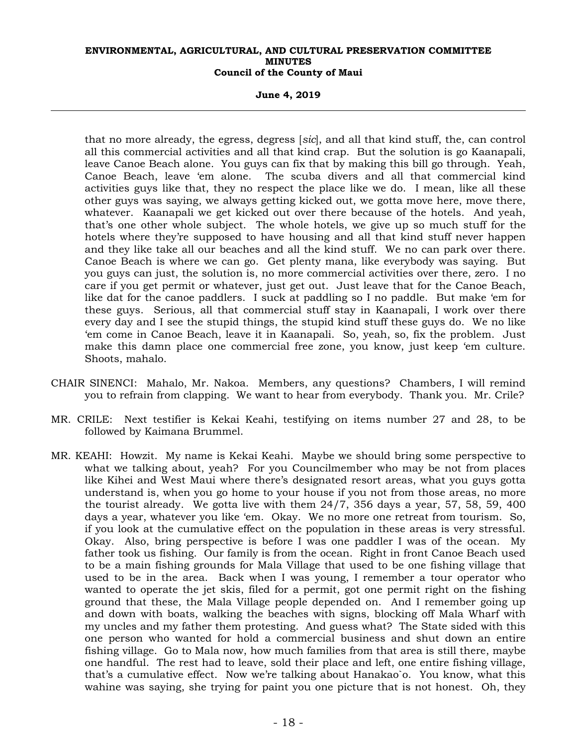that no more already, the egress, degress [*sic*], and all that kind stuff, the, can control all this commercial activities and all that kind crap. But the solution is go Kaanapali, leave Canoe Beach alone. You guys can fix that by making this bill go through. Yeah, Canoe Beach, leave 'em alone. The scuba divers and all that commercial kind activities guys like that, they no respect the place like we do. I mean, like all these other guys was saying, we always getting kicked out, we gotta move here, move there, whatever. Kaanapali we get kicked out over there because of the hotels. And yeah, that's one other whole subject. The whole hotels, we give up so much stuff for the hotels where they're supposed to have housing and all that kind stuff never happen and they like take all our beaches and all the kind stuff. We no can park over there. Canoe Beach is where we can go. Get plenty mana, like everybody was saying. But you guys can just, the solution is, no more commercial activities over there, zero. I no care if you get permit or whatever, just get out. Just leave that for the Canoe Beach, like dat for the canoe paddlers. I suck at paddling so I no paddle. But make 'em for these guys. Serious, all that commercial stuff stay in Kaanapali, I work over there every day and I see the stupid things, the stupid kind stuff these guys do. We no like 'em come in Canoe Beach, leave it in Kaanapali. So, yeah, so, fix the problem. Just make this damn place one commercial free zone, you know, just keep 'em culture. Shoots, mahalo.

CHAIR SINENCI: Mahalo, Mr. Nakoa. Members, any questions? Chambers, I will remind you to refrain from clapping. We want to hear from everybody. Thank you. Mr. Crile?

MR. CRILE: Next testifier is Kekai Keahi, testifying on items number 27 and 28, to be followed by Kaimana Brummel.

MR. KEAHI: Howzit. My name is Kekai Keahi. Maybe we should bring some perspective to what we talking about, yeah? For you Councilmember who may be not from places like Kihei and West Maui where there's designated resort areas, what you guys gotta understand is, when you go home to your house if you not from those areas, no more the tourist already. We gotta live with them 24/7, 356 days a year, 57, 58, 59, 400 days a year, whatever you like 'em. Okay. We no more one retreat from tourism. So, if you look at the cumulative effect on the population in these areas is very stressful. Okay. Also, bring perspective is before I was one paddler I was of the ocean. My father took us fishing. Our family is from the ocean. Right in front Canoe Beach used to be a main fishing grounds for Mala Village that used to be one fishing village that used to be in the area. Back when I was young, I remember a tour operator who wanted to operate the jet skis, filed for a permit, got one permit right on the fishing ground that these, the Mala Village people depended on. And I remember going up and down with boats, walking the beaches with signs, blocking off Mala Wharf with my uncles and my father them protesting. And guess what? The State sided with this one person who wanted for hold a commercial business and shut down an entire fishing village. Go to Mala now, how much families from that area is still there, maybe one handful. The rest had to leave, sold their place and left, one entire fishing village, that's a cumulative effect. Now we're talking about Hanakao`o. You know, what this wahine was saying, she trying for paint you one picture that is not honest. Oh, they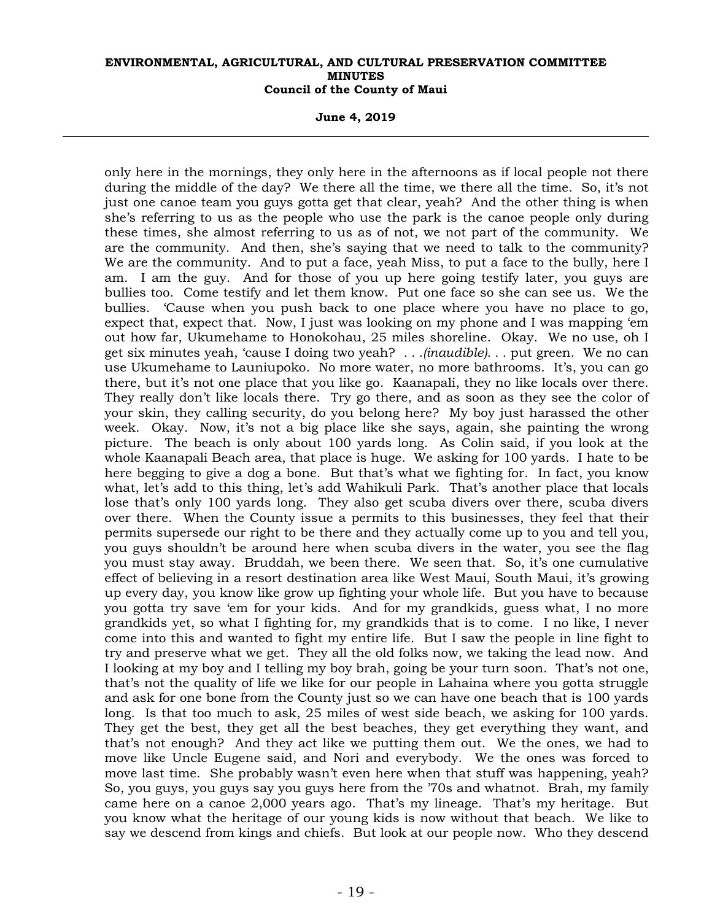only here in the mornings, they only here in the afternoons as if local people not there during the middle of the day? We there all the time, we there all the time. So, it's not just one canoe team you guys gotta get that clear, yeah? And the other thing is when she's referring to us as the people who use the park is the canoe people only during these times, she almost referring to us as of not, we not part of the community. We are the community. And then, she's saying that we need to talk to the community? We are the community. And to put a face, yeah Miss, to put a face to the bully, here I am. I am the guy. And for those of you up here going testify later, you guys are bullies too. Come testify and let them know. Put one face so she can see us. We the bullies. 'Cause when you push back to one place where you have no place to go, expect that, expect that. Now, I just was looking on my phone and I was mapping 'em out how far, Ukumehame to Honokohau, 25 miles shoreline. Okay. We no use, oh I get six minutes yeah, 'cause I doing two yeah? . . .*(inaudible)*. . . put green. We no can use Ukumehame to Launiupoko. No more water, no more bathrooms. It's, you can go there, but it's not one place that you like go. Kaanapali, they no like locals over there. They really don't like locals there. Try go there, and as soon as they see the color of your skin, they calling security, do you belong here? My boy just harassed the other week. Okay. Now, it's not a big place like she says, again, she painting the wrong picture. The beach is only about 100 yards long. As Colin said, if you look at the whole Kaanapali Beach area, that place is huge. We asking for 100 yards. I hate to be here begging to give a dog a bone. But that's what we fighting for. In fact, you know what, let's add to this thing, let's add Wahikuli Park. That's another place that locals lose that's only 100 yards long. They also get scuba divers over there, scuba divers over there. When the County issue a permits to this businesses, they feel that their permits supersede our right to be there and they actually come up to you and tell you, you guys shouldn't be around here when scuba divers in the water, you see the flag you must stay away. Bruddah, we been there. We seen that. So, it's one cumulative effect of believing in a resort destination area like West Maui, South Maui, it's growing up every day, you know like grow up fighting your whole life. But you have to because you gotta try save 'em for your kids. And for my grandkids, guess what, I no more grandkids yet, so what I fighting for, my grandkids that is to come. I no like, I never come into this and wanted to fight my entire life. But I saw the people in line fight to try and preserve what we get. They all the old folks now, we taking the lead now. And I looking at my boy and I telling my boy brah, going be your turn soon. That's not one, that's not the quality of life we like for our people in Lahaina where you gotta struggle and ask for one bone from the County just so we can have one beach that is 100 yards long. Is that too much to ask, 25 miles of west side beach, we asking for 100 yards. They get the best, they get all the best beaches, they get everything they want, and that's not enough? And they act like we putting them out. We the ones, we had to move like Uncle Eugene said, and Nori and everybody. We the ones was forced to move last time. She probably wasn't even here when that stuff was happening, yeah? So, you guys, you guys say you guys here from the '70s and whatnot. Brah, my family came here on a canoe 2,000 years ago. That's my lineage. That's my heritage. But you know what the heritage of our young kids is now without that beach. We like to say we descend from kings and chiefs. But look at our people now. Who they descend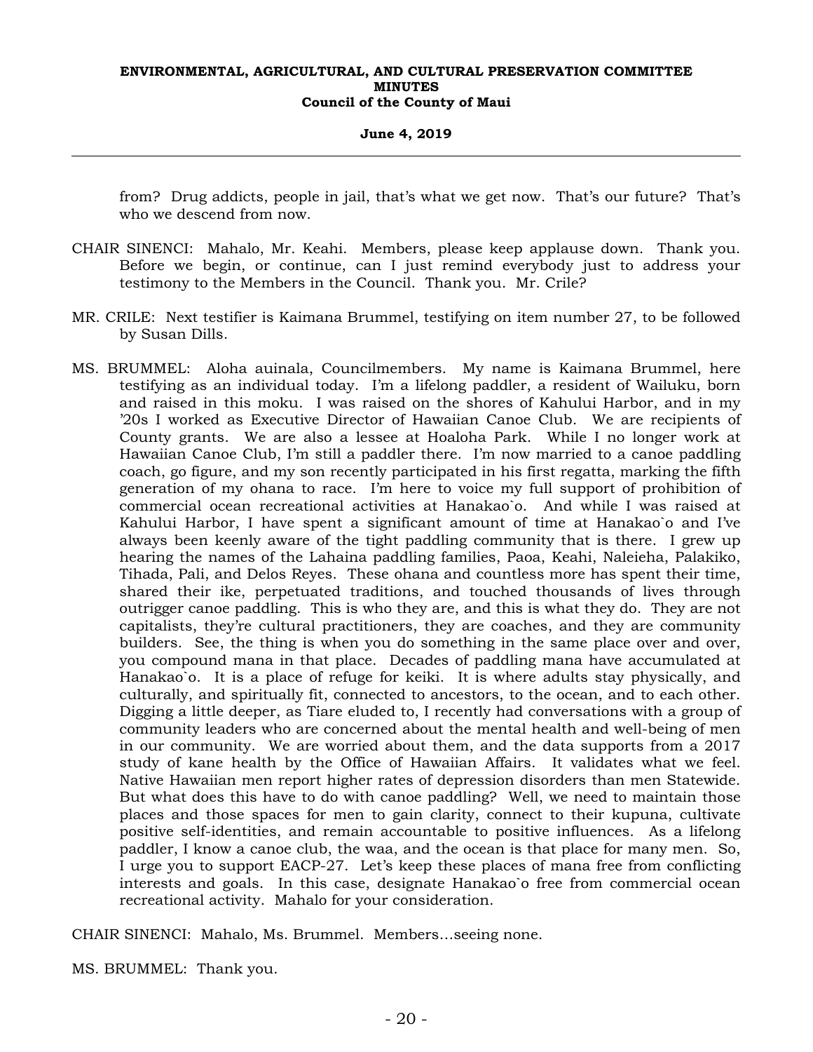from? Drug addicts, people in jail, that's what we get now. That's our future? That's who we descend from now.

CHAIR SINENCI: Mahalo, Mr. Keahi. Members, please keep applause down. Thank you. Before we begin, or continue, can I just remind everybody just to address your testimony to the Members in the Council. Thank you. Mr. Crile?

MR. CRILE: Next testifier is Kaimana Brummel, testifying on item number 27, to be followed by Susan Dills.

MS. BRUMMEL: Aloha auinala, Councilmembers. My name is Kaimana Brummel, here testifying as an individual today. I'm a lifelong paddler, a resident of Wailuku, born and raised in this moku. I was raised on the shores of Kahului Harbor, and in my '20s I worked as Executive Director of Hawaiian Canoe Club. We are recipients of County grants. We are also a lessee at Hoaloha Park. While I no longer work at Hawaiian Canoe Club, I'm still a paddler there. I'm now married to a canoe paddling coach, go figure, and my son recently participated in his first regatta, marking the fifth generation of my ohana to race. I'm here to voice my full support of prohibition of commercial ocean recreational activities at Hanakao`o. And while I was raised at Kahului Harbor, I have spent a significant amount of time at Hanakao`o and I've always been keenly aware of the tight paddling community that is there. I grew up hearing the names of the Lahaina paddling families, Paoa, Keahi, Naleieha, Palakiko, Tihada, Pali, and Delos Reyes. These ohana and countless more has spent their time, shared their ike, perpetuated traditions, and touched thousands of lives through outrigger canoe paddling. This is who they are, and this is what they do. They are not capitalists, they're cultural practitioners, they are coaches, and they are community builders. See, the thing is when you do something in the same place over and over, you compound mana in that place. Decades of paddling mana have accumulated at Hanakao`o. It is a place of refuge for keiki. It is where adults stay physically, and culturally, and spiritually fit, connected to ancestors, to the ocean, and to each other. Digging a little deeper, as Tiare eluded to, I recently had conversations with a group of community leaders who are concerned about the mental health and well-being of men in our community. We are worried about them, and the data supports from a 2017 study of kane health by the Office of Hawaiian Affairs. It validates what we feel. Native Hawaiian men report higher rates of depression disorders than men Statewide. But what does this have to do with canoe paddling? Well, we need to maintain those places and those spaces for men to gain clarity, connect to their kupuna, cultivate positive self-identities, and remain accountable to positive influences. As a lifelong paddler, I know a canoe club, the waa, and the ocean is that place for many men. So, I urge you to support EACP-27. Let's keep these places of mana free from conflicting interests and goals. In this case, designate Hanakao`o free from commercial ocean recreational activity. Mahalo for your consideration.

CHAIR SINENCI: Mahalo, Ms. Brummel. Members...seeing none.

MS. BRUMMEL: Thank you.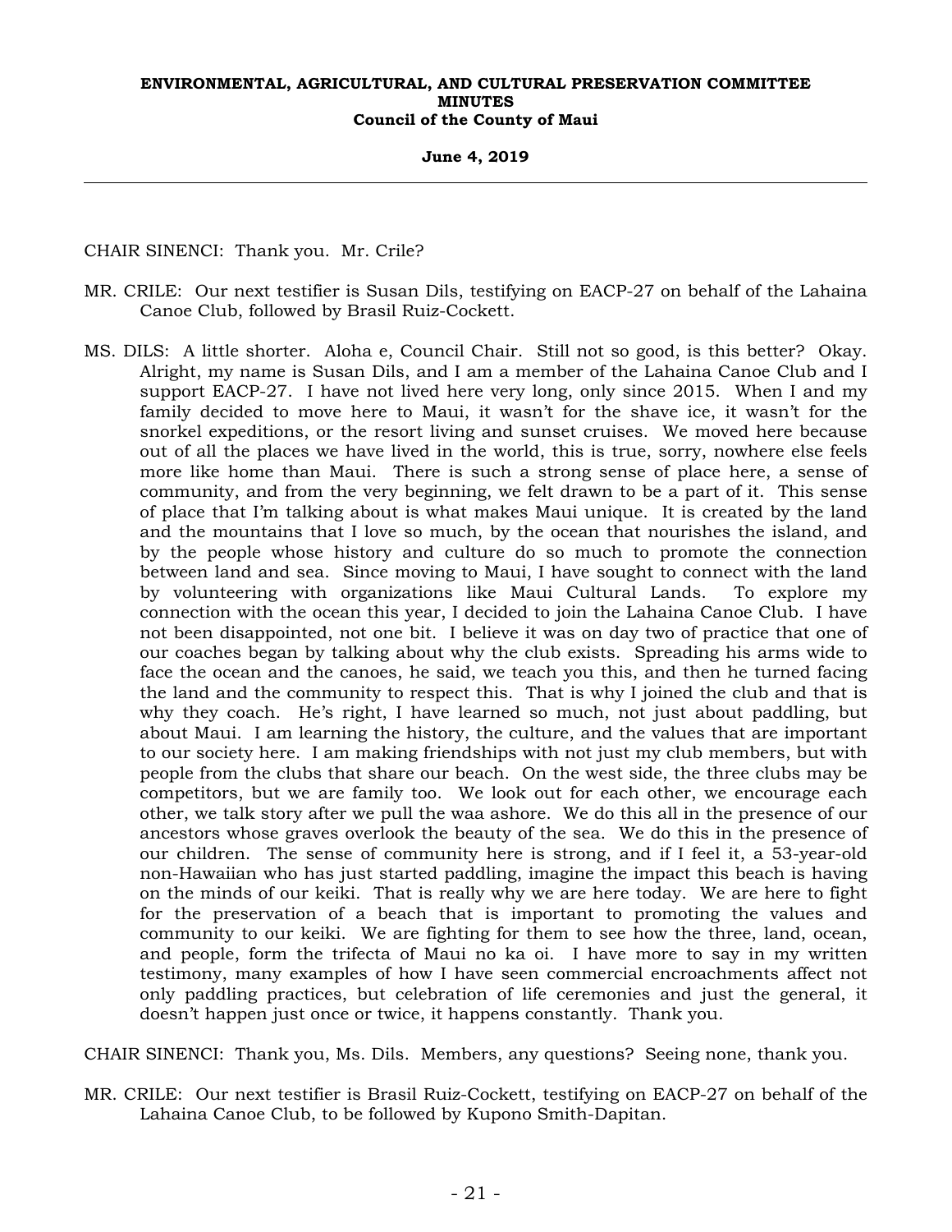CHAIR SINENCI: Thank you. Mr. Crile?

MR. CRILE: Our next testifier is Susan Dils, testifying on EACP-27 on behalf of the Lahaina Canoe Club, followed by Brasil Ruiz-Cockett.

MS. DILS: A little shorter. Aloha e, Council Chair. Still not so good, is this better? Okay. Alright, my name is Susan Dils, and I am a member of the Lahaina Canoe Club and I support EACP-27. I have not lived here very long, only since 2015. When I and my family decided to move here to Maui, it wasn't for the shave ice, it wasn't for the snorkel expeditions, or the resort living and sunset cruises. We moved here because out of all the places we have lived in the world, this is true, sorry, nowhere else feels more like home than Maui. There is such a strong sense of place here, a sense of community, and from the very beginning, we felt drawn to be a part of it. This sense of place that I'm talking about is what makes Maui unique. It is created by the land and the mountains that I love so much, by the ocean that nourishes the island, and by the people whose history and culture do so much to promote the connection between land and sea. Since moving to Maui, I have sought to connect with the land by volunteering with organizations like Maui Cultural Lands. To explore my connection with the ocean this year, I decided to join the Lahaina Canoe Club. I have not been disappointed, not one bit. I believe it was on day two of practice that one of our coaches began by talking about why the club exists. Spreading his arms wide to face the ocean and the canoes, he said, we teach you this, and then he turned facing the land and the community to respect this. That is why I joined the club and that is why they coach. He's right, I have learned so much, not just about paddling, but about Maui. I am learning the history, the culture, and the values that are important to our society here. I am making friendships with not just my club members, but with people from the clubs that share our beach. On the west side, the three clubs may be competitors, but we are family too. We look out for each other, we encourage each other, we talk story after we pull the waa ashore. We do this all in the presence of our ancestors whose graves overlook the beauty of the sea. We do this in the presence of our children. The sense of community here is strong, and if I feel it, a 53-year-old non-Hawaiian who has just started paddling, imagine the impact this beach is having on the minds of our keiki. That is really why we are here today. We are here to fight for the preservation of a beach that is important to promoting the values and community to our keiki. We are fighting for them to see how the three, land, ocean, and people, form the trifecta of Maui no ka oi. I have more to say in my written testimony, many examples of how I have seen commercial encroachments affect not only paddling practices, but celebration of life ceremonies and just the general, it doesn't happen just once or twice, it happens constantly. Thank you.

CHAIR SINENCI: Thank you, Ms. Dils. Members, any questions? Seeing none, thank you.

MR. CRILE: Our next testifier is Brasil Ruiz-Cockett, testifying on EACP-27 on behalf of the Lahaina Canoe Club, to be followed by Kupono Smith-Dapitan.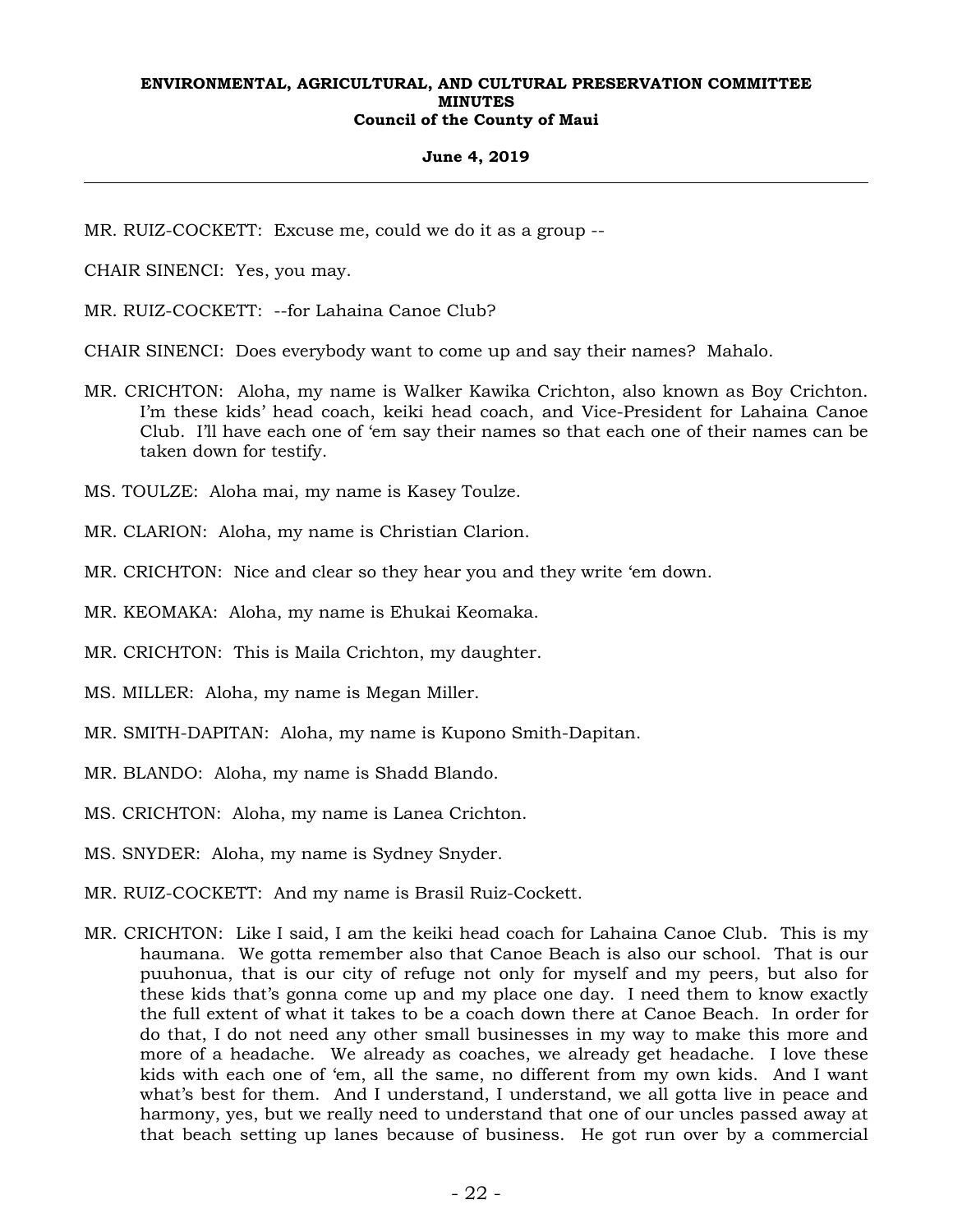MR. RUIZ-COCKETT: Excuse me, could we do it as a group --

CHAIR SINENCI: Yes, you may.

MR. RUIZ-COCKETT: --for Lahaina Canoe Club?

CHAIR SINENCI: Does everybody want to come up and say their names? Mahalo.

MR. CRICHTON: Aloha, my name is Walker Kawika Crichton, also known as Boy Crichton. I'm these kids' head coach, keiki head coach, and Vice-President for Lahaina Canoe Club. I'll have each one of 'em say their names so that each one of their names can be taken down for testify.

MS. TOULZE: Aloha mai, my name is Kasey Toulze.

MR. CLARION: Aloha, my name is Christian Clarion.

MR. CRICHTON: Nice and clear so they hear you and they write 'em down.

MR. KEOMAKA: Aloha, my name is Ehukai Keomaka.

MR. CRICHTON: This is Maila Crichton, my daughter.

MS. MILLER: Aloha, my name is Megan Miller.

MR. SMITH-DAPITAN: Aloha, my name is Kupono Smith-Dapitan.

MR. BLANDO: Aloha, my name is Shadd Blando.

MS. CRICHTON: Aloha, my name is Lanea Crichton.

MS. SNYDER: Aloha, my name is Sydney Snyder.

MR. RUIZ-COCKETT: And my name is Brasil Ruiz-Cockett.

MR. CRICHTON: Like I said, I am the keiki head coach for Lahaina Canoe Club. This is my haumana. We gotta remember also that Canoe Beach is also our school. That is our puuhonua, that is our city of refuge not only for myself and my peers, but also for these kids that's gonna come up and my place one day. I need them to know exactly the full extent of what it takes to be a coach down there at Canoe Beach. In order for do that, I do not need any other small businesses in my way to make this more and more of a headache. We already as coaches, we already get headache. I love these kids with each one of 'em, all the same, no different from my own kids. And I want what's best for them. And I understand, I understand, we all gotta live in peace and harmony, yes, but we really need to understand that one of our uncles passed away at that beach setting up lanes because of business. He got run over by a commercial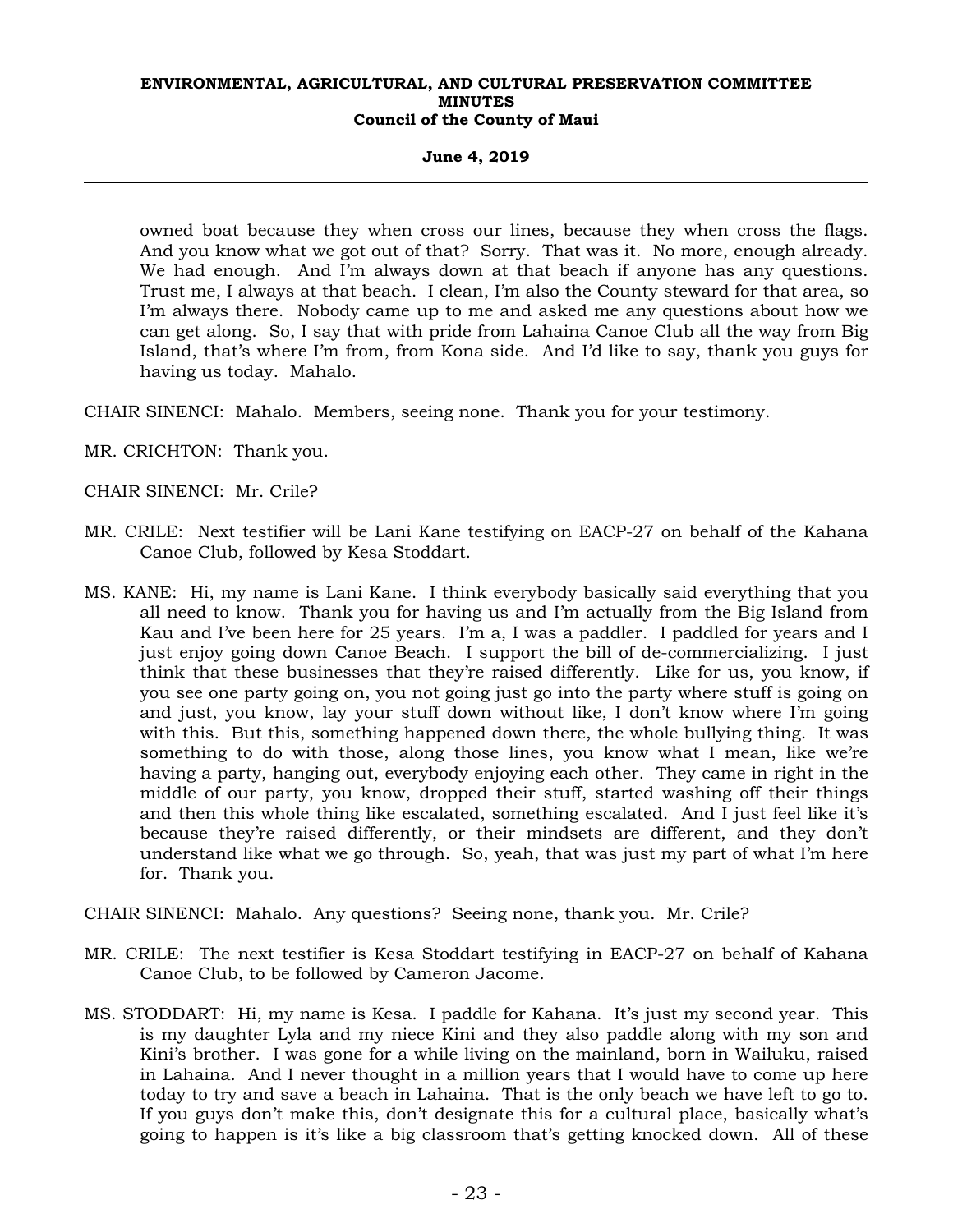owned boat because they when cross our lines, because they when cross the flags. And you know what we got out of that? Sorry. That was it. No more, enough already. We had enough. And I'm always down at that beach if anyone has any questions. Trust me, I always at that beach. I clean, I'm also the County steward for that area, so I'm always there. Nobody came up to me and asked me any questions about how we can get along. So, I say that with pride from Lahaina Canoe Club all the way from Big Island, that's where I'm from, from Kona side. And I'd like to say, thank you guys for having us today. Mahalo.

CHAIR SINENCI: Mahalo. Members, seeing none. Thank you for your testimony.

MR. CRICHTON: Thank you.

CHAIR SINENCI: Mr. Crile?

MR. CRILE: Next testifier will be Lani Kane testifying on EACP-27 on behalf of the Kahana Canoe Club, followed by Kesa Stoddart.

MS. KANE: Hi, my name is Lani Kane. I think everybody basically said everything that you all need to know. Thank you for having us and I'm actually from the Big Island from Kau and I've been here for 25 years. I'm a, I was a paddler. I paddled for years and I just enjoy going down Canoe Beach. I support the bill of de-commercializing. I just think that these businesses that they're raised differently. Like for us, you know, if you see one party going on, you not going just go into the party where stuff is going on and just, you know, lay your stuff down without like, I don't know where I'm going with this. But this, something happened down there, the whole bullying thing. It was something to do with those, along those lines, you know what I mean, like we're having a party, hanging out, everybody enjoying each other. They came in right in the middle of our party, you know, dropped their stuff, started washing off their things and then this whole thing like escalated, something escalated. And I just feel like it's because they're raised differently, or their mindsets are different, and they don't understand like what we go through. So, yeah, that was just my part of what I'm here for. Thank you.

CHAIR SINENCI: Mahalo. Any questions? Seeing none, thank you. Mr. Crile?

MR. CRILE: The next testifier is Kesa Stoddart testifying in EACP-27 on behalf of Kahana Canoe Club, to be followed by Cameron Jacome.

MS. STODDART: Hi, my name is Kesa. I paddle for Kahana. It's just my second year. This is my daughter Lyla and my niece Kini and they also paddle along with my son and Kini's brother. I was gone for a while living on the mainland, born in Wailuku, raised in Lahaina. And I never thought in a million years that I would have to come up here today to try and save a beach in Lahaina. That is the only beach we have left to go to. If you guys don't make this, don't designate this for a cultural place, basically what's going to happen is it's like a big classroom that's getting knocked down. All of these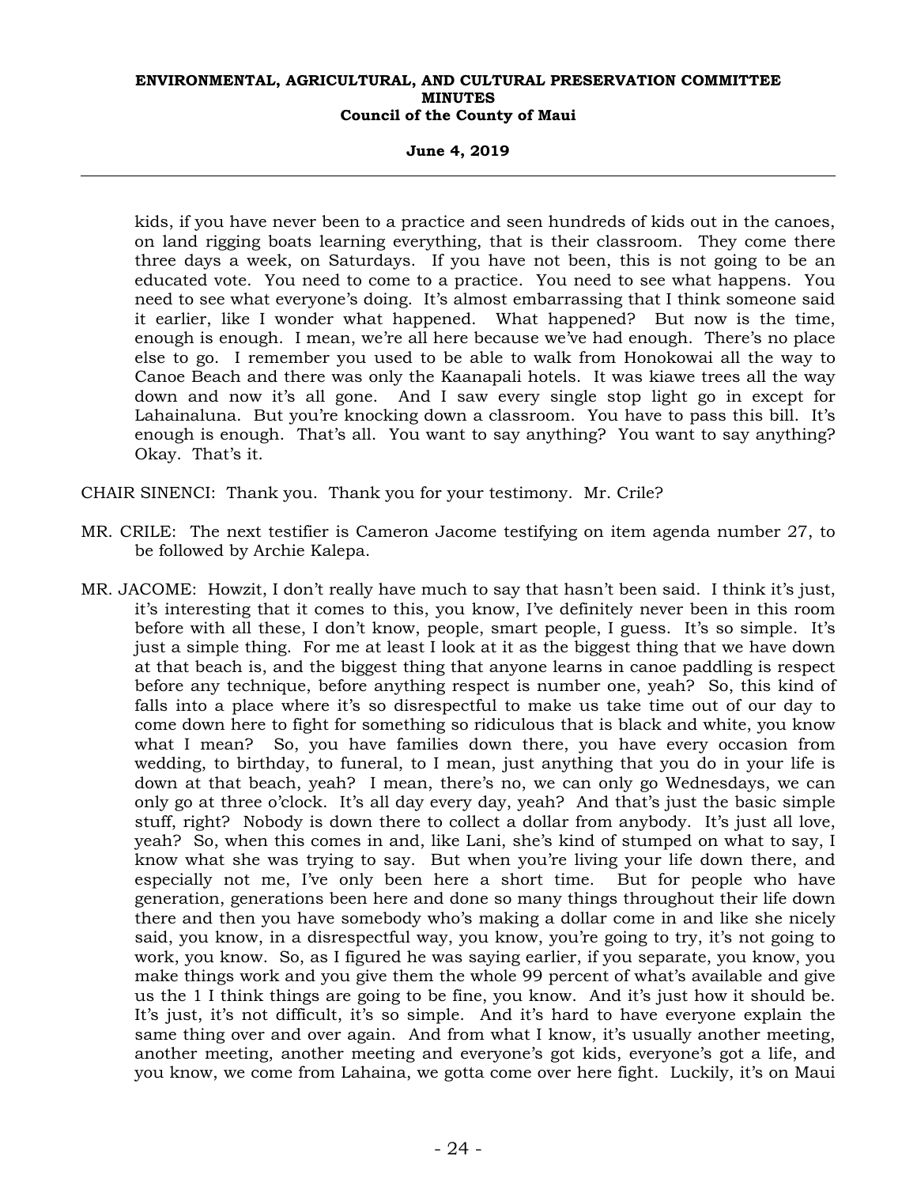kids, if you have never been to a practice and seen hundreds of kids out in the canoes, on land rigging boats learning everything, that is their classroom. They come there three days a week, on Saturdays. If you have not been, this is not going to be an educated vote. You need to come to a practice. You need to see what happens. You need to see what everyone's doing. It's almost embarrassing that I think someone said it earlier, like I wonder what happened. What happened? But now is the time, enough is enough. I mean, we're all here because we've had enough. There's no place else to go. I remember you used to be able to walk from Honokowai all the way to Canoe Beach and there was only the Kaanapali hotels. It was kiawe trees all the way down and now it's all gone. And I saw every single stop light go in except for Lahainaluna. But you're knocking down a classroom. You have to pass this bill. It's enough is enough. That's all. You want to say anything? You want to say anything? Okay. That's it.

CHAIR SINENCI: Thank you. Thank you for your testimony. Mr. Crile?

MR. CRILE: The next testifier is Cameron Jacome testifying on item agenda number 27, to be followed by Archie Kalepa.

MR. JACOME: Howzit, I don't really have much to say that hasn't been said. I think it's just, it's interesting that it comes to this, you know, I've definitely never been in this room before with all these, I don't know, people, smart people, I guess. It's so simple. It's just a simple thing. For me at least I look at it as the biggest thing that we have down at that beach is, and the biggest thing that anyone learns in canoe paddling is respect before any technique, before anything respect is number one, yeah? So, this kind of falls into a place where it's so disrespectful to make us take time out of our day to come down here to fight for something so ridiculous that is black and white, you know what I mean? So, you have families down there, you have every occasion from wedding, to birthday, to funeral, to I mean, just anything that you do in your life is down at that beach, yeah? I mean, there's no, we can only go Wednesdays, we can only go at three o'clock. It's all day every day, yeah? And that's just the basic simple stuff, right? Nobody is down there to collect a dollar from anybody. It's just all love, yeah? So, when this comes in and, like Lani, she's kind of stumped on what to say, I know what she was trying to say. But when you're living your life down there, and especially not me, I've only been here a short time. But for people who have generation, generations been here and done so many things throughout their life down there and then you have somebody who's making a dollar come in and like she nicely said, you know, in a disrespectful way, you know, you're going to try, it's not going to work, you know. So, as I figured he was saying earlier, if you separate, you know, you make things work and you give them the whole 99 percent of what's available and give us the 1 I think things are going to be fine, you know. And it's just how it should be. It's just, it's not difficult, it's so simple. And it's hard to have everyone explain the same thing over and over again. And from what I know, it's usually another meeting, another meeting, another meeting and everyone's got kids, everyone's got a life, and you know, we come from Lahaina, we gotta come over here fight. Luckily, it's on Maui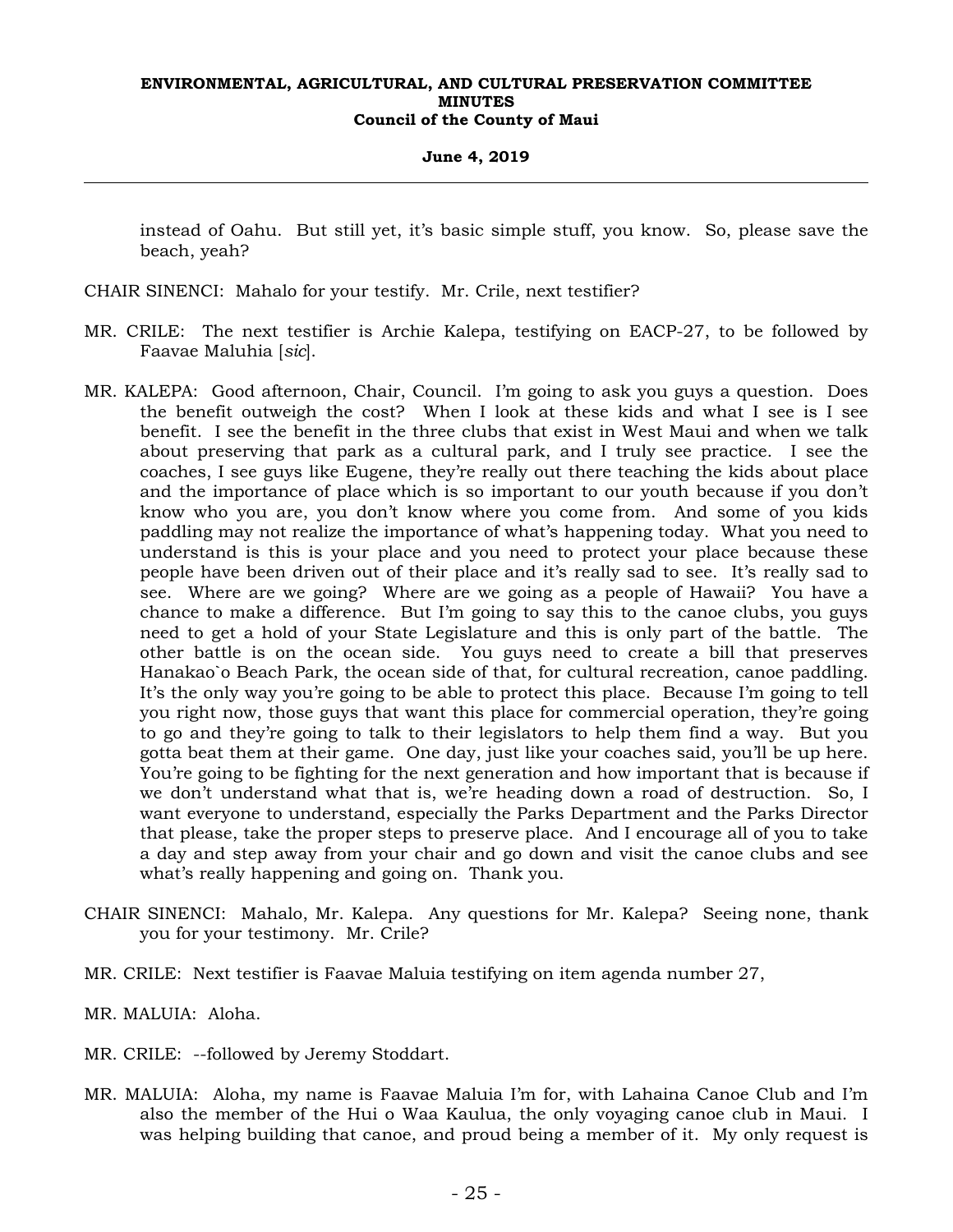instead of Oahu. But still yet, it's basic simple stuff, you know. So, please save the beach, yeah?

CHAIR SINENCI: Mahalo for your testify. Mr. Crile, next testifier?

MR. CRILE: The next testifier is Archie Kalepa, testifying on EACP-27, to be followed by Faavae Maluhia [*sic*].

MR. KALEPA: Good afternoon, Chair, Council. I'm going to ask you guys a question. Does the benefit outweigh the cost? When I look at these kids and what I see is I see benefit. I see the benefit in the three clubs that exist in West Maui and when we talk about preserving that park as a cultural park, and I truly see practice. I see the coaches, I see guys like Eugene, they're really out there teaching the kids about place and the importance of place which is so important to our youth because if you don't know who you are, you don't know where you come from. And some of you kids paddling may not realize the importance of what's happening today. What you need to understand is this is your place and you need to protect your place because these people have been driven out of their place and it's really sad to see. It's really sad to see. Where are we going? Where are we going as a people of Hawaii? You have a chance to make a difference. But I'm going to say this to the canoe clubs, you guys need to get a hold of your State Legislature and this is only part of the battle. The other battle is on the ocean side. You guys need to create a bill that preserves Hanakao`o Beach Park, the ocean side of that, for cultural recreation, canoe paddling. It's the only way you're going to be able to protect this place. Because I'm going to tell you right now, those guys that want this place for commercial operation, they're going to go and they're going to talk to their legislators to help them find a way. But you gotta beat them at their game. One day, just like your coaches said, you'll be up here. You're going to be fighting for the next generation and how important that is because if we don't understand what that is, we're heading down a road of destruction. So, I want everyone to understand, especially the Parks Department and the Parks Director that please, take the proper steps to preserve place. And I encourage all of you to take a day and step away from your chair and go down and visit the canoe clubs and see what's really happening and going on. Thank you.

CHAIR SINENCI: Mahalo, Mr. Kalepa. Any questions for Mr. Kalepa? Seeing none, thank you for your testimony. Mr. Crile?

MR. CRILE: Next testifier is Faavae Maluia testifying on item agenda number 27,

MR. MALUIA: Aloha.

MR. CRILE: --followed by Jeremy Stoddart.

MR. MALUIA: Aloha, my name is Faavae Maluia I'm for, with Lahaina Canoe Club and I'm also the member of the Hui o Waa Kaulua, the only voyaging canoe club in Maui. I was helping building that canoe, and proud being a member of it. My only request is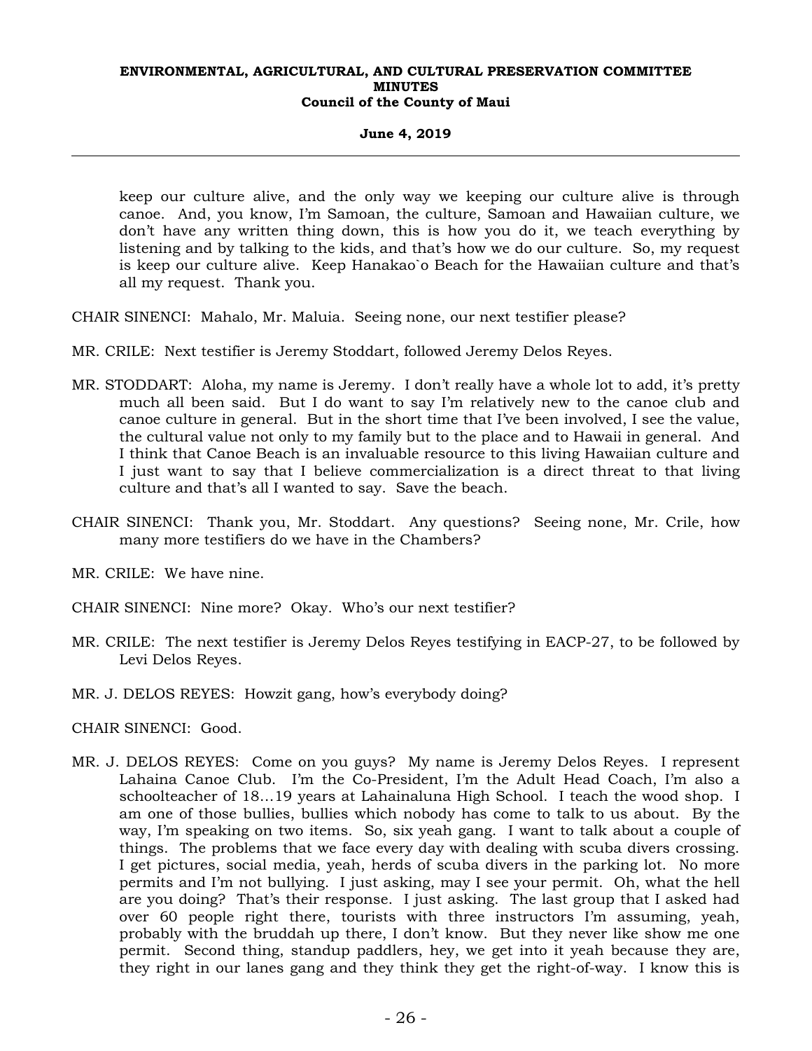keep our culture alive, and the only way we keeping our culture alive is through canoe. And, you know, I'm Samoan, the culture, Samoan and Hawaiian culture, we don't have any written thing down, this is how you do it, we teach everything by listening and by talking to the kids, and that's how we do our culture. So, my request is keep our culture alive. Keep Hanakao`o Beach for the Hawaiian culture and that's all my request. Thank you.

CHAIR SINENCI: Mahalo, Mr. Maluia. Seeing none, our next testifier please?

MR. CRILE: Next testifier is Jeremy Stoddart, followed Jeremy Delos Reyes.

MR. STODDART: Aloha, my name is Jeremy. I don't really have a whole lot to add, it's pretty much all been said. But I do want to say I'm relatively new to the canoe club and canoe culture in general. But in the short time that I've been involved, I see the value, the cultural value not only to my family but to the place and to Hawaii in general. And I think that Canoe Beach is an invaluable resource to this living Hawaiian culture and I just want to say that I believe commercialization is a direct threat to that living culture and that's all I wanted to say. Save the beach.

CHAIR SINENCI: Thank you, Mr. Stoddart. Any questions? Seeing none, Mr. Crile, how many more testifiers do we have in the Chambers?

MR. CRILE: We have nine.

CHAIR SINENCI: Nine more? Okay. Who's our next testifier?

MR. CRILE: The next testifier is Jeremy Delos Reyes testifying in EACP-27, to be followed by Levi Delos Reyes.

MR. J. DELOS REYES: Howzit gang, how's everybody doing?

CHAIR SINENCI: Good.

MR. J. DELOS REYES: Come on you guys? My name is Jeremy Delos Reyes. I represent Lahaina Canoe Club. I'm the Co-President, I'm the Adult Head Coach, I'm also a schoolteacher of 18…19 years at Lahainaluna High School. I teach the wood shop. I am one of those bullies, bullies which nobody has come to talk to us about. By the way, I'm speaking on two items. So, six yeah gang. I want to talk about a couple of things. The problems that we face every day with dealing with scuba divers crossing. I get pictures, social media, yeah, herds of scuba divers in the parking lot. No more permits and I'm not bullying. I just asking, may I see your permit. Oh, what the hell are you doing? That's their response. I just asking. The last group that I asked had over 60 people right there, tourists with three instructors I'm assuming, yeah, probably with the bruddah up there, I don't know. But they never like show me one permit. Second thing, standup paddlers, hey, we get into it yeah because they are, they right in our lanes gang and they think they get the right-of-way. I know this is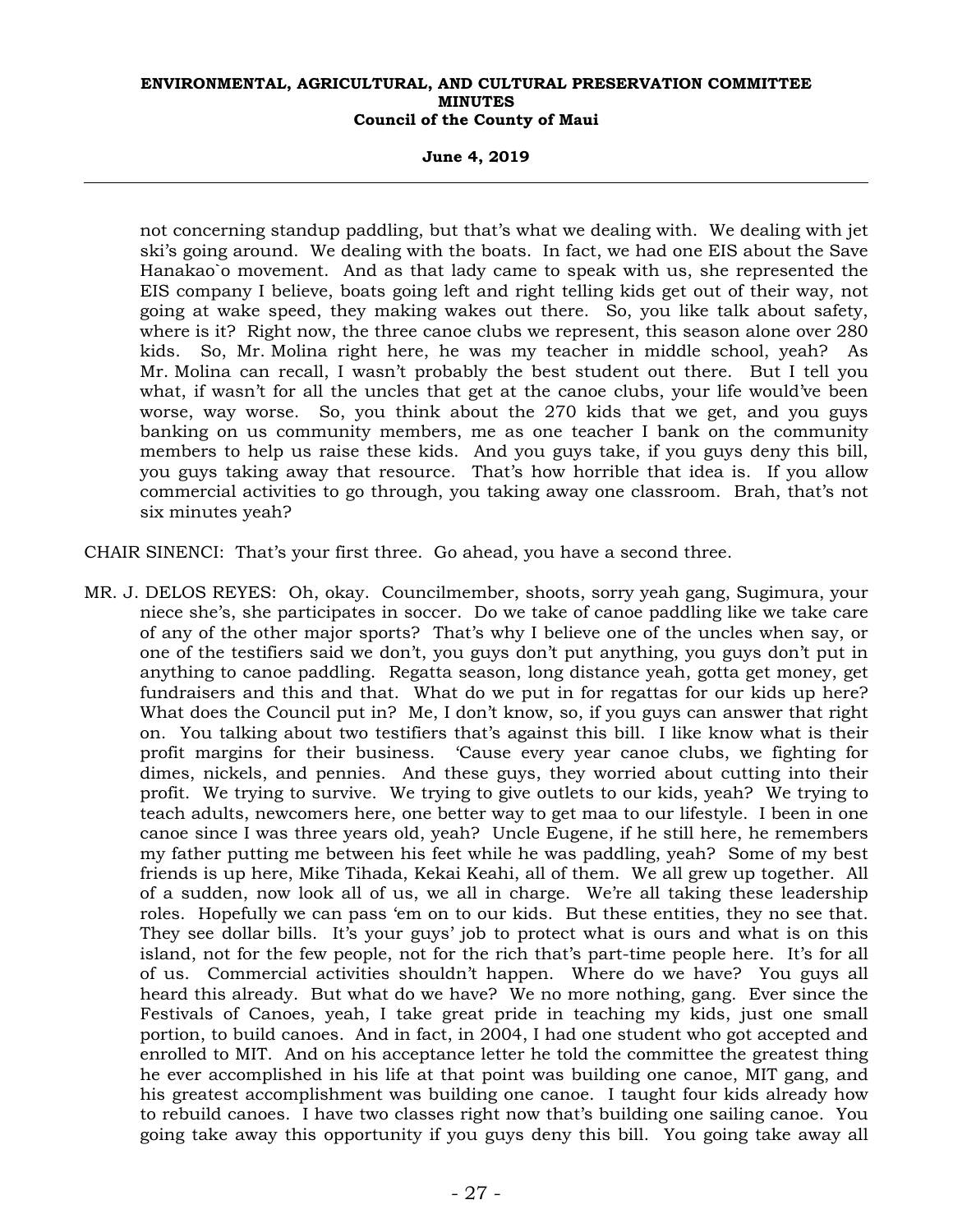not concerning standup paddling, but that's what we dealing with. We dealing with jet ski's going around. We dealing with the boats. In fact, we had one EIS about the Save Hanakao`o movement. And as that lady came to speak with us, she represented the EIS company I believe, boats going left and right telling kids get out of their way, not going at wake speed, they making wakes out there. So, you like talk about safety, where is it? Right now, the three canoe clubs we represent, this season alone over 280 kids. So, Mr. Molina right here, he was my teacher in middle school, yeah? As Mr. Molina can recall, I wasn't probably the best student out there. But I tell you what, if wasn't for all the uncles that get at the canoe clubs, your life would've been worse, way worse. So, you think about the 270 kids that we get, and you guys banking on us community members, me as one teacher I bank on the community members to help us raise these kids. And you guys take, if you guys deny this bill, you guys taking away that resource. That's how horrible that idea is. If you allow commercial activities to go through, you taking away one classroom. Brah, that's not six minutes yeah?

CHAIR SINENCI: That's your first three. Go ahead, you have a second three.

MR. J. DELOS REYES: Oh, okay. Councilmember, shoots, sorry yeah gang, Sugimura, your niece she's, she participates in soccer. Do we take of canoe paddling like we take care of any of the other major sports? That's why I believe one of the uncles when say, or one of the testifiers said we don't, you guys don't put anything, you guys don't put in anything to canoe paddling. Regatta season, long distance yeah, gotta get money, get fundraisers and this and that. What do we put in for regattas for our kids up here? What does the Council put in? Me, I don't know, so, if you guys can answer that right on. You talking about two testifiers that's against this bill. I like know what is their profit margins for their business. 'Cause every year canoe clubs, we fighting for dimes, nickels, and pennies. And these guys, they worried about cutting into their profit. We trying to survive. We trying to give outlets to our kids, yeah? We trying to teach adults, newcomers here, one better way to get maa to our lifestyle. I been in one canoe since I was three years old, yeah? Uncle Eugene, if he still here, he remembers my father putting me between his feet while he was paddling, yeah? Some of my best friends is up here, Mike Tihada, Kekai Keahi, all of them. We all grew up together. All of a sudden, now look all of us, we all in charge. We're all taking these leadership roles. Hopefully we can pass 'em on to our kids. But these entities, they no see that. They see dollar bills. It's your guys' job to protect what is ours and what is on this island, not for the few people, not for the rich that's part-time people here. It's for all of us. Commercial activities shouldn't happen. Where do we have? You guys all heard this already. But what do we have? We no more nothing, gang. Ever since the Festivals of Canoes, yeah, I take great pride in teaching my kids, just one small portion, to build canoes. And in fact, in 2004, I had one student who got accepted and enrolled to MIT. And on his acceptance letter he told the committee the greatest thing he ever accomplished in his life at that point was building one canoe, MIT gang, and his greatest accomplishment was building one canoe. I taught four kids already how to rebuild canoes. I have two classes right now that's building one sailing canoe. You going take away this opportunity if you guys deny this bill. You going take away all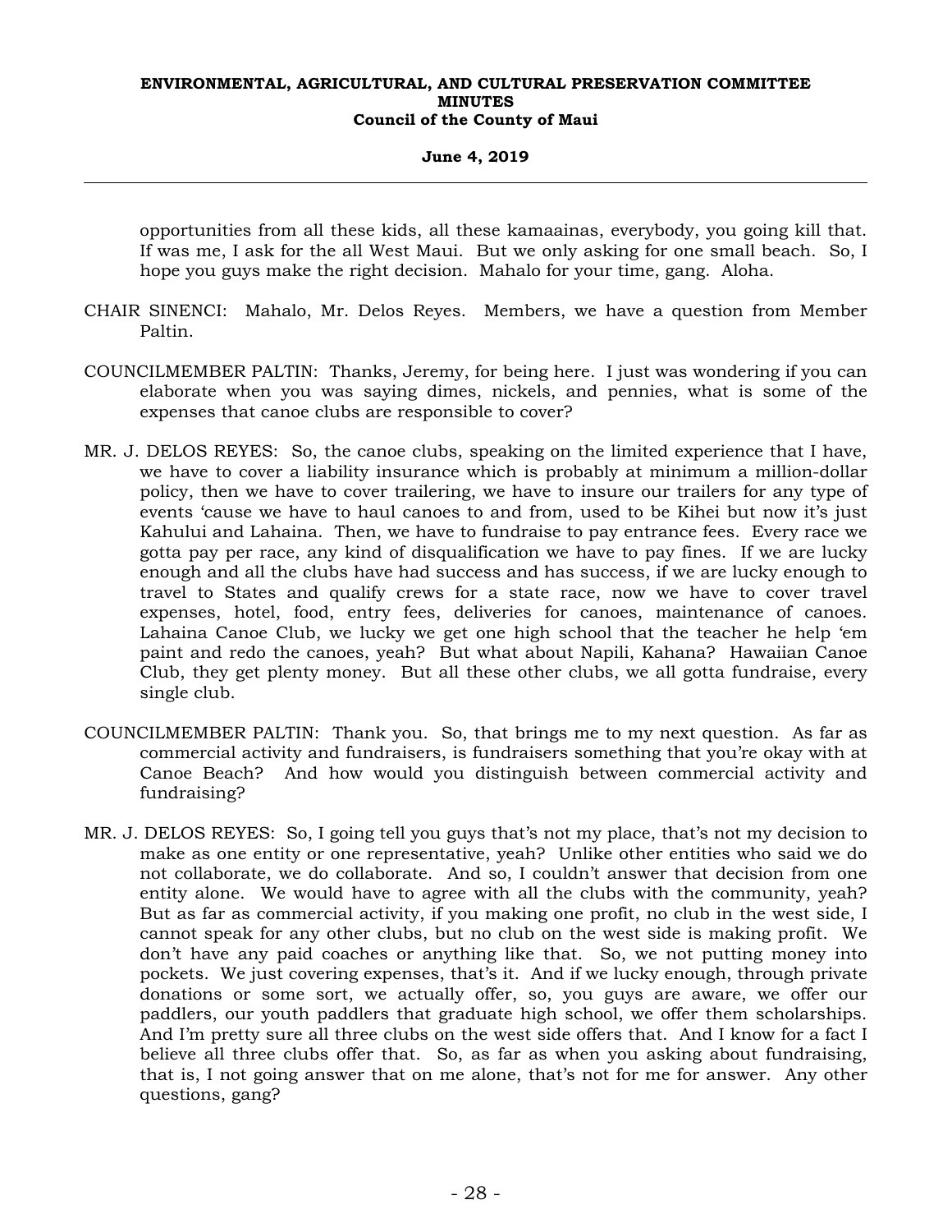opportunities from all these kids, all these kamaainas, everybody, you going kill that. If was me, I ask for the all West Maui. But we only asking for one small beach. So, I hope you guys make the right decision. Mahalo for your time, gang. Aloha.

CHAIR SINENCI: Mahalo, Mr. Delos Reyes. Members, we have a question from Member Paltin.

COUNCILMEMBER PALTIN: Thanks, Jeremy, for being here. I just was wondering if you can elaborate when you was saying dimes, nickels, and pennies, what is some of the expenses that canoe clubs are responsible to cover?

MR. J. DELOS REYES: So, the canoe clubs, speaking on the limited experience that I have, we have to cover a liability insurance which is probably at minimum a million-dollar policy, then we have to cover trailering, we have to insure our trailers for any type of events 'cause we have to haul canoes to and from, used to be Kihei but now it's just Kahului and Lahaina. Then, we have to fundraise to pay entrance fees. Every race we gotta pay per race, any kind of disqualification we have to pay fines. If we are lucky enough and all the clubs have had success and has success, if we are lucky enough to travel to States and qualify crews for a state race, now we have to cover travel expenses, hotel, food, entry fees, deliveries for canoes, maintenance of canoes. Lahaina Canoe Club, we lucky we get one high school that the teacher he help 'em paint and redo the canoes, yeah? But what about Napili, Kahana? Hawaiian Canoe Club, they get plenty money. But all these other clubs, we all gotta fundraise, every single club.

COUNCILMEMBER PALTIN: Thank you. So, that brings me to my next question. As far as commercial activity and fundraisers, is fundraisers something that you're okay with at Canoe Beach? And how would you distinguish between commercial activity and fundraising?

MR. J. DELOS REYES: So, I going tell you guys that's not my place, that's not my decision to make as one entity or one representative, yeah? Unlike other entities who said we do not collaborate, we do collaborate. And so, I couldn't answer that decision from one entity alone. We would have to agree with all the clubs with the community, yeah? But as far as commercial activity, if you making one profit, no club in the west side, I cannot speak for any other clubs, but no club on the west side is making profit. We don't have any paid coaches or anything like that. So, we not putting money into pockets. We just covering expenses, that's it. And if we lucky enough, through private donations or some sort, we actually offer, so, you guys are aware, we offer our paddlers, our youth paddlers that graduate high school, we offer them scholarships. And I'm pretty sure all three clubs on the west side offers that. And I know for a fact I believe all three clubs offer that. So, as far as when you asking about fundraising, that is, I not going answer that on me alone, that's not for me for answer. Any other questions, gang?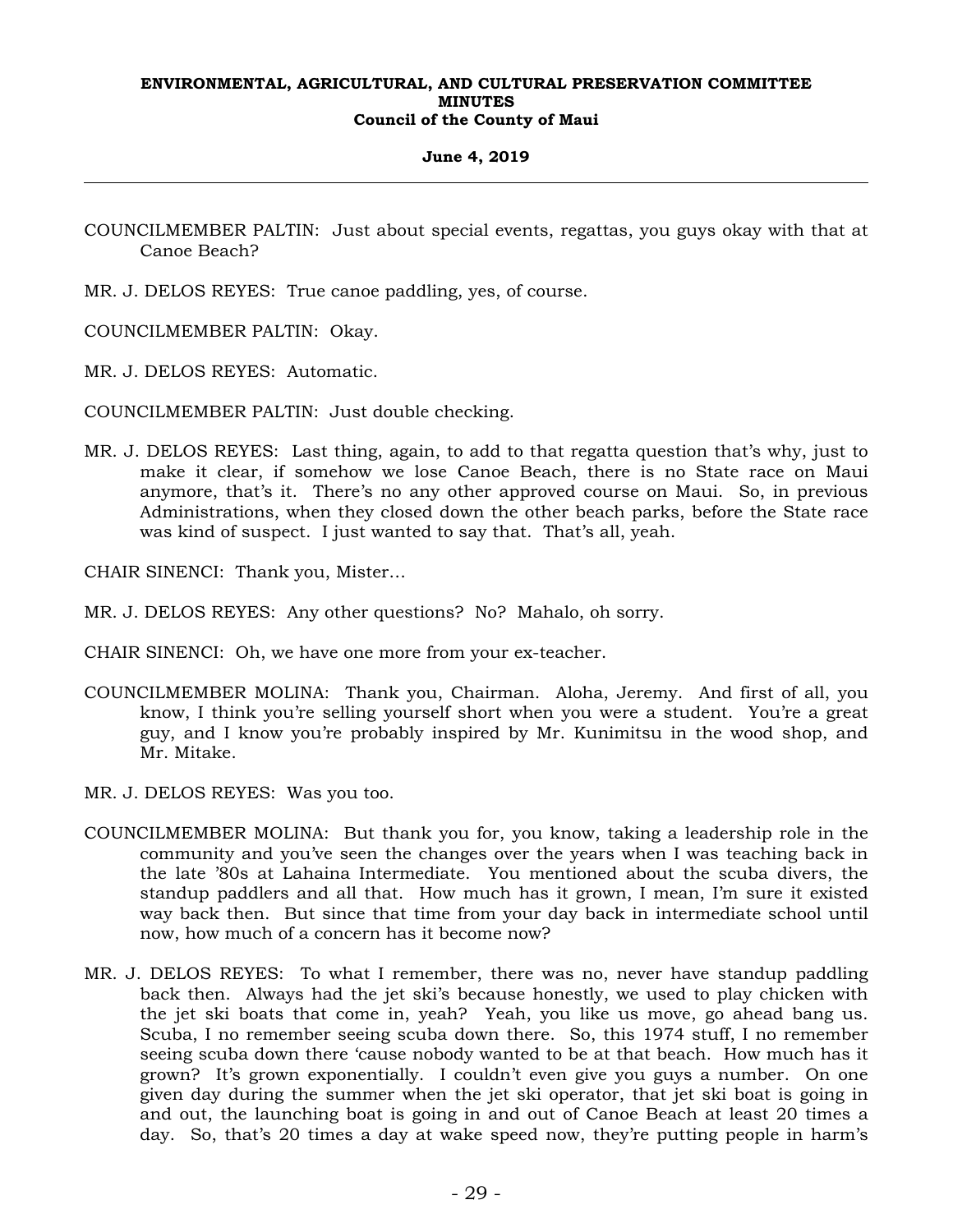COUNCILMEMBER PALTIN: Just about special events, regattas, you guys okay with that at Canoe Beach?

MR. J. DELOS REYES: True canoe paddling, yes, of course.

COUNCILMEMBER PALTIN: Okay.

MR. J. DELOS REYES: Automatic.

COUNCILMEMBER PALTIN: Just double checking.

MR. J. DELOS REYES: Last thing, again, to add to that regatta question that's why, just to make it clear, if somehow we lose Canoe Beach, there is no State race on Maui anymore, that's it. There's no any other approved course on Maui. So, in previous Administrations, when they closed down the other beach parks, before the State race was kind of suspect. I just wanted to say that. That's all, yeah.

CHAIR SINENCI: Thank you, Mister…

MR. J. DELOS REYES: Any other questions? No? Mahalo, oh sorry.

CHAIR SINENCI: Oh, we have one more from your ex-teacher.

COUNCILMEMBER MOLINA: Thank you, Chairman. Aloha, Jeremy. And first of all, you know, I think you're selling yourself short when you were a student. You're a great guy, and I know you're probably inspired by Mr. Kunimitsu in the wood shop, and Mr. Mitake.

MR. J. DELOS REYES: Was you too.

COUNCILMEMBER MOLINA: But thank you for, you know, taking a leadership role in the community and you've seen the changes over the years when I was teaching back in the late '80s at Lahaina Intermediate. You mentioned about the scuba divers, the standup paddlers and all that. How much has it grown, I mean, I'm sure it existed way back then. But since that time from your day back in intermediate school until now, how much of a concern has it become now?

MR. J. DELOS REYES: To what I remember, there was no, never have standup paddling back then. Always had the jet ski's because honestly, we used to play chicken with the jet ski boats that come in, yeah? Yeah, you like us move, go ahead bang us. Scuba, I no remember seeing scuba down there. So, this 1974 stuff, I no remember seeing scuba down there 'cause nobody wanted to be at that beach. How much has it grown? It's grown exponentially. I couldn't even give you guys a number. On one given day during the summer when the jet ski operator, that jet ski boat is going in and out, the launching boat is going in and out of Canoe Beach at least 20 times a day. So, that's 20 times a day at wake speed now, they're putting people in harm's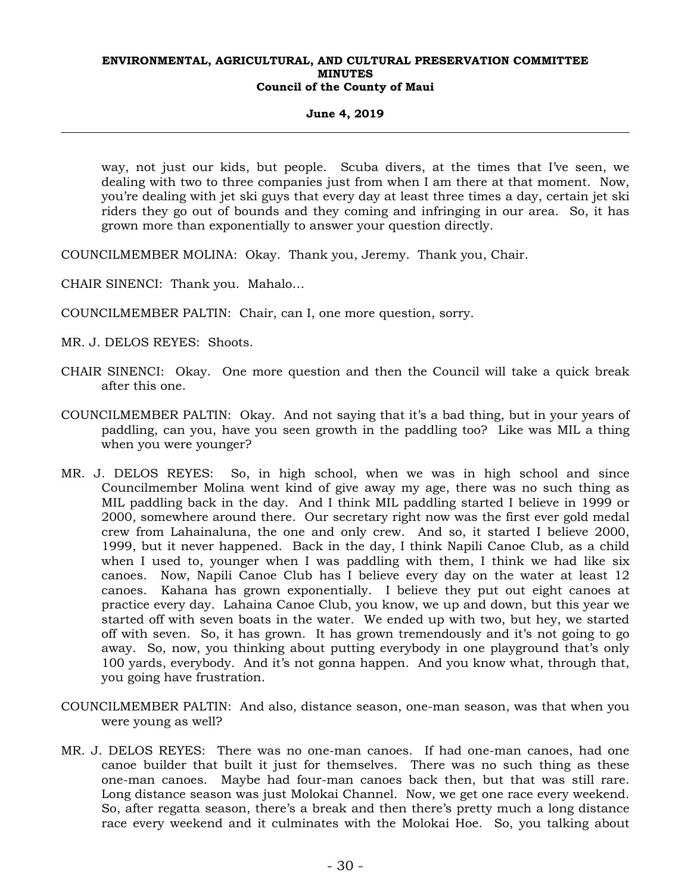way, not just our kids, but people. Scuba divers, at the times that I've seen, we dealing with two to three companies just from when I am there at that moment. Now, you're dealing with jet ski guys that every day at least three times a day, certain jet ski riders they go out of bounds and they coming and infringing in our area. So, it has grown more than exponentially to answer your question directly.

COUNCILMEMBER MOLINA: Okay. Thank you, Jeremy. Thank you, Chair.

CHAIR SINENCI: Thank you. Mahalo…

COUNCILMEMBER PALTIN: Chair, can I, one more question, sorry.

MR. J. DELOS REYES: Shoots.

CHAIR SINENCI: Okay. One more question and then the Council will take a quick break after this one.

COUNCILMEMBER PALTIN: Okay. And not saying that it's a bad thing, but in your years of paddling, can you, have you seen growth in the paddling too? Like was MIL a thing when you were younger?

MR. J. DELOS REYES: So, in high school, when we was in high school and since Councilmember Molina went kind of give away my age, there was no such thing as MIL paddling back in the day. And I think MIL paddling started I believe in 1999 or 2000, somewhere around there. Our secretary right now was the first ever gold medal crew from Lahainaluna, the one and only crew. And so, it started I believe 2000, 1999, but it never happened. Back in the day, I think Napili Canoe Club, as a child when I used to, younger when I was paddling with them, I think we had like six canoes. Now, Napili Canoe Club has I believe every day on the water at least 12 canoes. Kahana has grown exponentially. I believe they put out eight canoes at practice every day. Lahaina Canoe Club, you know, we up and down, but this year we started off with seven boats in the water. We ended up with two, but hey, we started off with seven. So, it has grown. It has grown tremendously and it's not going to go away. So, now, you thinking about putting everybody in one playground that's only 100 yards, everybody. And it's not gonna happen. And you know what, through that, you going have frustration.

COUNCILMEMBER PALTIN: And also, distance season, one-man season, was that when you were young as well?

MR. J. DELOS REYES: There was no one-man canoes. If had one-man canoes, had one canoe builder that built it just for themselves. There was no such thing as these one-man canoes. Maybe had four-man canoes back then, but that was still rare. Long distance season was just Molokai Channel. Now, we get one race every weekend. So, after regatta season, there's a break and then there's pretty much a long distance race every weekend and it culminates with the Molokai Hoe. So, you talking about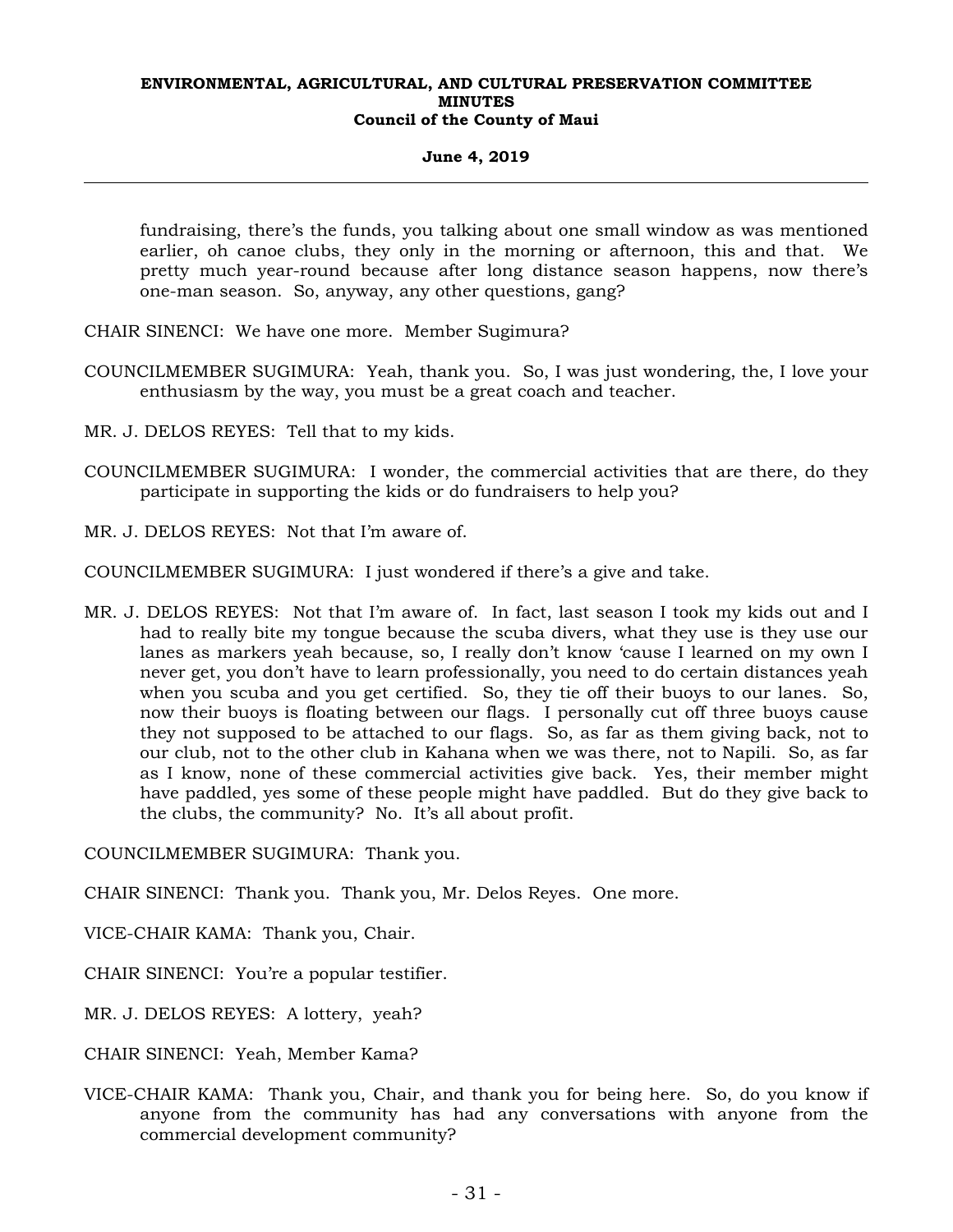fundraising, there's the funds, you talking about one small window as was mentioned earlier, oh canoe clubs, they only in the morning or afternoon, this and that. We pretty much year-round because after long distance season happens, now there's one-man season. So, anyway, any other questions, gang?

CHAIR SINENCI: We have one more. Member Sugimura?

COUNCILMEMBER SUGIMURA: Yeah, thank you. So, I was just wondering, the, I love your enthusiasm by the way, you must be a great coach and teacher.

MR. J. DELOS REYES: Tell that to my kids.

COUNCILMEMBER SUGIMURA: I wonder, the commercial activities that are there, do they participate in supporting the kids or do fundraisers to help you?

MR. J. DELOS REYES: Not that I'm aware of.

COUNCILMEMBER SUGIMURA: I just wondered if there's a give and take.

MR. J. DELOS REYES: Not that I'm aware of. In fact, last season I took my kids out and I had to really bite my tongue because the scuba divers, what they use is they use our lanes as markers yeah because, so, I really don't know 'cause I learned on my own I never get, you don't have to learn professionally, you need to do certain distances yeah when you scuba and you get certified. So, they tie off their buoys to our lanes. So, now their buoys is floating between our flags. I personally cut off three buoys cause they not supposed to be attached to our flags. So, as far as them giving back, not to our club, not to the other club in Kahana when we was there, not to Napili. So, as far as I know, none of these commercial activities give back. Yes, their member might have paddled, yes some of these people might have paddled. But do they give back to the clubs, the community? No. It's all about profit.

COUNCILMEMBER SUGIMURA: Thank you.

CHAIR SINENCI: Thank you. Thank you, Mr. Delos Reyes. One more.

VICE-CHAIR KAMA: Thank you, Chair.

CHAIR SINENCI: You're a popular testifier.

MR. J. DELOS REYES: A lottery, yeah?

CHAIR SINENCI: Yeah, Member Kama?

VICE-CHAIR KAMA: Thank you, Chair, and thank you for being here. So, do you know if anyone from the community has had any conversations with anyone from the commercial development community?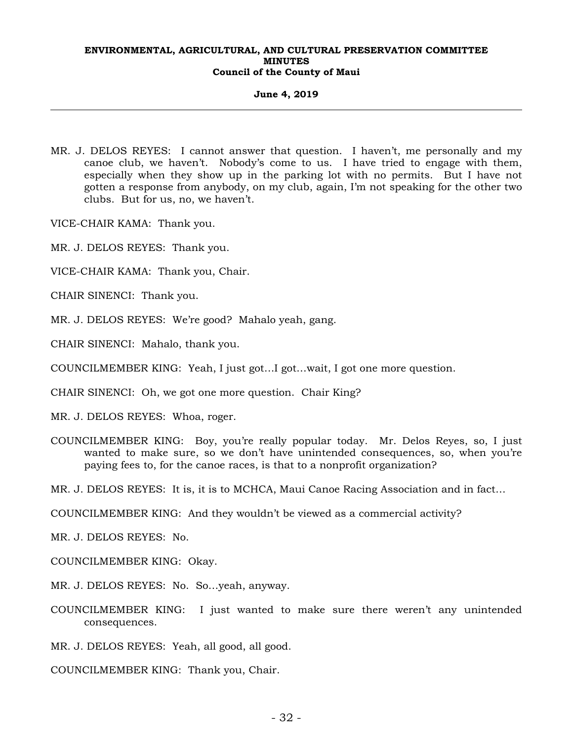MR. J. DELOS REYES: I cannot answer that question. I haven't, me personally and my canoe club, we haven't. Nobody's come to us. I have tried to engage with them, especially when they show up in the parking lot with no permits. But I have not gotten a response from anybody, on my club, again, I'm not speaking for the other two clubs. But for us, no, we haven't.

VICE-CHAIR KAMA: Thank you.

MR. J. DELOS REYES: Thank you.

VICE-CHAIR KAMA: Thank you, Chair.

CHAIR SINENCI: Thank you.

MR. J. DELOS REYES: We're good? Mahalo yeah, gang.

CHAIR SINENCI: Mahalo, thank you.

COUNCILMEMBER KING: Yeah, I just got…I got…wait, I got one more question.

CHAIR SINENCI: Oh, we got one more question. Chair King?

MR. J. DELOS REYES: Whoa, roger.

COUNCILMEMBER KING: Boy, you're really popular today. Mr. Delos Reyes, so, I just wanted to make sure, so we don't have unintended consequences, so, when you're paying fees to, for the canoe races, is that to a nonprofit organization?

MR. J. DELOS REYES: It is, it is to MCHCA, Maui Canoe Racing Association and in fact…

COUNCILMEMBER KING: And they wouldn't be viewed as a commercial activity?

MR. J. DELOS REYES: No.

COUNCILMEMBER KING: Okay.

MR. J. DELOS REYES: No. So…yeah, anyway.

COUNCILMEMBER KING: I just wanted to make sure there weren't any unintended consequences.

MR. J. DELOS REYES: Yeah, all good, all good.

COUNCILMEMBER KING: Thank you, Chair.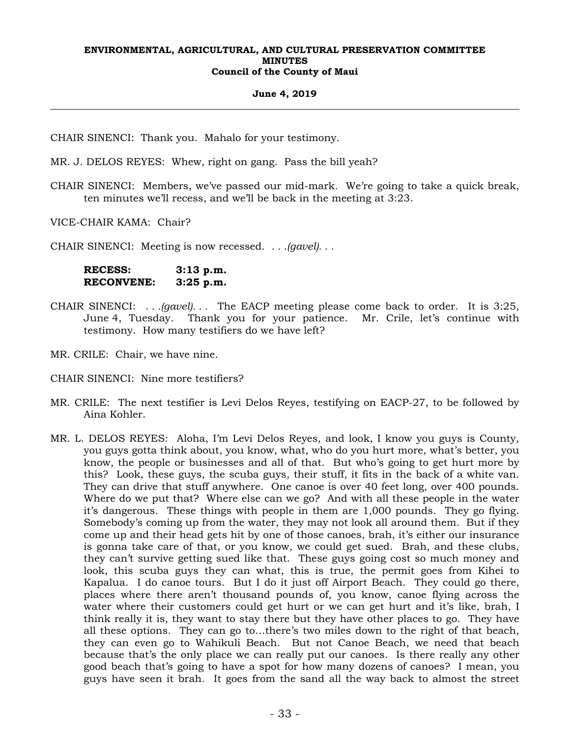CHAIR SINENCI: Thank you. Mahalo for your testimony.

MR. J. DELOS REYES: Whew, right on gang. Pass the bill yeah?

CHAIR SINENCI: Members, we've passed our mid-mark. We're going to take a quick break, ten minutes we'll recess, and we'll be back in the meeting at 3:23.

VICE-CHAIR KAMA: Chair?

CHAIR SINENCI: Meeting is now recessed. . . .*(gavel)*. . .

**RECESS: 3:13 p.m.**
**RECONVENE: 3:25 p.m.**

CHAIR SINENCI: . . .*(gavel)*. . . The EACP meeting please come back to order. It is 3:25, June 4, Tuesday. Thank you for your patience. Mr. Crile, let's continue with testimony. How many testifiers do we have left?

MR. CRILE: Chair, we have nine.

CHAIR SINENCI: Nine more testifiers?

MR. CRILE: The next testifier is Levi Delos Reyes, testifying on EACP-27, to be followed by Aina Kohler.

MR. L. DELOS REYES: Aloha, I'm Levi Delos Reyes, and look, I know you guys is County, you guys gotta think about, you know, what, who do you hurt more, what's better, you know, the people or businesses and all of that. But who's going to get hurt more by this? Look, these guys, the scuba guys, their stuff, it fits in the back of a white van. They can drive that stuff anywhere. One canoe is over 40 feet long, over 400 pounds. Where do we put that? Where else can we go? And with all these people in the water it's dangerous. These things with people in them are 1,000 pounds. They go flying. Somebody's coming up from the water, they may not look all around them. But if they come up and their head gets hit by one of those canoes, brah, it's either our insurance is gonna take care of that, or you know, we could get sued. Brah, and these clubs, they can't survive getting sued like that. These guys going cost so much money and look, this scuba guys they can what, this is true, the permit goes from Kihei to Kapalua. I do canoe tours. But I do it just off Airport Beach. They could go there, places where there aren't thousand pounds of, you know, canoe flying across the water where their customers could get hurt or we can get hurt and it's like, brah, I think really it is, they want to stay there but they have other places to go. They have all these options. They can go to…there's two miles down to the right of that beach, they can even go to Wahikuli Beach. But not Canoe Beach, we need that beach because that's the only place we can really put our canoes. Is there really any other good beach that's going to have a spot for how many dozens of canoes? I mean, you guys have seen it brah. It goes from the sand all the way back to almost the street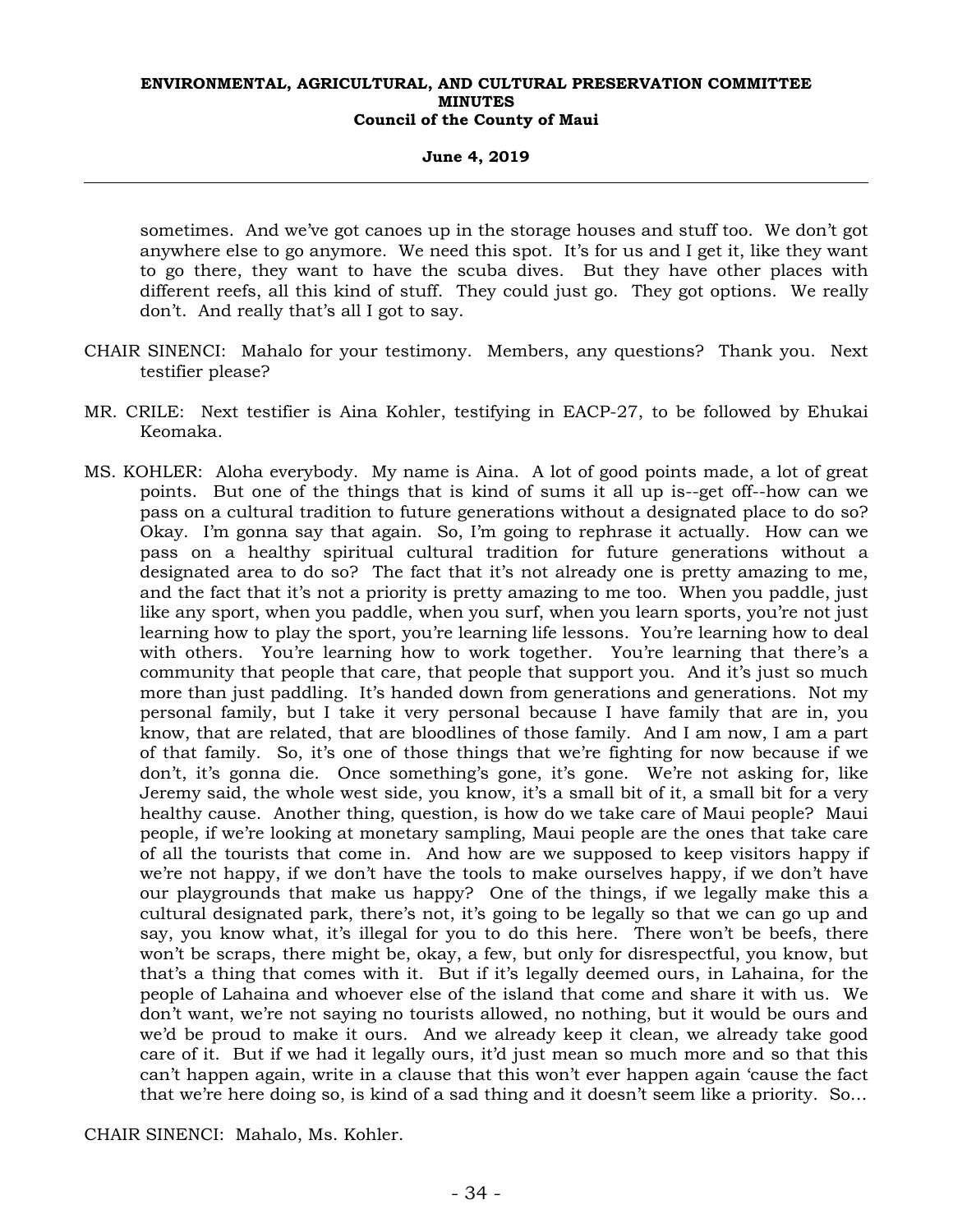sometimes. And we've got canoes up in the storage houses and stuff too. We don't got anywhere else to go anymore. We need this spot. It's for us and I get it, like they want to go there, they want to have the scuba dives. But they have other places with different reefs, all this kind of stuff. They could just go. They got options. We really don't. And really that's all I got to say.

CHAIR SINENCI: Mahalo for your testimony. Members, any questions? Thank you. Next testifier please?

MR. CRILE: Next testifier is Aina Kohler, testifying in EACP-27, to be followed by Ehukai Keomaka.

MS. KOHLER: Aloha everybody. My name is Aina. A lot of good points made, a lot of great points. But one of the things that is kind of sums it all up is--get off--how can we pass on a cultural tradition to future generations without a designated place to do so? Okay. I'm gonna say that again. So, I'm going to rephrase it actually. How can we pass on a healthy spiritual cultural tradition for future generations without a designated area to do so? The fact that it's not already one is pretty amazing to me, and the fact that it's not a priority is pretty amazing to me too. When you paddle, just like any sport, when you paddle, when you surf, when you learn sports, you're not just learning how to play the sport, you're learning life lessons. You're learning how to deal with others. You're learning how to work together. You're learning that there's a community that people that care, that people that support you. And it's just so much more than just paddling. It's handed down from generations and generations. Not my personal family, but I take it very personal because I have family that are in, you know, that are related, that are bloodlines of those family. And I am now, I am a part of that family. So, it's one of those things that we're fighting for now because if we don't, it's gonna die. Once something's gone, it's gone. We're not asking for, like Jeremy said, the whole west side, you know, it's a small bit of it, a small bit for a very healthy cause. Another thing, question, is how do we take care of Maui people? Maui people, if we're looking at monetary sampling, Maui people are the ones that take care of all the tourists that come in. And how are we supposed to keep visitors happy if we're not happy, if we don't have the tools to make ourselves happy, if we don't have our playgrounds that make us happy? One of the things, if we legally make this a cultural designated park, there's not, it's going to be legally so that we can go up and say, you know what, it's illegal for you to do this here. There won't be beefs, there won't be scraps, there might be, okay, a few, but only for disrespectful, you know, but that's a thing that comes with it. But if it's legally deemed ours, in Lahaina, for the people of Lahaina and whoever else of the island that come and share it with us. We don't want, we're not saying no tourists allowed, no nothing, but it would be ours and we'd be proud to make it ours. And we already keep it clean, we already take good care of it. But if we had it legally ours, it'd just mean so much more and so that this can't happen again, write in a clause that this won't ever happen again 'cause the fact that we're here doing so, is kind of a sad thing and it doesn't seem like a priority. So...

CHAIR SINENCI: Mahalo, Ms. Kohler.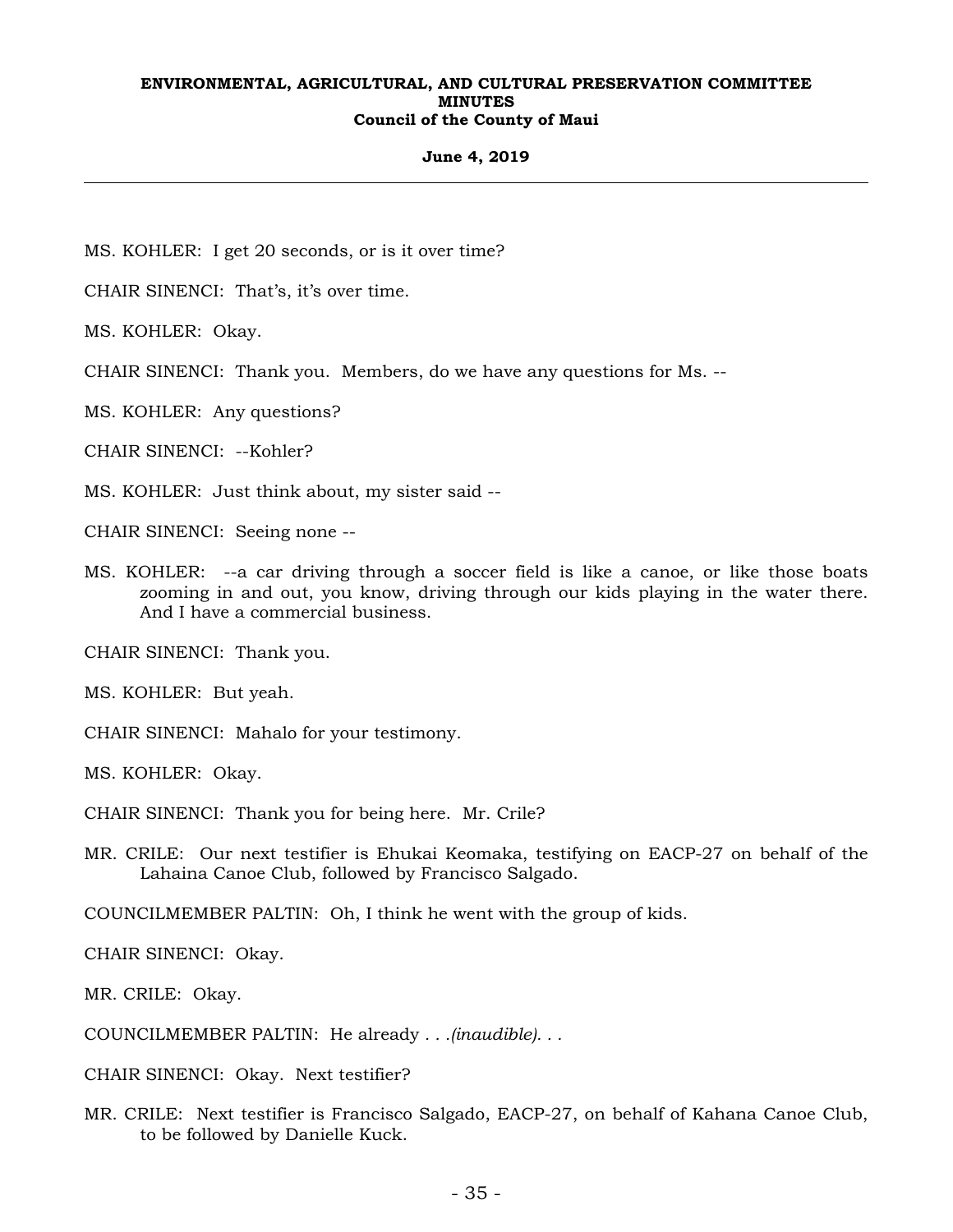MS. KOHLER: I get 20 seconds, or is it over time?

CHAIR SINENCI: That's, it's over time.

MS. KOHLER: Okay.

CHAIR SINENCI: Thank you. Members, do we have any questions for Ms. --

MS. KOHLER: Any questions?

CHAIR SINENCI: --Kohler?

MS. KOHLER: Just think about, my sister said --

CHAIR SINENCI: Seeing none --

MS. KOHLER: --a car driving through a soccer field is like a canoe, or like those boats zooming in and out, you know, driving through our kids playing in the water there. And I have a commercial business.

CHAIR SINENCI: Thank you.

MS. KOHLER: But yeah.

CHAIR SINENCI: Mahalo for your testimony.

MS. KOHLER: Okay.

CHAIR SINENCI: Thank you for being here. Mr. Crile?

MR. CRILE: Our next testifier is Ehukai Keomaka, testifying on EACP-27 on behalf of the Lahaina Canoe Club, followed by Francisco Salgado.

COUNCILMEMBER PALTIN: Oh, I think he went with the group of kids.

CHAIR SINENCI: Okay.

MR. CRILE: Okay.

COUNCILMEMBER PALTIN: He already *. . .(inaudible). . .*

CHAIR SINENCI: Okay. Next testifier?

MR. CRILE: Next testifier is Francisco Salgado, EACP-27, on behalf of Kahana Canoe Club, to be followed by Danielle Kuck.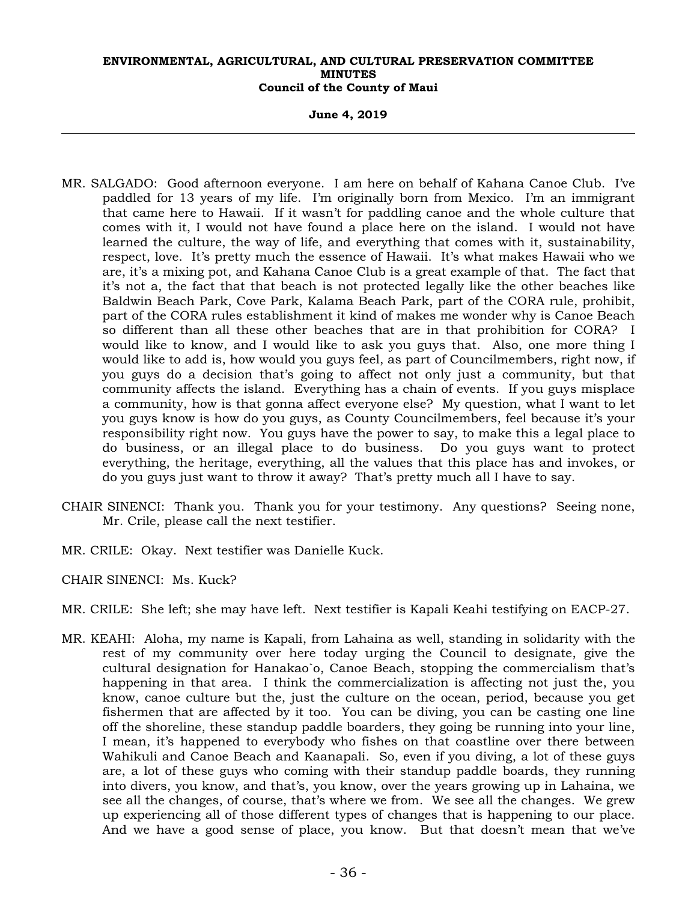MR. SALGADO: Good afternoon everyone. I am here on behalf of Kahana Canoe Club. I've paddled for 13 years of my life. I'm originally born from Mexico. I'm an immigrant that came here to Hawaii. If it wasn't for paddling canoe and the whole culture that comes with it, I would not have found a place here on the island. I would not have learned the culture, the way of life, and everything that comes with it, sustainability, respect, love. It's pretty much the essence of Hawaii. It's what makes Hawaii who we are, it's a mixing pot, and Kahana Canoe Club is a great example of that. The fact that it's not a, the fact that that beach is not protected legally like the other beaches like Baldwin Beach Park, Cove Park, Kalama Beach Park, part of the CORA rule, prohibit, part of the CORA rules establishment it kind of makes me wonder why is Canoe Beach so different than all these other beaches that are in that prohibition for CORA? I would like to know, and I would like to ask you guys that. Also, one more thing I would like to add is, how would you guys feel, as part of Councilmembers, right now, if you guys do a decision that's going to affect not only just a community, but that community affects the island. Everything has a chain of events. If you guys misplace a community, how is that gonna affect everyone else? My question, what I want to let you guys know is how do you guys, as County Councilmembers, feel because it's your responsibility right now. You guys have the power to say, to make this a legal place to do business, or an illegal place to do business. Do you guys want to protect everything, the heritage, everything, all the values that this place has and invokes, or do you guys just want to throw it away? That's pretty much all I have to say.

CHAIR SINENCI: Thank you. Thank you for your testimony. Any questions? Seeing none, Mr. Crile, please call the next testifier.

MR. CRILE: Okay. Next testifier was Danielle Kuck.

CHAIR SINENCI: Ms. Kuck?

MR. CRILE: She left; she may have left. Next testifier is Kapali Keahi testifying on EACP-27.

MR. KEAHI: Aloha, my name is Kapali, from Lahaina as well, standing in solidarity with the rest of my community over here today urging the Council to designate, give the cultural designation for Hanakao`o, Canoe Beach, stopping the commercialism that's happening in that area. I think the commercialization is affecting not just the, you know, canoe culture but the, just the culture on the ocean, period, because you get fishermen that are affected by it too. You can be diving, you can be casting one line off the shoreline, these standup paddle boarders, they going be running into your line, I mean, it's happened to everybody who fishes on that coastline over there between Wahikuli and Canoe Beach and Kaanapali. So, even if you diving, a lot of these guys are, a lot of these guys who coming with their standup paddle boards, they running into divers, you know, and that's, you know, over the years growing up in Lahaina, we see all the changes, of course, that's where we from. We see all the changes. We grew up experiencing all of those different types of changes that is happening to our place. And we have a good sense of place, you know. But that doesn't mean that we've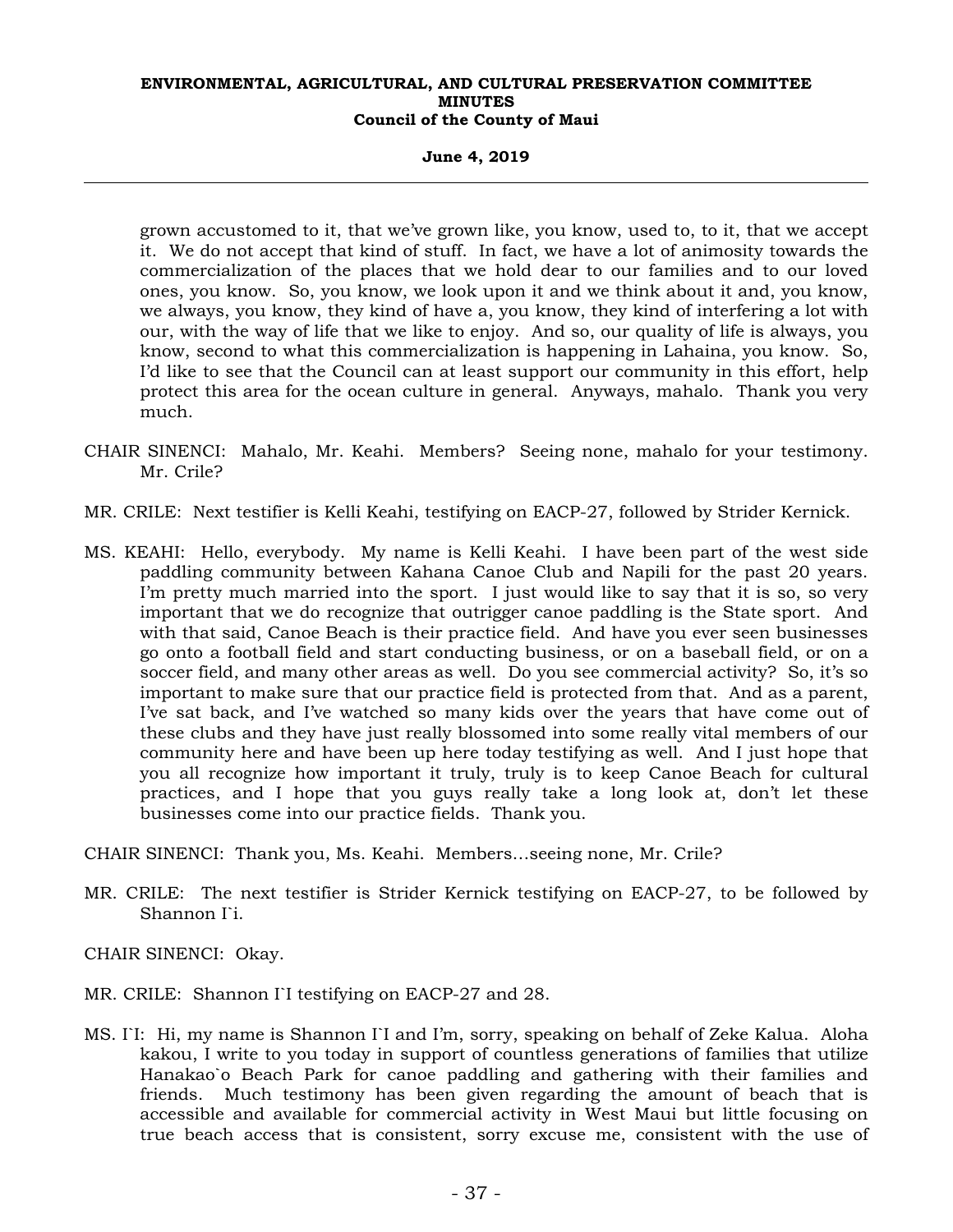grown accustomed to it, that we've grown like, you know, used to, to it, that we accept it. We do not accept that kind of stuff. In fact, we have a lot of animosity towards the commercialization of the places that we hold dear to our families and to our loved ones, you know. So, you know, we look upon it and we think about it and, you know, we always, you know, they kind of have a, you know, they kind of interfering a lot with our, with the way of life that we like to enjoy. And so, our quality of life is always, you know, second to what this commercialization is happening in Lahaina, you know. So, I'd like to see that the Council can at least support our community in this effort, help protect this area for the ocean culture in general. Anyways, mahalo. Thank you very much.

CHAIR SINENCI: Mahalo, Mr. Keahi. Members? Seeing none, mahalo for your testimony. Mr. Crile?

MR. CRILE: Next testifier is Kelli Keahi, testifying on EACP-27, followed by Strider Kernick.

MS. KEAHI: Hello, everybody. My name is Kelli Keahi. I have been part of the west side paddling community between Kahana Canoe Club and Napili for the past 20 years. I'm pretty much married into the sport. I just would like to say that it is so, so very important that we do recognize that outrigger canoe paddling is the State sport. And with that said, Canoe Beach is their practice field. And have you ever seen businesses go onto a football field and start conducting business, or on a baseball field, or on a soccer field, and many other areas as well. Do you see commercial activity? So, it's so important to make sure that our practice field is protected from that. And as a parent, I've sat back, and I've watched so many kids over the years that have come out of these clubs and they have just really blossomed into some really vital members of our community here and have been up here today testifying as well. And I just hope that you all recognize how important it truly, truly is to keep Canoe Beach for cultural practices, and I hope that you guys really take a long look at, don't let these businesses come into our practice fields. Thank you.

CHAIR SINENCI: Thank you, Ms. Keahi. Members...seeing none, Mr. Crile?

MR. CRILE: The next testifier is Strider Kernick testifying on EACP-27, to be followed by Shannon I`i.

CHAIR SINENCI: Okay.

MR. CRILE: Shannon I`I testifying on EACP-27 and 28.

MS. I`I: Hi, my name is Shannon I`I and I'm, sorry, speaking on behalf of Zeke Kalua. Aloha kakou, I write to you today in support of countless generations of families that utilize Hanakao`o Beach Park for canoe paddling and gathering with their families and friends. Much testimony has been given regarding the amount of beach that is accessible and available for commercial activity in West Maui but little focusing on true beach access that is consistent, sorry excuse me, consistent with the use of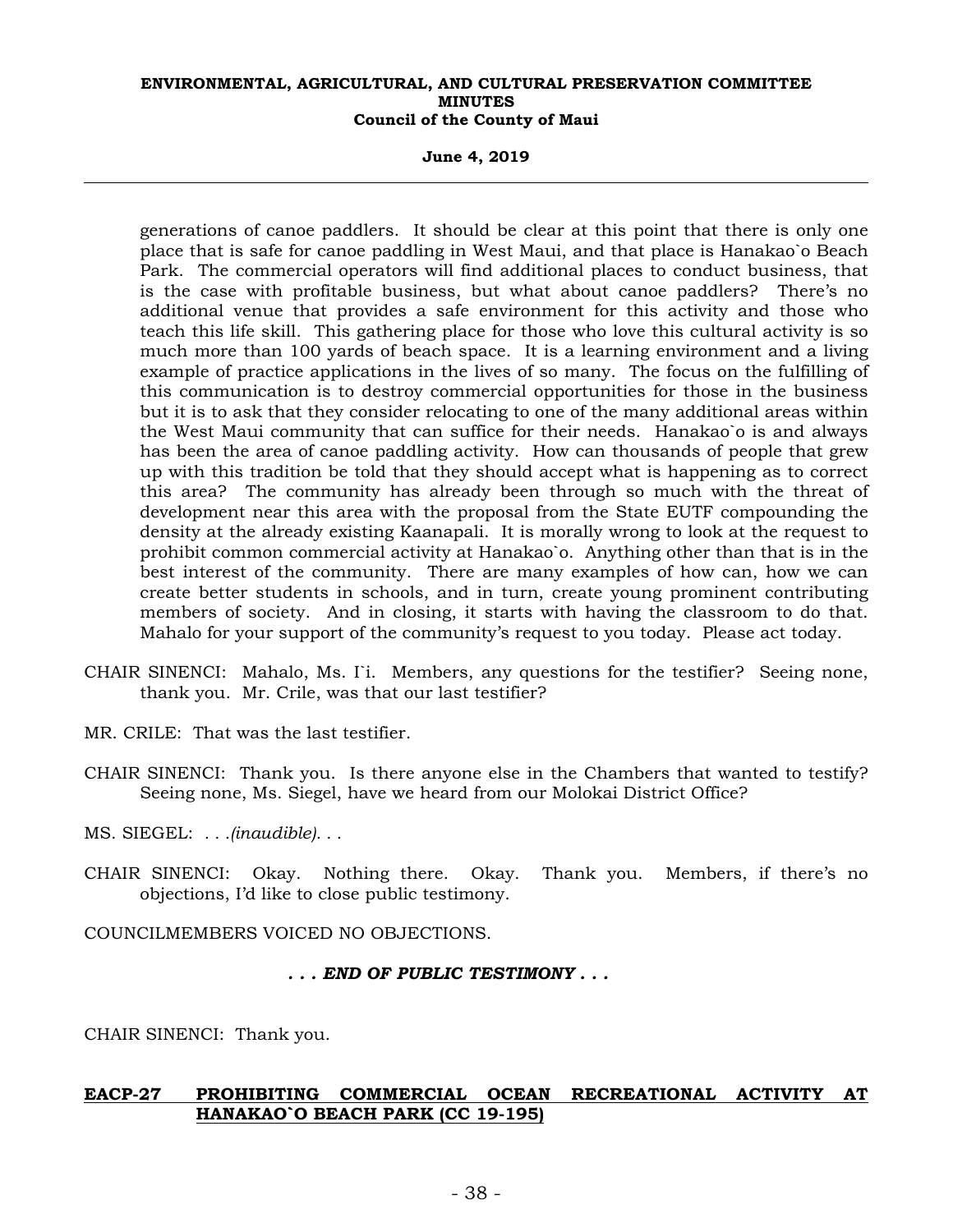generations of canoe paddlers. It should be clear at this point that there is only one place that is safe for canoe paddling in West Maui, and that place is Hanakao`o Beach Park. The commercial operators will find additional places to conduct business, that is the case with profitable business, but what about canoe paddlers? There's no additional venue that provides a safe environment for this activity and those who teach this life skill. This gathering place for those who love this cultural activity is so much more than 100 yards of beach space. It is a learning environment and a living example of practice applications in the lives of so many. The focus on the fulfilling of this communication is to destroy commercial opportunities for those in the business but it is to ask that they consider relocating to one of the many additional areas within the West Maui community that can suffice for their needs. Hanakao`o is and always has been the area of canoe paddling activity. How can thousands of people that grew up with this tradition be told that they should accept what is happening as to correct this area? The community has already been through so much with the threat of development near this area with the proposal from the State EUTF compounding the density at the already existing Kaanapali. It is morally wrong to look at the request to prohibit common commercial activity at Hanakao`o. Anything other than that is in the best interest of the community. There are many examples of how can, how we can create better students in schools, and in turn, create young prominent contributing members of society. And in closing, it starts with having the classroom to do that. Mahalo for your support of the community's request to you today. Please act today.

CHAIR SINENCI: Mahalo, Ms. I`i. Members, any questions for the testifier? Seeing none, thank you. Mr. Crile, was that our last testifier?

MR. CRILE: That was the last testifier.

CHAIR SINENCI: Thank you. Is there anyone else in the Chambers that wanted to testify? Seeing none, Ms. Siegel, have we heard from our Molokai District Office?

MS. SIEGEL: *. . .(inaudible). . .*

CHAIR SINENCI: Okay. Nothing there. Okay. Thank you. Members, if there's no objections, I'd like to close public testimony.

COUNCILMEMBERS VOICED NO OBJECTIONS.

***. . . END OF PUBLIC TESTIMONY . . .***

CHAIR SINENCI: Thank you.

**EACP-27 PROHIBITING COMMERCIAL OCEAN RECREATIONAL ACTIVITY AT HANAKAO`O BEACH PARK (CC 19-195)**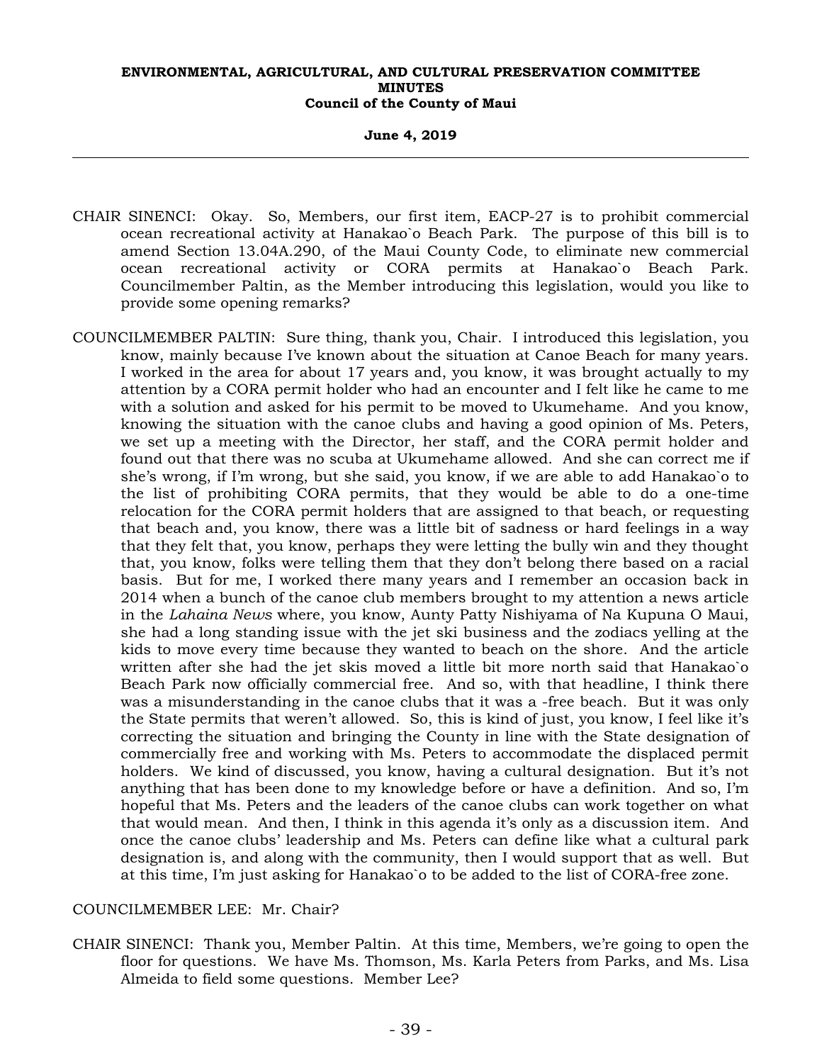CHAIR SINENCI: Okay. So, Members, our first item, EACP-27 is to prohibit commercial ocean recreational activity at Hanakao`o Beach Park. The purpose of this bill is to amend Section 13.04A.290, of the Maui County Code, to eliminate new commercial ocean recreational activity or CORA permits at Hanakao`o Beach Park. Councilmember Paltin, as the Member introducing this legislation, would you like to provide some opening remarks?

COUNCILMEMBER PALTIN: Sure thing, thank you, Chair. I introduced this legislation, you know, mainly because I've known about the situation at Canoe Beach for many years. I worked in the area for about 17 years and, you know, it was brought actually to my attention by a CORA permit holder who had an encounter and I felt like he came to me with a solution and asked for his permit to be moved to Ukumehame. And you know, knowing the situation with the canoe clubs and having a good opinion of Ms. Peters, we set up a meeting with the Director, her staff, and the CORA permit holder and found out that there was no scuba at Ukumehame allowed. And she can correct me if she's wrong, if I'm wrong, but she said, you know, if we are able to add Hanakao`o to the list of prohibiting CORA permits, that they would be able to do a one-time relocation for the CORA permit holders that are assigned to that beach, or requesting that beach and, you know, there was a little bit of sadness or hard feelings in a way that they felt that, you know, perhaps they were letting the bully win and they thought that, you know, folks were telling them that they don't belong there based on a racial basis. But for me, I worked there many years and I remember an occasion back in 2014 when a bunch of the canoe club members brought to my attention a news article in the *Lahaina News* where, you know, Aunty Patty Nishiyama of Na Kupuna O Maui, she had a long standing issue with the jet ski business and the zodiacs yelling at the kids to move every time because they wanted to beach on the shore. And the article written after she had the jet skis moved a little bit more north said that Hanakao`o Beach Park now officially commercial free. And so, with that headline, I think there was a misunderstanding in the canoe clubs that it was a -free beach. But it was only the State permits that weren't allowed. So, this is kind of just, you know, I feel like it's correcting the situation and bringing the County in line with the State designation of commercially free and working with Ms. Peters to accommodate the displaced permit holders. We kind of discussed, you know, having a cultural designation. But it's not anything that has been done to my knowledge before or have a definition. And so, I'm hopeful that Ms. Peters and the leaders of the canoe clubs can work together on what that would mean. And then, I think in this agenda it's only as a discussion item. And once the canoe clubs' leadership and Ms. Peters can define like what a cultural park designation is, and along with the community, then I would support that as well. But at this time, I'm just asking for Hanakao`o to be added to the list of CORA-free zone.

COUNCILMEMBER LEE: Mr. Chair?

CHAIR SINENCI: Thank you, Member Paltin. At this time, Members, we're going to open the floor for questions. We have Ms. Thomson, Ms. Karla Peters from Parks, and Ms. Lisa Almeida to field some questions. Member Lee?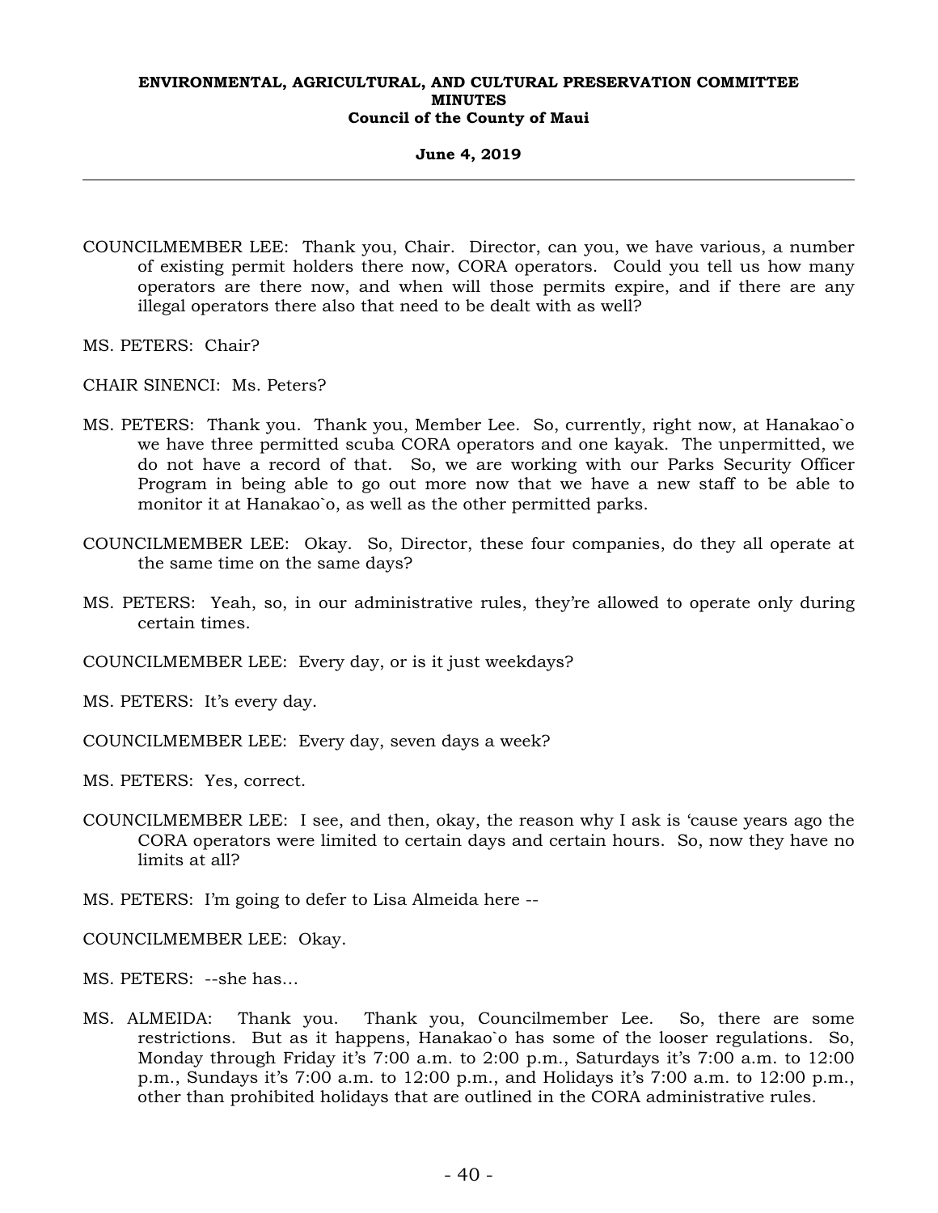COUNCILMEMBER LEE: Thank you, Chair. Director, can you, we have various, a number of existing permit holders there now, CORA operators. Could you tell us how many operators are there now, and when will those permits expire, and if there are any illegal operators there also that need to be dealt with as well?

MS. PETERS: Chair?

CHAIR SINENCI: Ms. Peters?

MS. PETERS: Thank you. Thank you, Member Lee. So, currently, right now, at Hanakao`o we have three permitted scuba CORA operators and one kayak. The unpermitted, we do not have a record of that. So, we are working with our Parks Security Officer Program in being able to go out more now that we have a new staff to be able to monitor it at Hanakao`o, as well as the other permitted parks.

COUNCILMEMBER LEE: Okay. So, Director, these four companies, do they all operate at the same time on the same days?

MS. PETERS: Yeah, so, in our administrative rules, they're allowed to operate only during certain times.

COUNCILMEMBER LEE: Every day, or is it just weekdays?

MS. PETERS: It's every day.

COUNCILMEMBER LEE: Every day, seven days a week?

MS. PETERS: Yes, correct.

COUNCILMEMBER LEE: I see, and then, okay, the reason why I ask is 'cause years ago the CORA operators were limited to certain days and certain hours. So, now they have no limits at all?

MS. PETERS: I'm going to defer to Lisa Almeida here --

COUNCILMEMBER LEE: Okay.

MS. PETERS: --she has...

MS. ALMEIDA: Thank you. Thank you, Councilmember Lee. So, there are some restrictions. But as it happens, Hanakao`o has some of the looser regulations. So, Monday through Friday it's 7:00 a.m. to 2:00 p.m., Saturdays it's 7:00 a.m. to 12:00 p.m., Sundays it's 7:00 a.m. to 12:00 p.m., and Holidays it's 7:00 a.m. to 12:00 p.m., other than prohibited holidays that are outlined in the CORA administrative rules.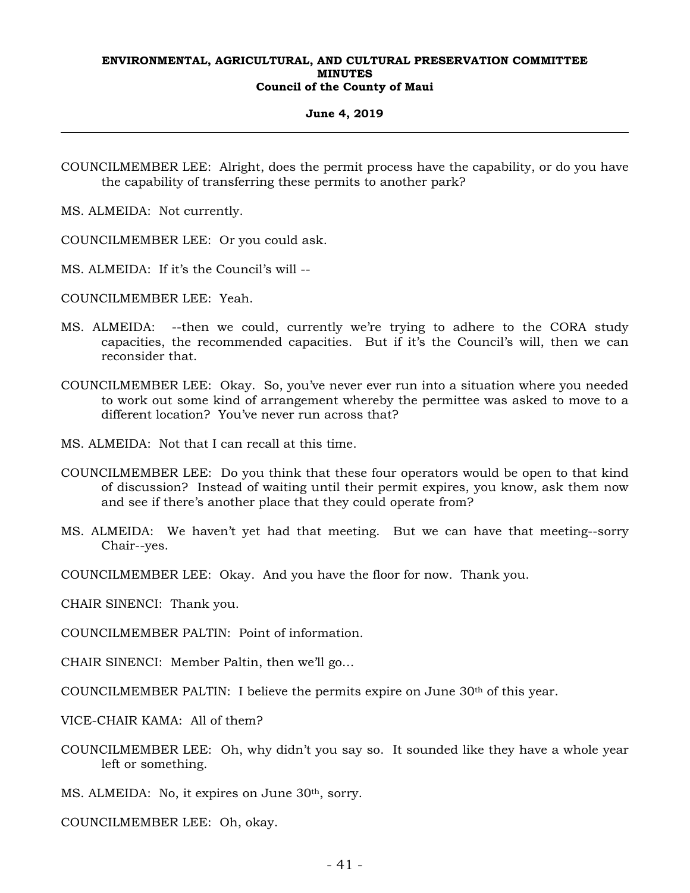COUNCILMEMBER LEE: Alright, does the permit process have the capability, or do you have the capability of transferring these permits to another park?

MS. ALMEIDA: Not currently.

COUNCILMEMBER LEE: Or you could ask.

MS. ALMEIDA: If it's the Council's will --

COUNCILMEMBER LEE: Yeah.

MS. ALMEIDA: --then we could, currently we're trying to adhere to the CORA study capacities, the recommended capacities. But if it's the Council's will, then we can reconsider that.

COUNCILMEMBER LEE: Okay. So, you've never ever run into a situation where you needed to work out some kind of arrangement whereby the permittee was asked to move to a different location? You've never run across that?

MS. ALMEIDA: Not that I can recall at this time.

COUNCILMEMBER LEE: Do you think that these four operators would be open to that kind of discussion? Instead of waiting until their permit expires, you know, ask them now and see if there's another place that they could operate from?

MS. ALMEIDA: We haven't yet had that meeting. But we can have that meeting--sorry Chair--yes.

COUNCILMEMBER LEE: Okay. And you have the floor for now. Thank you.

CHAIR SINENCI: Thank you.

COUNCILMEMBER PALTIN: Point of information.

CHAIR SINENCI: Member Paltin, then we'll go…

COUNCILMEMBER PALTIN: I believe the permits expire on June 30th of this year.

VICE-CHAIR KAMA: All of them?

COUNCILMEMBER LEE: Oh, why didn't you say so. It sounded like they have a whole year left or something.

MS. ALMEIDA: No, it expires on June 30th, sorry.

COUNCILMEMBER LEE: Oh, okay.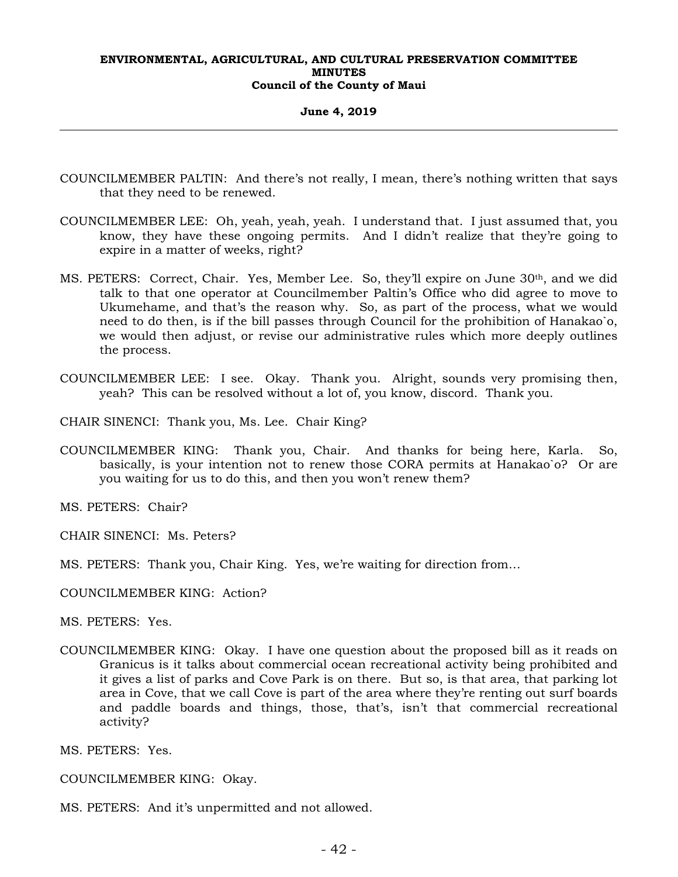COUNCILMEMBER PALTIN: And there's not really, I mean, there's nothing written that says that they need to be renewed.

COUNCILMEMBER LEE: Oh, yeah, yeah, yeah. I understand that. I just assumed that, you know, they have these ongoing permits. And I didn't realize that they're going to expire in a matter of weeks, right?

MS. PETERS: Correct, Chair. Yes, Member Lee. So, they'll expire on June 30th, and we did talk to that one operator at Councilmember Paltin's Office who did agree to move to Ukumehame, and that's the reason why. So, as part of the process, what we would need to do then, is if the bill passes through Council for the prohibition of Hanakao`o, we would then adjust, or revise our administrative rules which more deeply outlines the process.

COUNCILMEMBER LEE: I see. Okay. Thank you. Alright, sounds very promising then, yeah? This can be resolved without a lot of, you know, discord. Thank you.

CHAIR SINENCI: Thank you, Ms. Lee. Chair King?

COUNCILMEMBER KING: Thank you, Chair. And thanks for being here, Karla. So, basically, is your intention not to renew those CORA permits at Hanakao`o? Or are you waiting for us to do this, and then you won't renew them?

MS. PETERS: Chair?

CHAIR SINENCI: Ms. Peters?

MS. PETERS: Thank you, Chair King. Yes, we're waiting for direction from...

COUNCILMEMBER KING: Action?

MS. PETERS: Yes.

COUNCILMEMBER KING: Okay. I have one question about the proposed bill as it reads on Granicus is it talks about commercial ocean recreational activity being prohibited and it gives a list of parks and Cove Park is on there. But so, is that area, that parking lot area in Cove, that we call Cove is part of the area where they're renting out surf boards and paddle boards and things, those, that's, isn't that commercial recreational activity?

MS. PETERS: Yes.

COUNCILMEMBER KING: Okay.

MS. PETERS: And it's unpermitted and not allowed.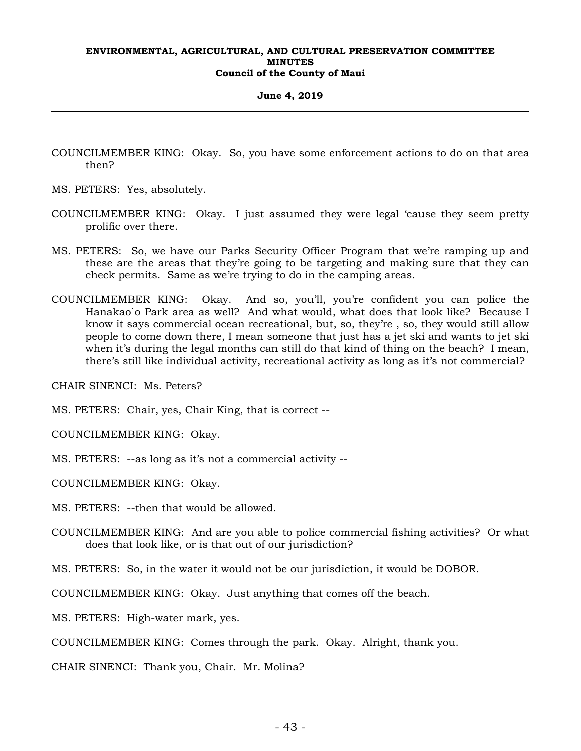COUNCILMEMBER KING: Okay. So, you have some enforcement actions to do on that area then?

MS. PETERS: Yes, absolutely.

COUNCILMEMBER KING: Okay. I just assumed they were legal 'cause they seem pretty prolific over there.

MS. PETERS: So, we have our Parks Security Officer Program that we're ramping up and these are the areas that they're going to be targeting and making sure that they can check permits. Same as we're trying to do in the camping areas.

COUNCILMEMBER KING: Okay. And so, you'll, you're confident you can police the Hanakao`o Park area as well? And what would, what does that look like? Because I know it says commercial ocean recreational, but, so, they're , so, they would still allow people to come down there, I mean someone that just has a jet ski and wants to jet ski when it's during the legal months can still do that kind of thing on the beach? I mean, there's still like individual activity, recreational activity as long as it's not commercial?

CHAIR SINENCI: Ms. Peters?

MS. PETERS: Chair, yes, Chair King, that is correct --

COUNCILMEMBER KING: Okay.

MS. PETERS: --as long as it's not a commercial activity --

COUNCILMEMBER KING: Okay.

MS. PETERS: --then that would be allowed.

COUNCILMEMBER KING: And are you able to police commercial fishing activities? Or what does that look like, or is that out of our jurisdiction?

MS. PETERS: So, in the water it would not be our jurisdiction, it would be DOBOR.

COUNCILMEMBER KING: Okay. Just anything that comes off the beach.

MS. PETERS: High-water mark, yes.

COUNCILMEMBER KING: Comes through the park. Okay. Alright, thank you.

CHAIR SINENCI: Thank you, Chair. Mr. Molina?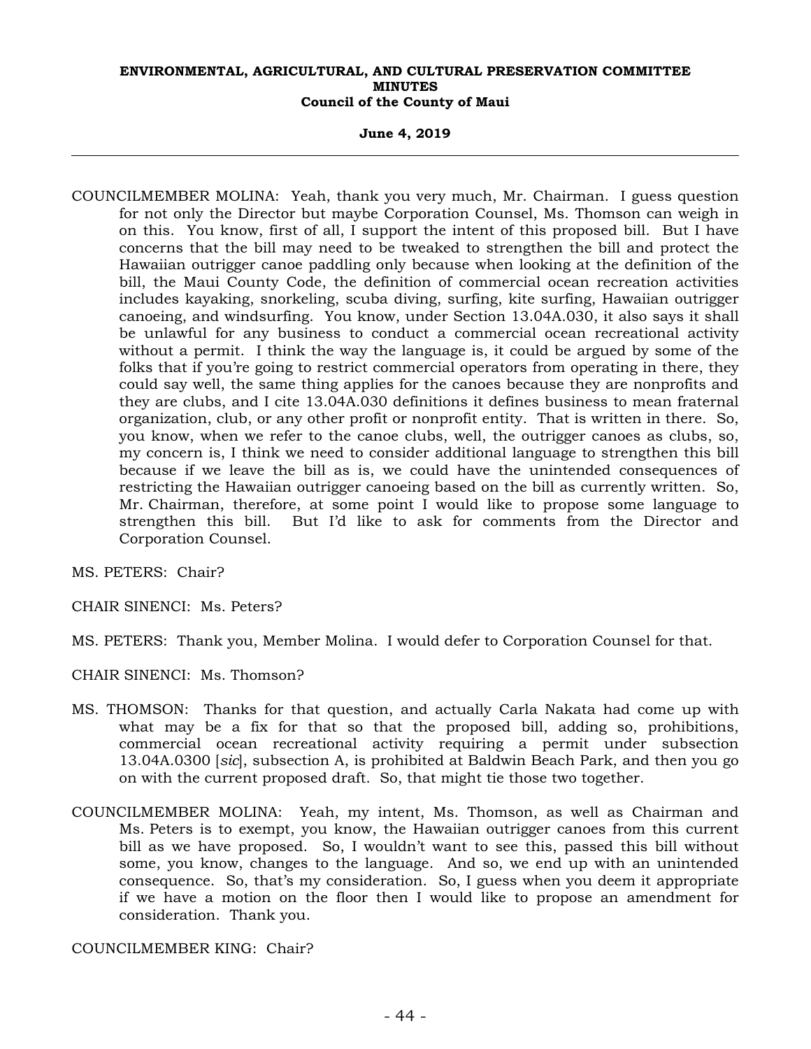COUNCILMEMBER MOLINA: Yeah, thank you very much, Mr. Chairman. I guess question for not only the Director but maybe Corporation Counsel, Ms. Thomson can weigh in on this. You know, first of all, I support the intent of this proposed bill. But I have concerns that the bill may need to be tweaked to strengthen the bill and protect the Hawaiian outrigger canoe paddling only because when looking at the definition of the bill, the Maui County Code, the definition of commercial ocean recreation activities includes kayaking, snorkeling, scuba diving, surfing, kite surfing, Hawaiian outrigger canoeing, and windsurfing. You know, under Section 13.04A.030, it also says it shall be unlawful for any business to conduct a commercial ocean recreational activity without a permit. I think the way the language is, it could be argued by some of the folks that if you're going to restrict commercial operators from operating in there, they could say well, the same thing applies for the canoes because they are nonprofits and they are clubs, and I cite 13.04A.030 definitions it defines business to mean fraternal organization, club, or any other profit or nonprofit entity. That is written in there. So, you know, when we refer to the canoe clubs, well, the outrigger canoes as clubs, so, my concern is, I think we need to consider additional language to strengthen this bill because if we leave the bill as is, we could have the unintended consequences of restricting the Hawaiian outrigger canoeing based on the bill as currently written. So, Mr. Chairman, therefore, at some point I would like to propose some language to strengthen this bill. But I'd like to ask for comments from the Director and Corporation Counsel.

MS. PETERS: Chair?

CHAIR SINENCI: Ms. Peters?

MS. PETERS: Thank you, Member Molina. I would defer to Corporation Counsel for that.

CHAIR SINENCI: Ms. Thomson?

MS. THOMSON: Thanks for that question, and actually Carla Nakata had come up with what may be a fix for that so that the proposed bill, adding so, prohibitions, commercial ocean recreational activity requiring a permit under subsection 13.04A.0300 [*sic*], subsection A, is prohibited at Baldwin Beach Park, and then you go on with the current proposed draft. So, that might tie those two together.

COUNCILMEMBER MOLINA: Yeah, my intent, Ms. Thomson, as well as Chairman and Ms. Peters is to exempt, you know, the Hawaiian outrigger canoes from this current bill as we have proposed. So, I wouldn't want to see this, passed this bill without some, you know, changes to the language. And so, we end up with an unintended consequence. So, that's my consideration. So, I guess when you deem it appropriate if we have a motion on the floor then I would like to propose an amendment for consideration. Thank you.

COUNCILMEMBER KING: Chair?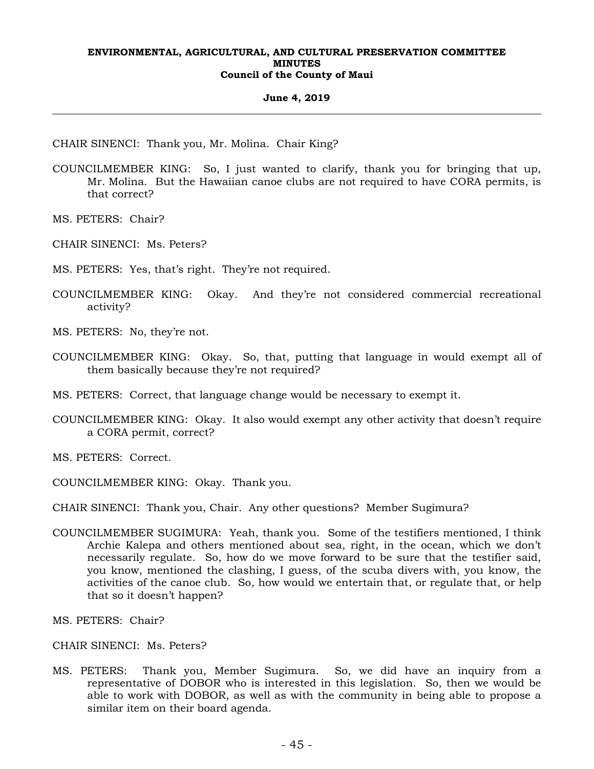CHAIR SINENCI: Thank you, Mr. Molina. Chair King?

COUNCILMEMBER KING: So, I just wanted to clarify, thank you for bringing that up, Mr. Molina. But the Hawaiian canoe clubs are not required to have CORA permits, is that correct?

MS. PETERS: Chair?

CHAIR SINENCI: Ms. Peters?

MS. PETERS: Yes, that's right. They're not required.

COUNCILMEMBER KING: Okay. And they're not considered commercial recreational activity?

MS. PETERS: No, they're not.

COUNCILMEMBER KING: Okay. So, that, putting that language in would exempt all of them basically because they're not required?

MS. PETERS: Correct, that language change would be necessary to exempt it.

COUNCILMEMBER KING: Okay. It also would exempt any other activity that doesn't require a CORA permit, correct?

MS. PETERS: Correct.

COUNCILMEMBER KING: Okay. Thank you.

CHAIR SINENCI: Thank you, Chair. Any other questions? Member Sugimura?

COUNCILMEMBER SUGIMURA: Yeah, thank you. Some of the testifiers mentioned, I think Archie Kalepa and others mentioned about sea, right, in the ocean, which we don't necessarily regulate. So, how do we move forward to be sure that the testifier said, you know, mentioned the clashing, I guess, of the scuba divers with, you know, the activities of the canoe club. So, how would we entertain that, or regulate that, or help that so it doesn't happen?

MS. PETERS: Chair?

CHAIR SINENCI: Ms. Peters?

MS. PETERS: Thank you, Member Sugimura. So, we did have an inquiry from a representative of DOBOR who is interested in this legislation. So, then we would be able to work with DOBOR, as well as with the community in being able to propose a similar item on their board agenda.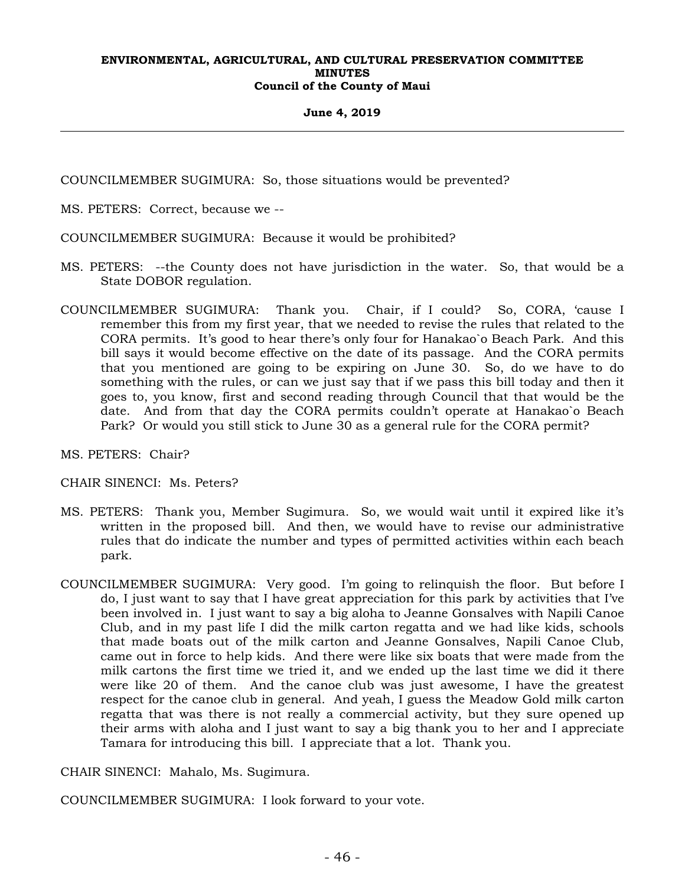COUNCILMEMBER SUGIMURA: So, those situations would be prevented?

MS. PETERS: Correct, because we --

COUNCILMEMBER SUGIMURA: Because it would be prohibited?

MS. PETERS: --the County does not have jurisdiction in the water. So, that would be a State DOBOR regulation.

COUNCILMEMBER SUGIMURA: Thank you. Chair, if I could? So, CORA, 'cause I remember this from my first year, that we needed to revise the rules that related to the CORA permits. It's good to hear there's only four for Hanakao`o Beach Park. And this bill says it would become effective on the date of its passage. And the CORA permits that you mentioned are going to be expiring on June 30. So, do we have to do something with the rules, or can we just say that if we pass this bill today and then it goes to, you know, first and second reading through Council that that would be the date. And from that day the CORA permits couldn't operate at Hanakao`o Beach Park? Or would you still stick to June 30 as a general rule for the CORA permit?

MS. PETERS: Chair?

CHAIR SINENCI: Ms. Peters?

MS. PETERS: Thank you, Member Sugimura. So, we would wait until it expired like it's written in the proposed bill. And then, we would have to revise our administrative rules that do indicate the number and types of permitted activities within each beach park.

COUNCILMEMBER SUGIMURA: Very good. I'm going to relinquish the floor. But before I do, I just want to say that I have great appreciation for this park by activities that I've been involved in. I just want to say a big aloha to Jeanne Gonsalves with Napili Canoe Club, and in my past life I did the milk carton regatta and we had like kids, schools that made boats out of the milk carton and Jeanne Gonsalves, Napili Canoe Club, came out in force to help kids. And there were like six boats that were made from the milk cartons the first time we tried it, and we ended up the last time we did it there were like 20 of them. And the canoe club was just awesome, I have the greatest respect for the canoe club in general. And yeah, I guess the Meadow Gold milk carton regatta that was there is not really a commercial activity, but they sure opened up their arms with aloha and I just want to say a big thank you to her and I appreciate Tamara for introducing this bill. I appreciate that a lot. Thank you.

CHAIR SINENCI: Mahalo, Ms. Sugimura.

COUNCILMEMBER SUGIMURA: I look forward to your vote.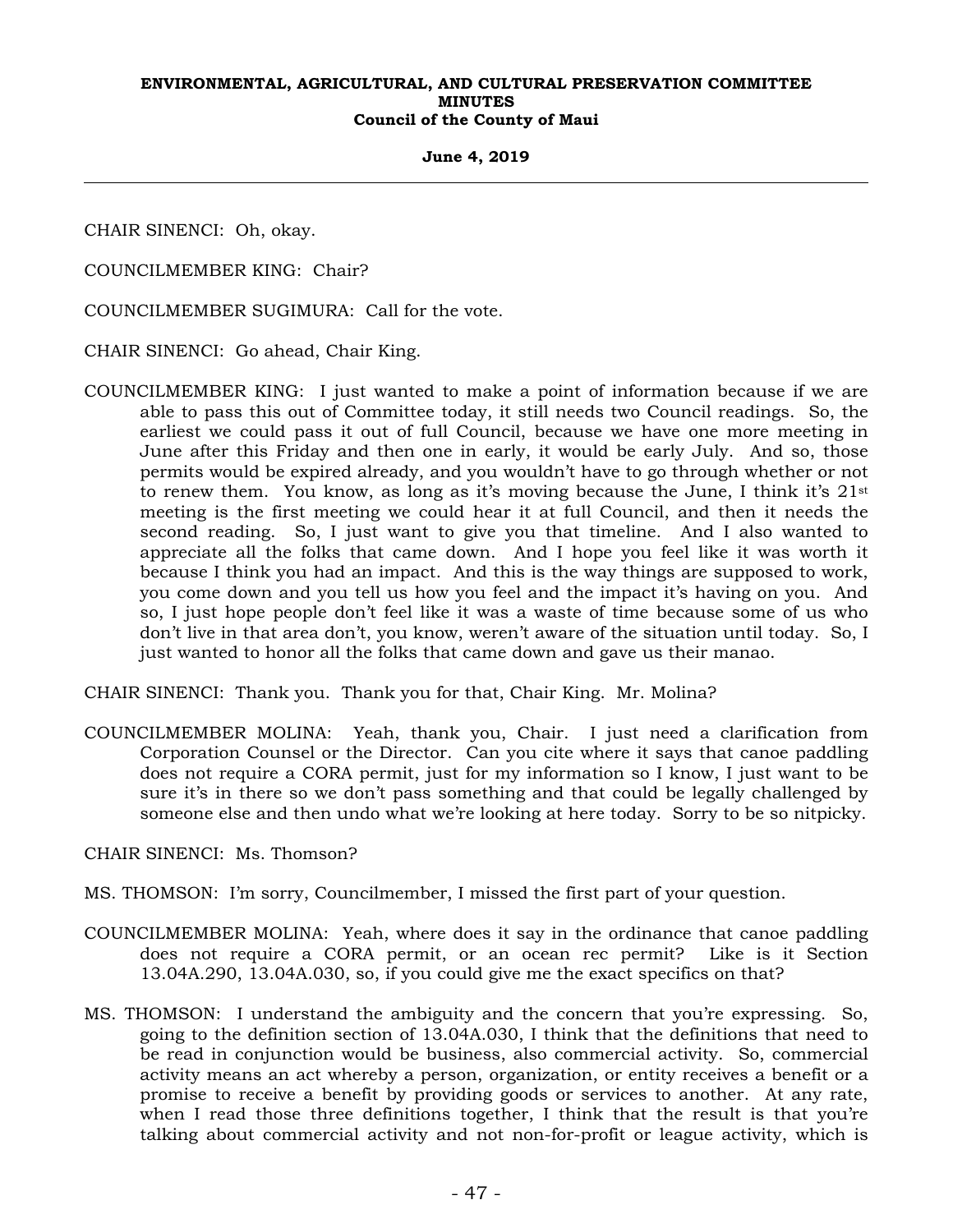CHAIR SINENCI: Oh, okay.

COUNCILMEMBER KING: Chair?

COUNCILMEMBER SUGIMURA: Call for the vote.

CHAIR SINENCI: Go ahead, Chair King.

COUNCILMEMBER KING: I just wanted to make a point of information because if we are able to pass this out of Committee today, it still needs two Council readings. So, the earliest we could pass it out of full Council, because we have one more meeting in June after this Friday and then one in early, it would be early July. And so, those permits would be expired already, and you wouldn't have to go through whether or not to renew them. You know, as long as it's moving because the June, I think it's 21st meeting is the first meeting we could hear it at full Council, and then it needs the second reading. So, I just want to give you that timeline. And I also wanted to appreciate all the folks that came down. And I hope you feel like it was worth it because I think you had an impact. And this is the way things are supposed to work, you come down and you tell us how you feel and the impact it's having on you. And so, I just hope people don't feel like it was a waste of time because some of us who don't live in that area don't, you know, weren't aware of the situation until today. So, I just wanted to honor all the folks that came down and gave us their manao.

CHAIR SINENCI: Thank you. Thank you for that, Chair King. Mr. Molina?

COUNCILMEMBER MOLINA: Yeah, thank you, Chair. I just need a clarification from Corporation Counsel or the Director. Can you cite where it says that canoe paddling does not require a CORA permit, just for my information so I know, I just want to be sure it's in there so we don't pass something and that could be legally challenged by someone else and then undo what we're looking at here today. Sorry to be so nitpicky.

CHAIR SINENCI: Ms. Thomson?

MS. THOMSON: I'm sorry, Councilmember, I missed the first part of your question.

COUNCILMEMBER MOLINA: Yeah, where does it say in the ordinance that canoe paddling does not require a CORA permit, or an ocean rec permit? Like is it Section 13.04A.290, 13.04A.030, so, if you could give me the exact specifics on that?

MS. THOMSON: I understand the ambiguity and the concern that you're expressing. So, going to the definition section of 13.04A.030, I think that the definitions that need to be read in conjunction would be business, also commercial activity. So, commercial activity means an act whereby a person, organization, or entity receives a benefit or a promise to receive a benefit by providing goods or services to another. At any rate, when I read those three definitions together, I think that the result is that you're talking about commercial activity and not non-for-profit or league activity, which is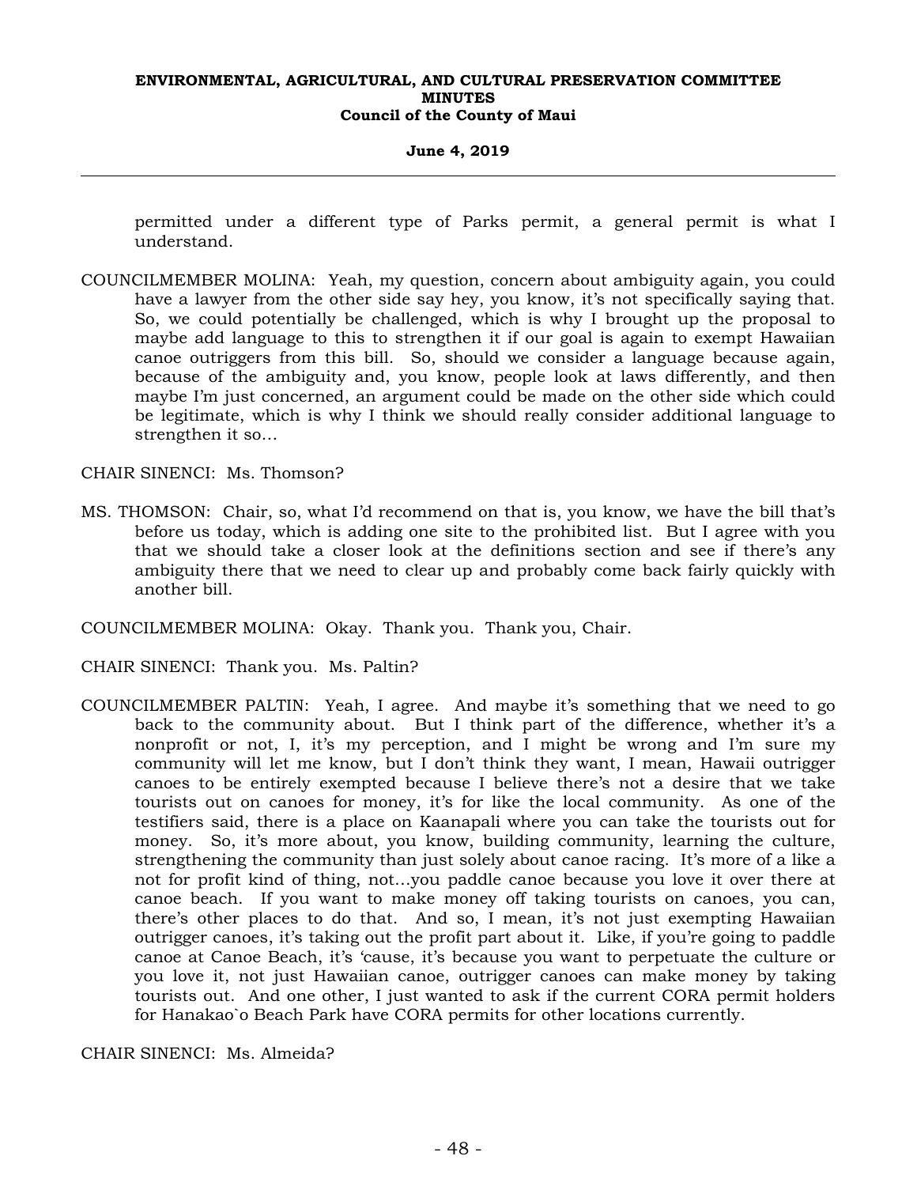permitted under a different type of Parks permit, a general permit is what I understand.

COUNCILMEMBER MOLINA: Yeah, my question, concern about ambiguity again, you could have a lawyer from the other side say hey, you know, it's not specifically saying that. So, we could potentially be challenged, which is why I brought up the proposal to maybe add language to this to strengthen it if our goal is again to exempt Hawaiian canoe outriggers from this bill. So, should we consider a language because again, because of the ambiguity and, you know, people look at laws differently, and then maybe I'm just concerned, an argument could be made on the other side which could be legitimate, which is why I think we should really consider additional language to strengthen it so...

CHAIR SINENCI: Ms. Thomson?

MS. THOMSON: Chair, so, what I'd recommend on that is, you know, we have the bill that's before us today, which is adding one site to the prohibited list. But I agree with you that we should take a closer look at the definitions section and see if there's any ambiguity there that we need to clear up and probably come back fairly quickly with another bill.

COUNCILMEMBER MOLINA: Okay. Thank you. Thank you, Chair.

CHAIR SINENCI: Thank you. Ms. Paltin?

COUNCILMEMBER PALTIN: Yeah, I agree. And maybe it's something that we need to go back to the community about. But I think part of the difference, whether it's a nonprofit or not, I, it's my perception, and I might be wrong and I'm sure my community will let me know, but I don't think they want, I mean, Hawaii outrigger canoes to be entirely exempted because I believe there's not a desire that we take tourists out on canoes for money, it's for like the local community. As one of the testifiers said, there is a place on Kaanapali where you can take the tourists out for money. So, it's more about, you know, building community, learning the culture, strengthening the community than just solely about canoe racing. It's more of a like a not for profit kind of thing, not...you paddle canoe because you love it over there at canoe beach. If you want to make money off taking tourists on canoes, you can, there's other places to do that. And so, I mean, it's not just exempting Hawaiian outrigger canoes, it's taking out the profit part about it. Like, if you're going to paddle canoe at Canoe Beach, it's 'cause, it's because you want to perpetuate the culture or you love it, not just Hawaiian canoe, outrigger canoes can make money by taking tourists out. And one other, I just wanted to ask if the current CORA permit holders for Hanakao`o Beach Park have CORA permits for other locations currently.

CHAIR SINENCI: Ms. Almeida?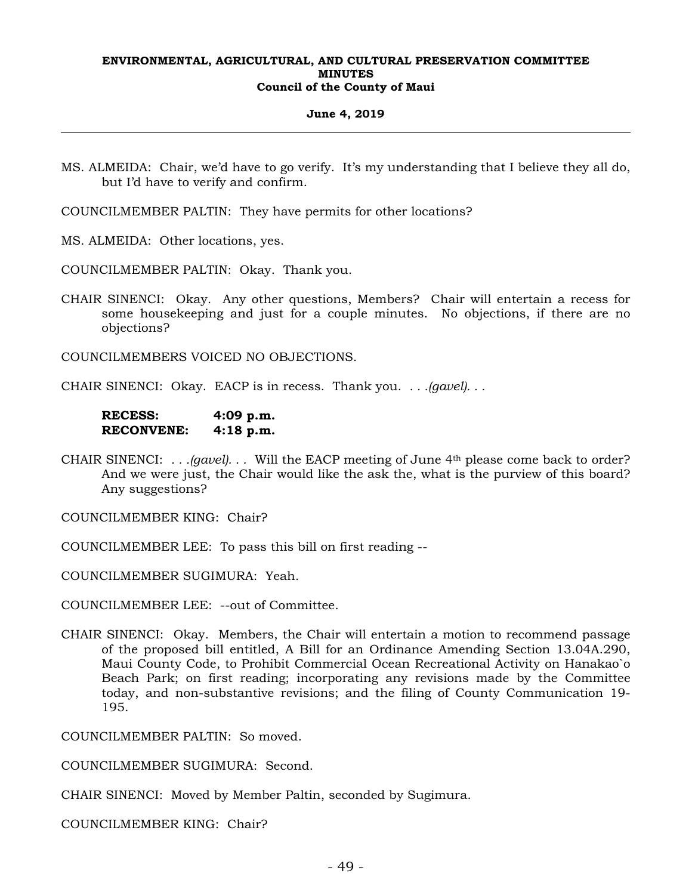MS. ALMEIDA: Chair, we'd have to go verify. It's my understanding that I believe they all do, but I'd have to verify and confirm.

COUNCILMEMBER PALTIN: They have permits for other locations?

MS. ALMEIDA: Other locations, yes.

COUNCILMEMBER PALTIN: Okay. Thank you.

CHAIR SINENCI: Okay. Any other questions, Members? Chair will entertain a recess for some housekeeping and just for a couple minutes. No objections, if there are no objections?

COUNCILMEMBERS VOICED NO OBJECTIONS.

CHAIR SINENCI: Okay. EACP is in recess. Thank you. *. . .(gavel). . .*

**RECESS: 4:09 p.m.**
**RECONVENE: 4:18 p.m.**

CHAIR SINENCI: *. . .(gavel). . .* Will the EACP meeting of June 4th please come back to order? And we were just, the Chair would like the ask the, what is the purview of this board? Any suggestions?

COUNCILMEMBER KING: Chair?

COUNCILMEMBER LEE: To pass this bill on first reading --

COUNCILMEMBER SUGIMURA: Yeah.

COUNCILMEMBER LEE: --out of Committee.

CHAIR SINENCI: Okay. Members, the Chair will entertain a motion to recommend passage of the proposed bill entitled, A Bill for an Ordinance Amending Section 13.04A.290, Maui County Code, to Prohibit Commercial Ocean Recreational Activity on Hanakao`o Beach Park; on first reading; incorporating any revisions made by the Committee today, and non-substantive revisions; and the filing of County Communication 19-195.

COUNCILMEMBER PALTIN: So moved.

COUNCILMEMBER SUGIMURA: Second.

CHAIR SINENCI: Moved by Member Paltin, seconded by Sugimura.

COUNCILMEMBER KING: Chair?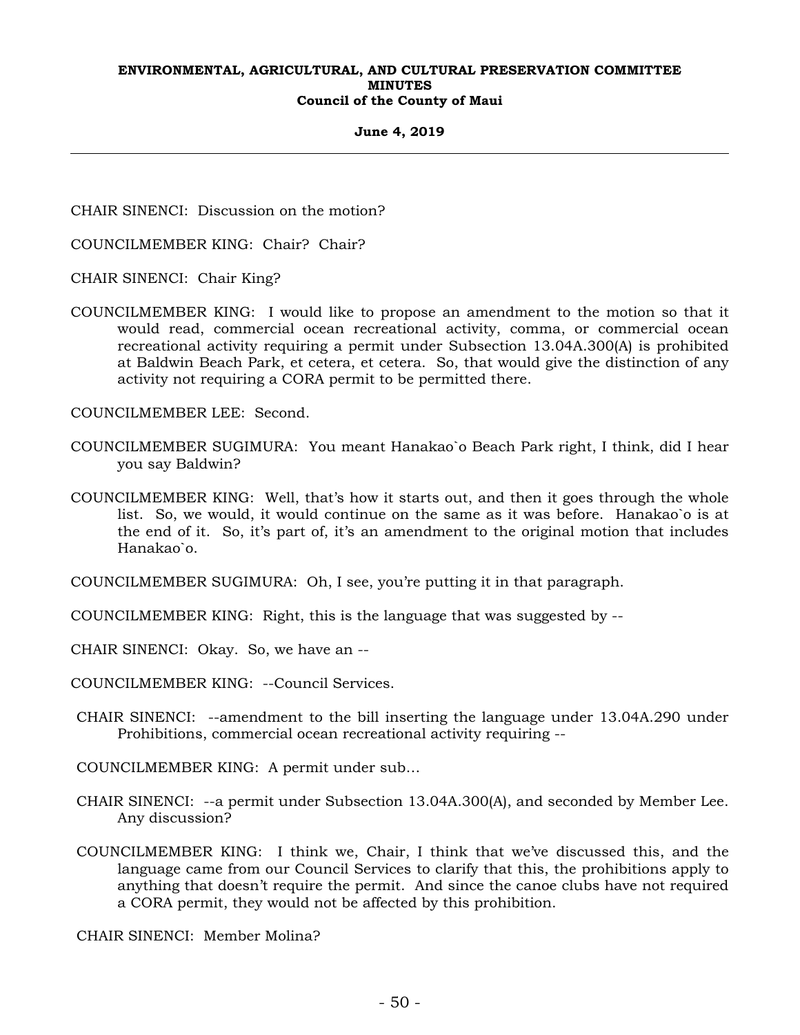CHAIR SINENCI: Discussion on the motion?

COUNCILMEMBER KING: Chair? Chair?

CHAIR SINENCI: Chair King?

COUNCILMEMBER KING: I would like to propose an amendment to the motion so that it would read, commercial ocean recreational activity, comma, or commercial ocean recreational activity requiring a permit under Subsection 13.04A.300(A) is prohibited at Baldwin Beach Park, et cetera, et cetera. So, that would give the distinction of any activity not requiring a CORA permit to be permitted there.

COUNCILMEMBER LEE: Second.

COUNCILMEMBER SUGIMURA: You meant Hanakao`o Beach Park right, I think, did I hear you say Baldwin?

COUNCILMEMBER KING: Well, that's how it starts out, and then it goes through the whole list. So, we would, it would continue on the same as it was before. Hanakao`o is at the end of it. So, it's part of, it's an amendment to the original motion that includes Hanakao`o.

COUNCILMEMBER SUGIMURA: Oh, I see, you're putting it in that paragraph.

COUNCILMEMBER KING: Right, this is the language that was suggested by --

CHAIR SINENCI: Okay. So, we have an --

COUNCILMEMBER KING: --Council Services.

CHAIR SINENCI: --amendment to the bill inserting the language under 13.04A.290 under Prohibitions, commercial ocean recreational activity requiring --

COUNCILMEMBER KING: A permit under sub...

CHAIR SINENCI: --a permit under Subsection 13.04A.300(A), and seconded by Member Lee. Any discussion?

COUNCILMEMBER KING: I think we, Chair, I think that we've discussed this, and the language came from our Council Services to clarify that this, the prohibitions apply to anything that doesn't require the permit. And since the canoe clubs have not required a CORA permit, they would not be affected by this prohibition.

CHAIR SINENCI: Member Molina?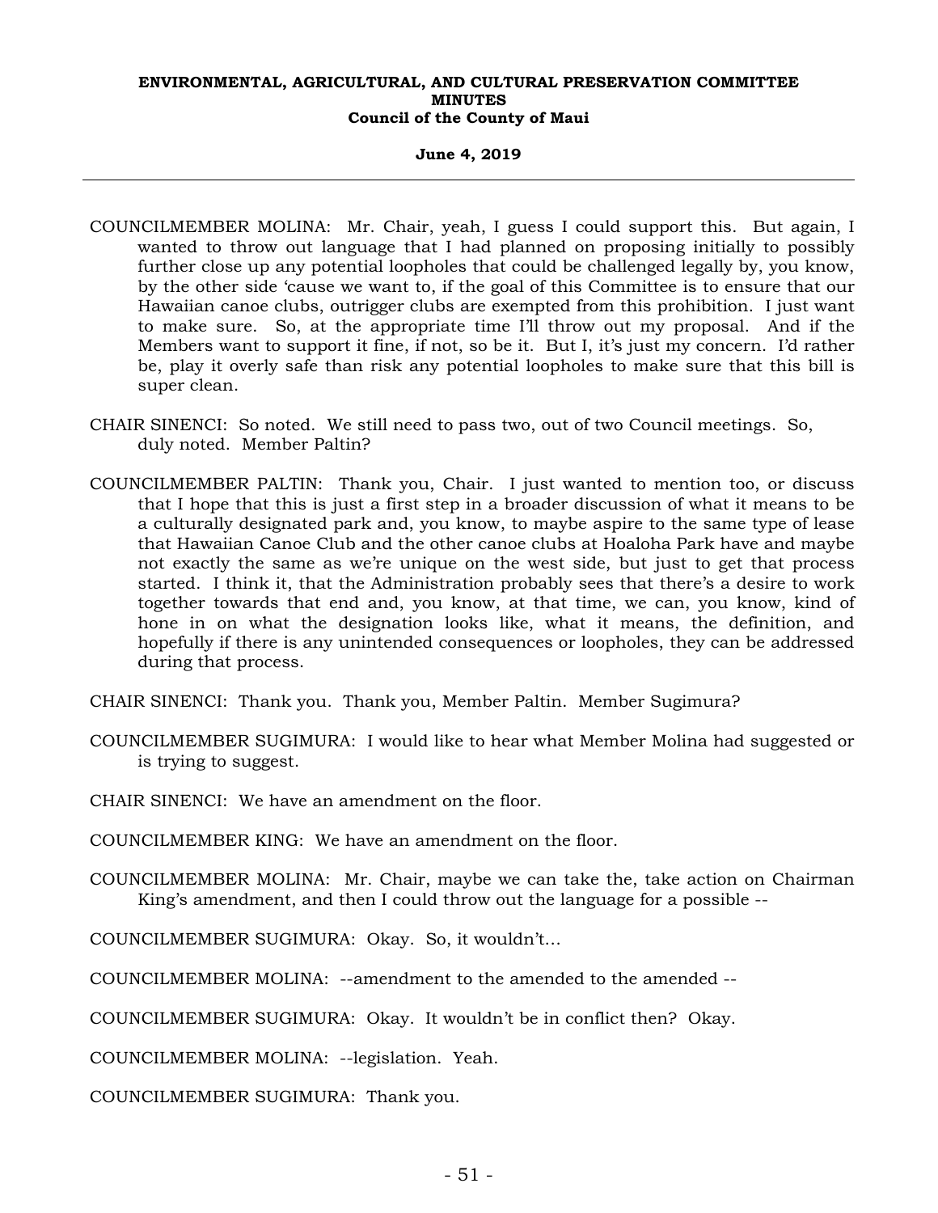COUNCILMEMBER MOLINA: Mr. Chair, yeah, I guess I could support this. But again, I wanted to throw out language that I had planned on proposing initially to possibly further close up any potential loopholes that could be challenged legally by, you know, by the other side 'cause we want to, if the goal of this Committee is to ensure that our Hawaiian canoe clubs, outrigger clubs are exempted from this prohibition. I just want to make sure. So, at the appropriate time I'll throw out my proposal. And if the Members want to support it fine, if not, so be it. But I, it's just my concern. I'd rather be, play it overly safe than risk any potential loopholes to make sure that this bill is super clean.

CHAIR SINENCI: So noted. We still need to pass two, out of two Council meetings. So, duly noted. Member Paltin?

COUNCILMEMBER PALTIN: Thank you, Chair. I just wanted to mention too, or discuss that I hope that this is just a first step in a broader discussion of what it means to be a culturally designated park and, you know, to maybe aspire to the same type of lease that Hawaiian Canoe Club and the other canoe clubs at Hoaloha Park have and maybe not exactly the same as we're unique on the west side, but just to get that process started. I think it, that the Administration probably sees that there's a desire to work together towards that end and, you know, at that time, we can, you know, kind of hone in on what the designation looks like, what it means, the definition, and hopefully if there is any unintended consequences or loopholes, they can be addressed during that process.

CHAIR SINENCI: Thank you. Thank you, Member Paltin. Member Sugimura?

COUNCILMEMBER SUGIMURA: I would like to hear what Member Molina had suggested or is trying to suggest.

CHAIR SINENCI: We have an amendment on the floor.

COUNCILMEMBER KING: We have an amendment on the floor.

COUNCILMEMBER MOLINA: Mr. Chair, maybe we can take the, take action on Chairman King's amendment, and then I could throw out the language for a possible --

COUNCILMEMBER SUGIMURA: Okay. So, it wouldn't...

COUNCILMEMBER MOLINA: --amendment to the amended to the amended --

COUNCILMEMBER SUGIMURA: Okay. It wouldn't be in conflict then? Okay.

COUNCILMEMBER MOLINA: --legislation. Yeah.

COUNCILMEMBER SUGIMURA: Thank you.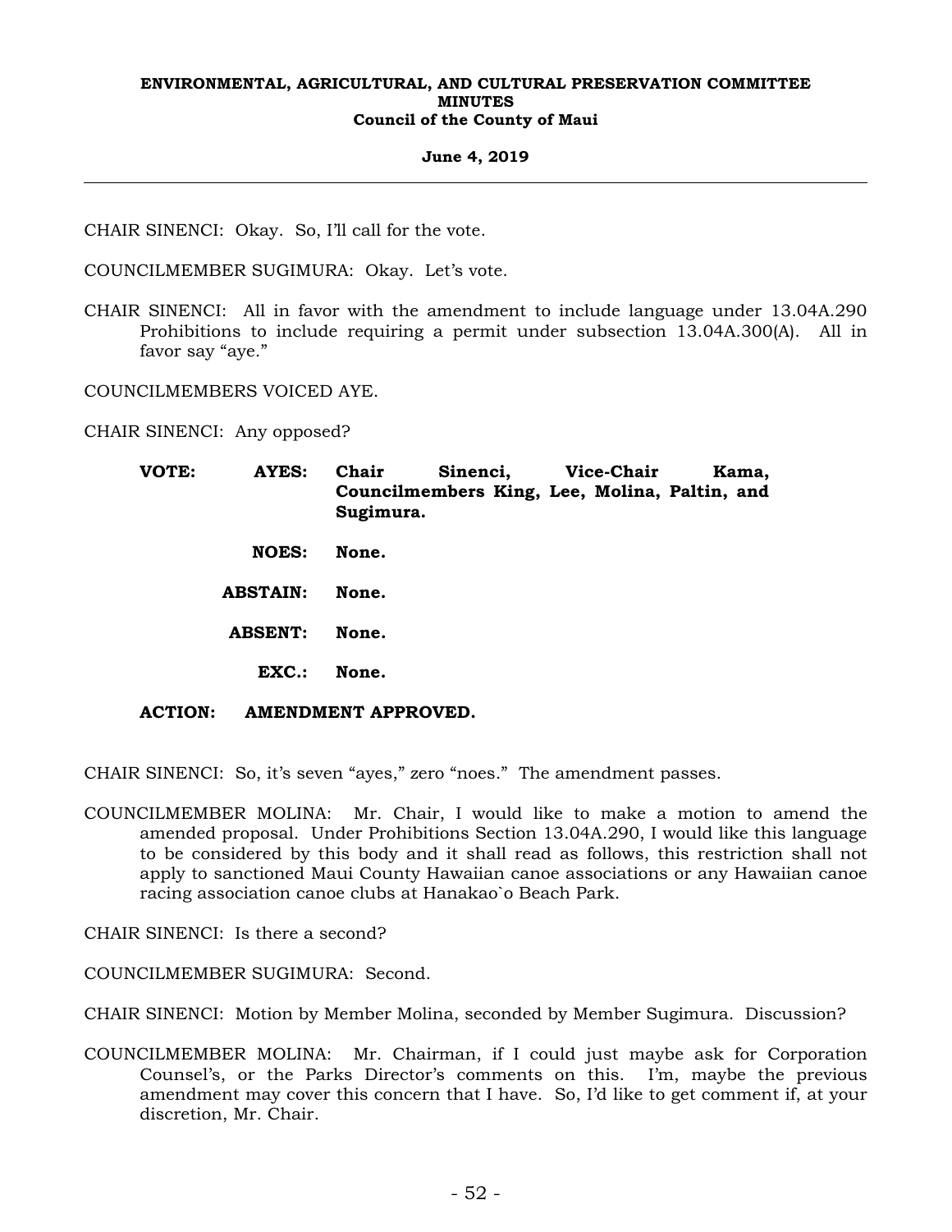CHAIR SINENCI: Okay. So, I'll call for the vote.

COUNCILMEMBER SUGIMURA: Okay. Let's vote.

CHAIR SINENCI: All in favor with the amendment to include language under 13.04A.290 Prohibitions to include requiring a permit under subsection 13.04A.300(A). All in favor say "aye."

COUNCILMEMBERS VOICED AYE.

CHAIR SINENCI: Any opposed?

**VOTE: AYES: Chair Sinenci, Vice-Chair Kama, Councilmembers King, Lee, Molina, Paltin, and Sugimura.**

**NOES: None.**

**ABSTAIN: None.**

**ABSENT: None.**

**EXC.: None.**

**ACTION: AMENDMENT APPROVED.**

CHAIR SINENCI: So, it's seven "ayes," zero "noes." The amendment passes.

COUNCILMEMBER MOLINA: Mr. Chair, I would like to make a motion to amend the amended proposal. Under Prohibitions Section 13.04A.290, I would like this language to be considered by this body and it shall read as follows, this restriction shall not apply to sanctioned Maui County Hawaiian canoe associations or any Hawaiian canoe racing association canoe clubs at Hanakao`o Beach Park.

CHAIR SINENCI: Is there a second?

COUNCILMEMBER SUGIMURA: Second.

CHAIR SINENCI: Motion by Member Molina, seconded by Member Sugimura. Discussion?

COUNCILMEMBER MOLINA: Mr. Chairman, if I could just maybe ask for Corporation Counsel's, or the Parks Director's comments on this. I'm, maybe the previous amendment may cover this concern that I have. So, I'd like to get comment if, at your discretion, Mr. Chair.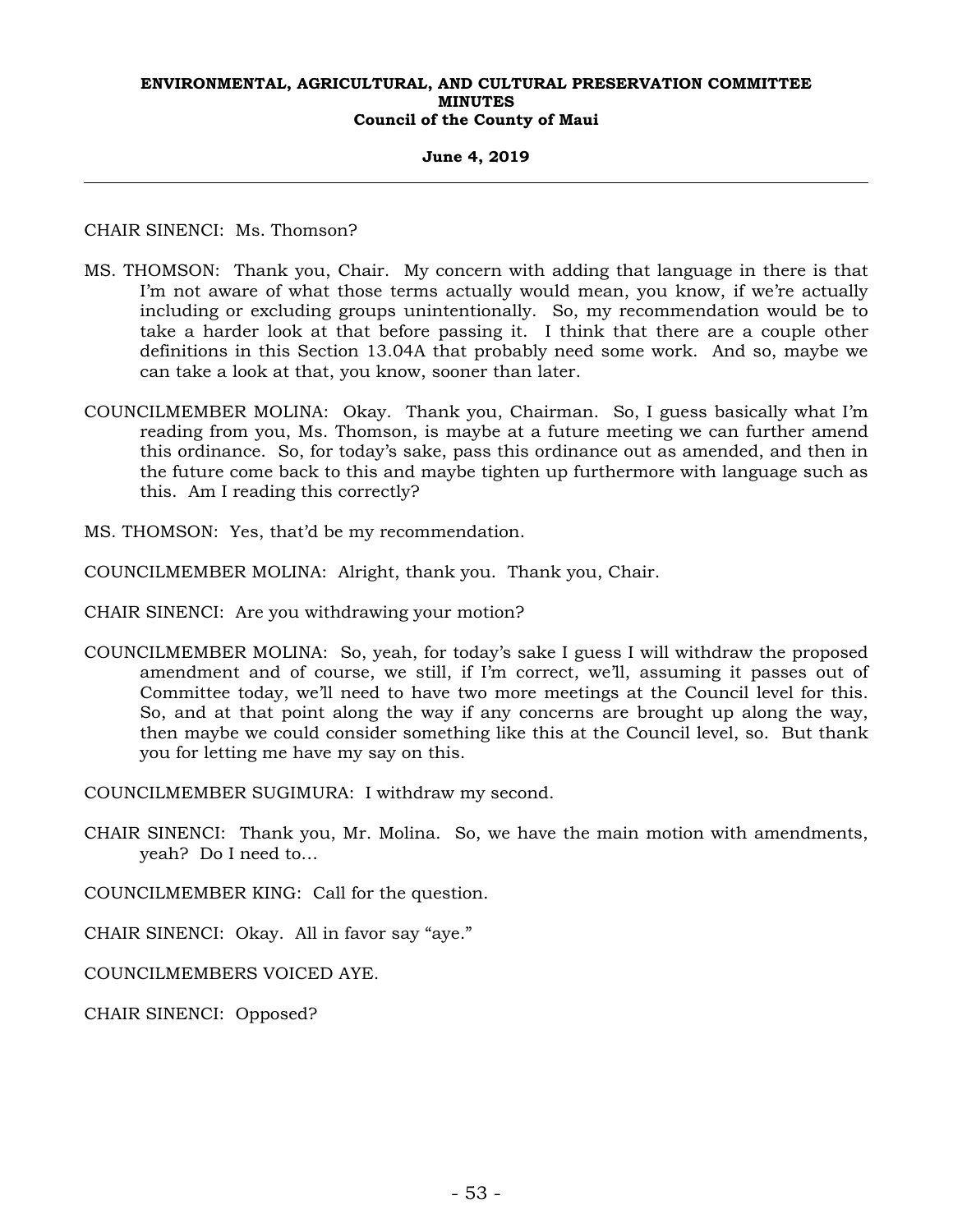CHAIR SINENCI: Ms. Thomson?

MS. THOMSON: Thank you, Chair. My concern with adding that language in there is that I'm not aware of what those terms actually would mean, you know, if we're actually including or excluding groups unintentionally. So, my recommendation would be to take a harder look at that before passing it. I think that there are a couple other definitions in this Section 13.04A that probably need some work. And so, maybe we can take a look at that, you know, sooner than later.

COUNCILMEMBER MOLINA: Okay. Thank you, Chairman. So, I guess basically what I'm reading from you, Ms. Thomson, is maybe at a future meeting we can further amend this ordinance. So, for today's sake, pass this ordinance out as amended, and then in the future come back to this and maybe tighten up furthermore with language such as this. Am I reading this correctly?

MS. THOMSON: Yes, that'd be my recommendation.

COUNCILMEMBER MOLINA: Alright, thank you. Thank you, Chair.

CHAIR SINENCI: Are you withdrawing your motion?

COUNCILMEMBER MOLINA: So, yeah, for today's sake I guess I will withdraw the proposed amendment and of course, we still, if I'm correct, we'll, assuming it passes out of Committee today, we'll need to have two more meetings at the Council level for this. So, and at that point along the way if any concerns are brought up along the way, then maybe we could consider something like this at the Council level, so. But thank you for letting me have my say on this.

COUNCILMEMBER SUGIMURA: I withdraw my second.

CHAIR SINENCI: Thank you, Mr. Molina. So, we have the main motion with amendments, yeah? Do I need to…

COUNCILMEMBER KING: Call for the question.

CHAIR SINENCI: Okay. All in favor say "aye."

COUNCILMEMBERS VOICED AYE.

CHAIR SINENCI: Opposed?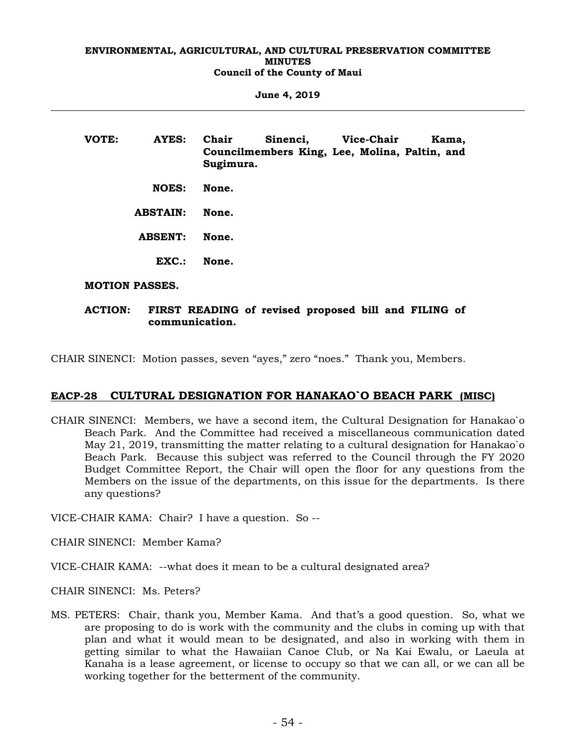**VOTE:** **AYES:** **Chair Sinenci, Vice-Chair Kama, Councilmembers King, Lee, Molina, Paltin, and Sugimura.**

**NOES:** **None.**

**ABSTAIN:** **None.**

**ABSENT:** **None.**

**EXC.:** **None.**

**MOTION PASSES.**

**ACTION:** **FIRST READING of revised proposed bill and FILING of communication.**

CHAIR SINENCI: Motion passes, seven "ayes," zero "noes." Thank you, Members.

## EACP-28 CULTURAL DESIGNATION FOR HANAKAO`O BEACH PARK (MISC)

CHAIR SINENCI: Members, we have a second item, the Cultural Designation for Hanakao`o Beach Park. And the Committee had received a miscellaneous communication dated May 21, 2019, transmitting the matter relating to a cultural designation for Hanakao`o Beach Park. Because this subject was referred to the Council through the FY 2020 Budget Committee Report, the Chair will open the floor for any questions from the Members on the issue of the departments, on this issue for the departments. Is there any questions?

VICE-CHAIR KAMA: Chair? I have a question. So --

CHAIR SINENCI: Member Kama?

VICE-CHAIR KAMA: --what does it mean to be a cultural designated area?

CHAIR SINENCI: Ms. Peters?

MS. PETERS: Chair, thank you, Member Kama. And that's a good question. So, what we are proposing to do is work with the community and the clubs in coming up with that plan and what it would mean to be designated, and also in working with them in getting similar to what the Hawaiian Canoe Club, or Na Kai Ewalu, or Laeula at Kanaha is a lease agreement, or license to occupy so that we can all, or we can all be working together for the betterment of the community.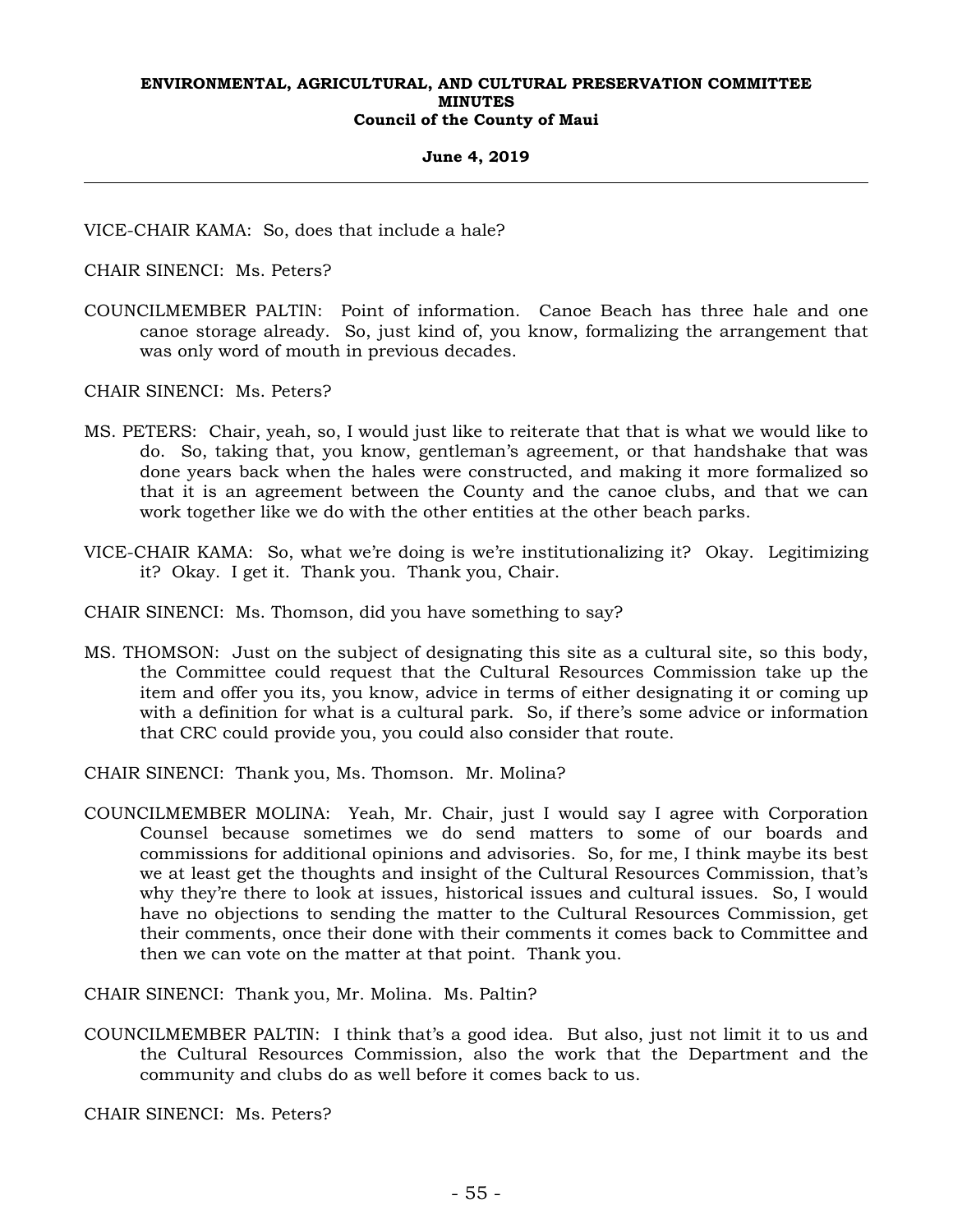VICE-CHAIR KAMA: So, does that include a hale?

CHAIR SINENCI: Ms. Peters?

COUNCILMEMBER PALTIN: Point of information. Canoe Beach has three hale and one canoe storage already. So, just kind of, you know, formalizing the arrangement that was only word of mouth in previous decades.

CHAIR SINENCI: Ms. Peters?

MS. PETERS: Chair, yeah, so, I would just like to reiterate that that is what we would like to do. So, taking that, you know, gentleman's agreement, or that handshake that was done years back when the hales were constructed, and making it more formalized so that it is an agreement between the County and the canoe clubs, and that we can work together like we do with the other entities at the other beach parks.

VICE-CHAIR KAMA: So, what we're doing is we're institutionalizing it? Okay. Legitimizing it? Okay. I get it. Thank you. Thank you, Chair.

CHAIR SINENCI: Ms. Thomson, did you have something to say?

MS. THOMSON: Just on the subject of designating this site as a cultural site, so this body, the Committee could request that the Cultural Resources Commission take up the item and offer you its, you know, advice in terms of either designating it or coming up with a definition for what is a cultural park. So, if there's some advice or information that CRC could provide you, you could also consider that route.

CHAIR SINENCI: Thank you, Ms. Thomson. Mr. Molina?

COUNCILMEMBER MOLINA: Yeah, Mr. Chair, just I would say I agree with Corporation Counsel because sometimes we do send matters to some of our boards and commissions for additional opinions and advisories. So, for me, I think maybe its best we at least get the thoughts and insight of the Cultural Resources Commission, that's why they're there to look at issues, historical issues and cultural issues. So, I would have no objections to sending the matter to the Cultural Resources Commission, get their comments, once their done with their comments it comes back to Committee and then we can vote on the matter at that point. Thank you.

CHAIR SINENCI: Thank you, Mr. Molina. Ms. Paltin?

COUNCILMEMBER PALTIN: I think that's a good idea. But also, just not limit it to us and the Cultural Resources Commission, also the work that the Department and the community and clubs do as well before it comes back to us.

CHAIR SINENCI: Ms. Peters?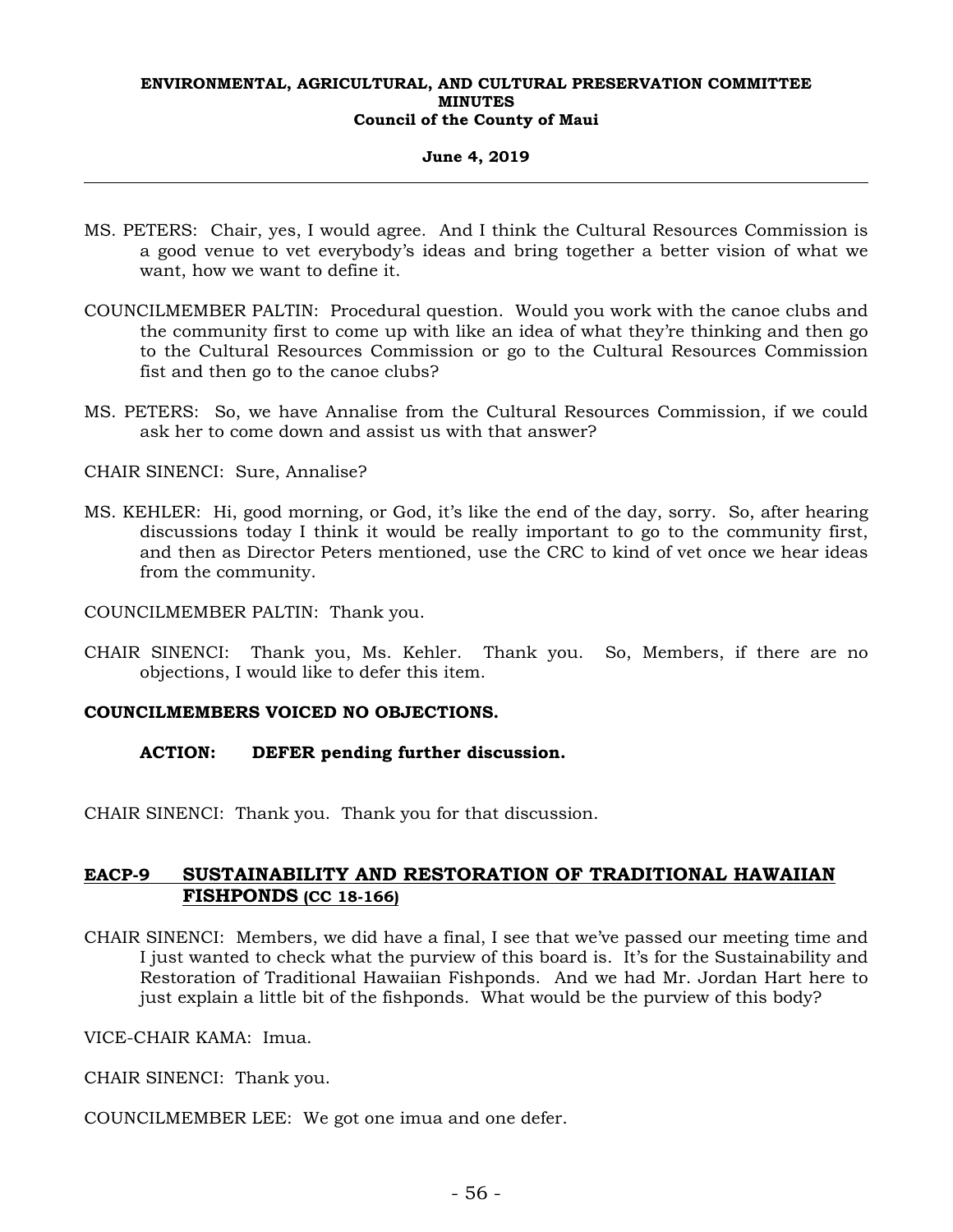MS. PETERS: Chair, yes, I would agree. And I think the Cultural Resources Commission is a good venue to vet everybody's ideas and bring together a better vision of what we want, how we want to define it.

COUNCILMEMBER PALTIN: Procedural question. Would you work with the canoe clubs and the community first to come up with like an idea of what they're thinking and then go to the Cultural Resources Commission or go to the Cultural Resources Commission fist and then go to the canoe clubs?

MS. PETERS: So, we have Annalise from the Cultural Resources Commission, if we could ask her to come down and assist us with that answer?

CHAIR SINENCI: Sure, Annalise?

MS. KEHLER: Hi, good morning, or God, it's like the end of the day, sorry. So, after hearing discussions today I think it would be really important to go to the community first, and then as Director Peters mentioned, use the CRC to kind of vet once we hear ideas from the community.

COUNCILMEMBER PALTIN: Thank you.

CHAIR SINENCI: Thank you, Ms. Kehler. Thank you. So, Members, if there are no objections, I would like to defer this item.

**COUNCILMEMBERS VOICED NO OBJECTIONS.**

**ACTION: DEFER pending further discussion.**

CHAIR SINENCI: Thank you. Thank you for that discussion.

## EACP-9 SUSTAINABILITY AND RESTORATION OF TRADITIONAL HAWAIIAN FISHPONDS (CC 18-166)

CHAIR SINENCI: Members, we did have a final, I see that we've passed our meeting time and I just wanted to check what the purview of this board is. It's for the Sustainability and Restoration of Traditional Hawaiian Fishponds. And we had Mr. Jordan Hart here to just explain a little bit of the fishponds. What would be the purview of this body?

VICE-CHAIR KAMA: Imua.

CHAIR SINENCI: Thank you.

COUNCILMEMBER LEE: We got one imua and one defer.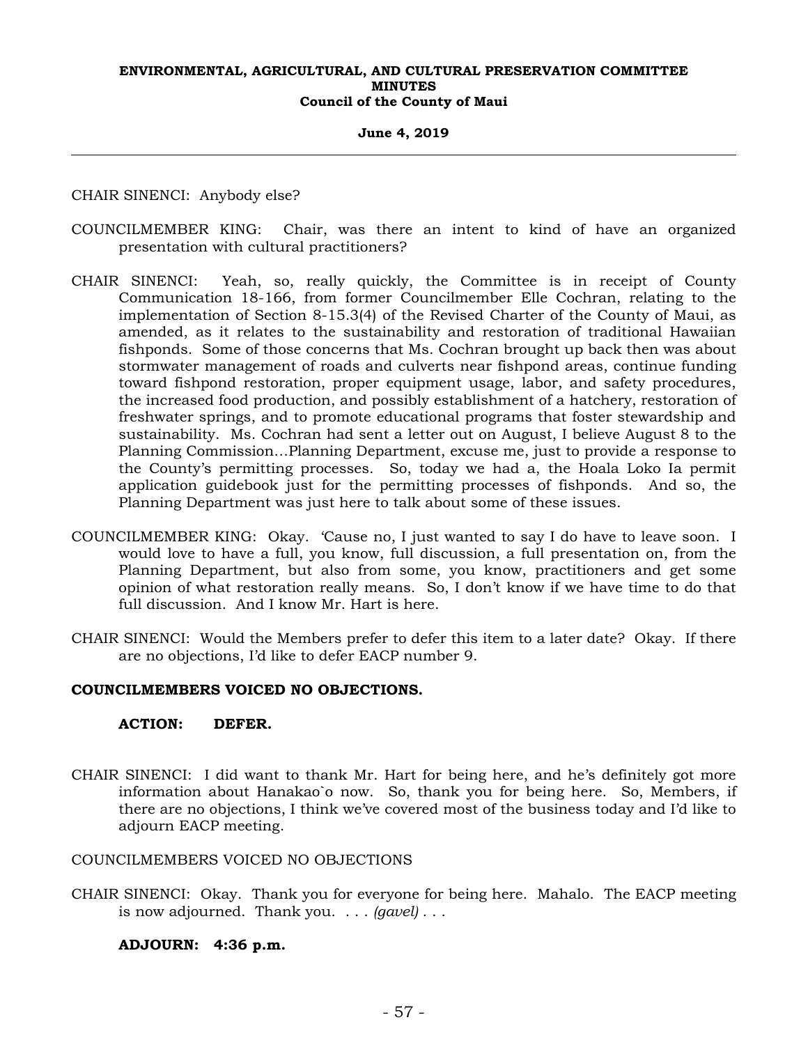CHAIR SINENCI: Anybody else?

COUNCILMEMBER KING: Chair, was there an intent to kind of have an organized presentation with cultural practitioners?

CHAIR SINENCI: Yeah, so, really quickly, the Committee is in receipt of County Communication 18-166, from former Councilmember Elle Cochran, relating to the implementation of Section 8-15.3(4) of the Revised Charter of the County of Maui, as amended, as it relates to the sustainability and restoration of traditional Hawaiian fishponds. Some of those concerns that Ms. Cochran brought up back then was about stormwater management of roads and culverts near fishpond areas, continue funding toward fishpond restoration, proper equipment usage, labor, and safety procedures, the increased food production, and possibly establishment of a hatchery, restoration of freshwater springs, and to promote educational programs that foster stewardship and sustainability. Ms. Cochran had sent a letter out on August, I believe August 8 to the Planning Commission...Planning Department, excuse me, just to provide a response to the County's permitting processes. So, today we had a, the Hoala Loko Ia permit application guidebook just for the permitting processes of fishponds. And so, the Planning Department was just here to talk about some of these issues.

COUNCILMEMBER KING: Okay. 'Cause no, I just wanted to say I do have to leave soon. I would love to have a full, you know, full discussion, a full presentation on, from the Planning Department, but also from some, you know, practitioners and get some opinion of what restoration really means. So, I don't know if we have time to do that full discussion. And I know Mr. Hart is here.

CHAIR SINENCI: Would the Members prefer to defer this item to a later date? Okay. If there are no objections, I'd like to defer EACP number 9.

**COUNCILMEMBERS VOICED NO OBJECTIONS.**

**ACTION: DEFER.**

CHAIR SINENCI: I did want to thank Mr. Hart for being here, and he's definitely got more information about Hanakao`o now. So, thank you for being here. So, Members, if there are no objections, I think we've covered most of the business today and I'd like to adjourn EACP meeting.

COUNCILMEMBERS VOICED NO OBJECTIONS

CHAIR SINENCI: Okay. Thank you for everyone for being here. Mahalo. The EACP meeting is now adjourned. Thank you. . . . *(gavel)* . . .

**ADJOURN: 4:36 p.m.**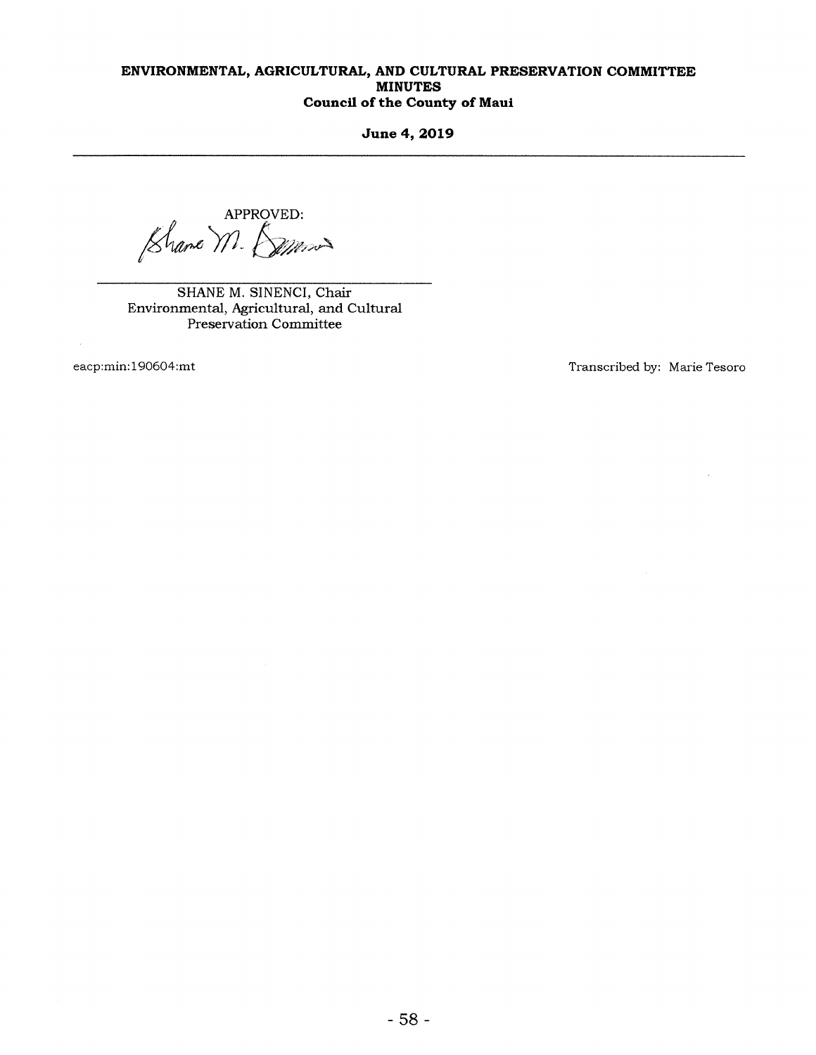APPROVED:

SHANE M. SINENCI, Chair
Environmental, Agricultural, and Cultural
Preservation Committee

eacp:min:190604:mt

Transcribed by: Marie Tesoro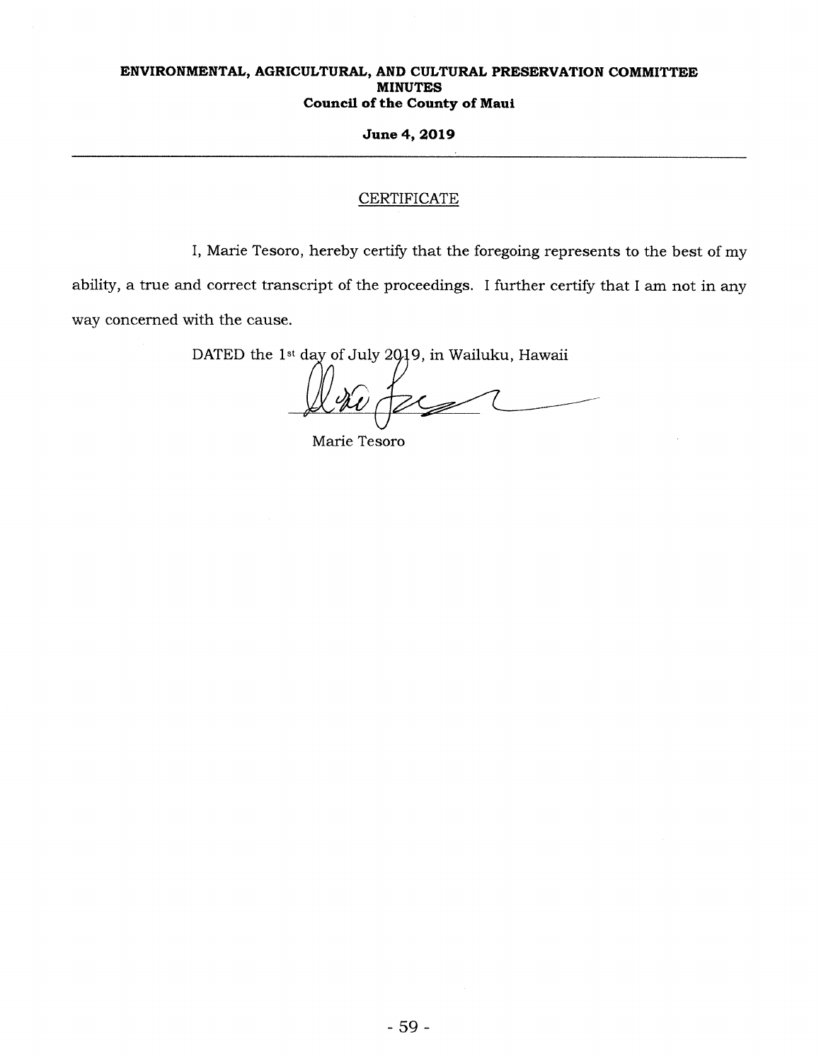**ENVIRONMENTAL, AGRICULTURAL, AND CULTURAL PRESERVATION COMMITTEE**
**MINUTES**
**Council of the County of Maui**

**June 4, 2019**

---

## CERTIFICATE

I, Marie Tesoro, hereby certify that the foregoing represents to the best of my ability, a true and correct transcript of the proceedings. I further certify that I am not in any way concerned with the cause.

DATED the 1st day of July 2019, in Wailuku, Hawaii

Marie Tesoro